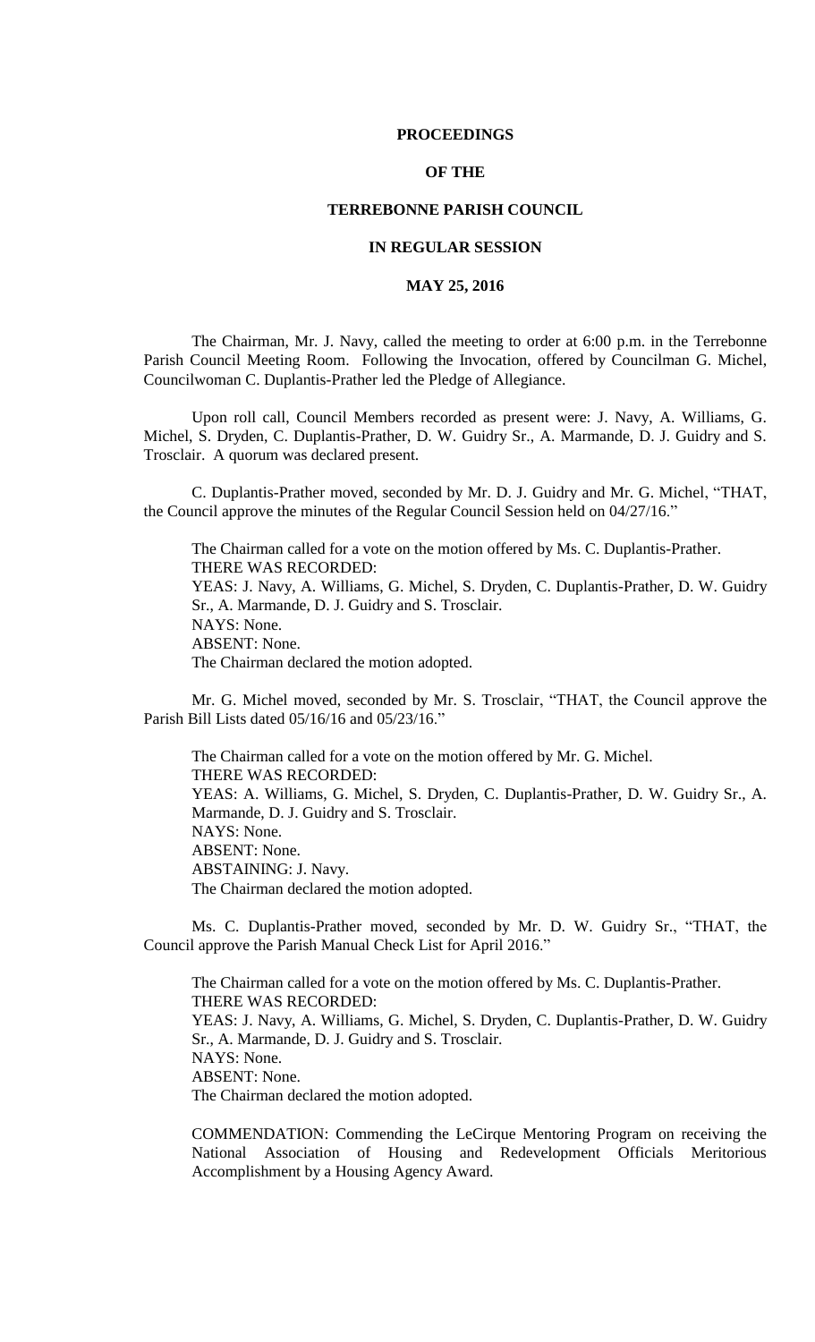# PROCEEDINGS

# OF THE

# TERREBONNE PARISH COUNCIL

# IN REGULAR SESSION

# MAY 25, 2016

The Chairman, Mr. J. Navy, called the meeting to order at 6:00 p.m. in the Terrebonne Parish Council Meeting Room. Following the Invocation, offered by Councilman G. Michel, Councilwoman C. Duplantis-Prather led the Pledge of Allegiance.

Upon roll call, Council Members recorded as present were: J. Navy, A. Williams, G. Michel, S. Dryden, C. Duplantis-Prather, D. W. Guidry Sr., A. Marmande, D. J. Guidry and S. Trosclair. A quorum was declared present.

C. Duplantis-Prather moved, seconded by Mr. D. J. Guidry and Mr. G. Michel, "THAT, the Council approve the minutes of the Regular Council Session held on 04/27/16."

The Chairman called for a vote on the motion offered by Ms. C. Duplantis-Prather.
THERE WAS RECORDED:
YEAS: J. Navy, A. Williams, G. Michel, S. Dryden, C. Duplantis-Prather, D. W. Guidry Sr., A. Marmande, D. J. Guidry and S. Trosclair.
NAYS: None.
ABSENT: None.
The Chairman declared the motion adopted.

Mr. G. Michel moved, seconded by Mr. S. Trosclair, "THAT, the Council approve the Parish Bill Lists dated 05/16/16 and 05/23/16."

The Chairman called for a vote on the motion offered by Mr. G. Michel.
THERE WAS RECORDED:
YEAS: A. Williams, G. Michel, S. Dryden, C. Duplantis-Prather, D. W. Guidry Sr., A. Marmande, D. J. Guidry and S. Trosclair.
NAYS: None.
ABSENT: None.
ABSTAINING: J. Navy.
The Chairman declared the motion adopted.

Ms. C. Duplantis-Prather moved, seconded by Mr. D. W. Guidry Sr., "THAT, the Council approve the Parish Manual Check List for April 2016."

The Chairman called for a vote on the motion offered by Ms. C. Duplantis-Prather.
THERE WAS RECORDED:
YEAS: J. Navy, A. Williams, G. Michel, S. Dryden, C. Duplantis-Prather, D. W. Guidry Sr., A. Marmande, D. J. Guidry and S. Trosclair.
NAYS: None.
ABSENT: None.
The Chairman declared the motion adopted.

COMMENDATION: Commending the LeCirque Mentoring Program on receiving the National Association of Housing and Redevelopment Officials Meritorious Accomplishment by a Housing Agency Award.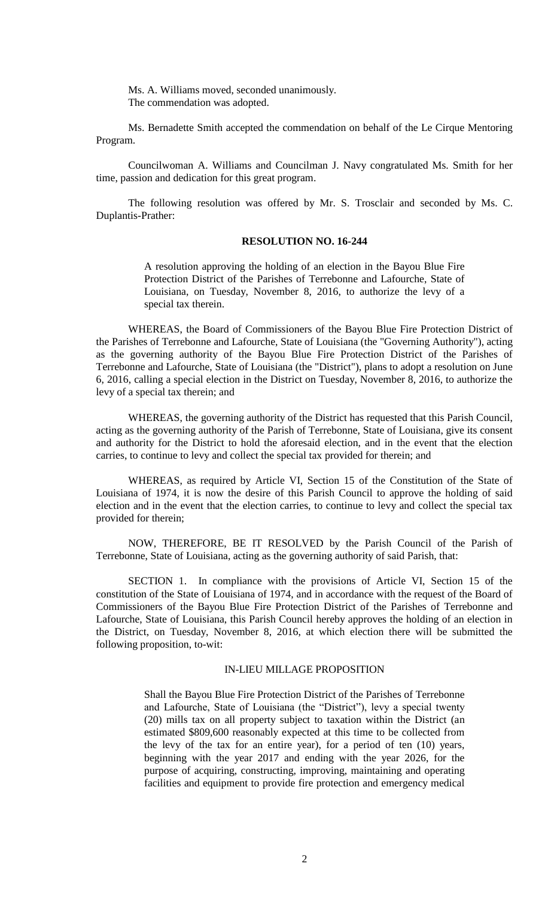Ms. A. Williams moved, seconded unanimously.
The commendation was adopted.

Ms. Bernadette Smith accepted the commendation on behalf of the Le Cirque Mentoring Program.

Councilwoman A. Williams and Councilman J. Navy congratulated Ms. Smith for her time, passion and dedication for this great program.

The following resolution was offered by Mr. S. Trosclair and seconded by Ms. C. Duplantis-Prather:

## RESOLUTION NO. 16-244

> A resolution approving the holding of an election in the Bayou Blue Fire Protection District of the Parishes of Terrebonne and Lafourche, State of Louisiana, on Tuesday, November 8, 2016, to authorize the levy of a special tax therein.

WHEREAS, the Board of Commissioners of the Bayou Blue Fire Protection District of the Parishes of Terrebonne and Lafourche, State of Louisiana (the "Governing Authority"), acting as the governing authority of the Bayou Blue Fire Protection District of the Parishes of Terrebonne and Lafourche, State of Louisiana (the "District"), plans to adopt a resolution on June 6, 2016, calling a special election in the District on Tuesday, November 8, 2016, to authorize the levy of a special tax therein; and

WHEREAS, the governing authority of the District has requested that this Parish Council, acting as the governing authority of the Parish of Terrebonne, State of Louisiana, give its consent and authority for the District to hold the aforesaid election, and in the event that the election carries, to continue to levy and collect the special tax provided for therein; and

WHEREAS, as required by Article VI, Section 15 of the Constitution of the State of Louisiana of 1974, it is now the desire of this Parish Council to approve the holding of said election and in the event that the election carries, to continue to levy and collect the special tax provided for therein;

NOW, THEREFORE, BE IT RESOLVED by the Parish Council of the Parish of Terrebonne, State of Louisiana, acting as the governing authority of said Parish, that:

SECTION 1. In compliance with the provisions of Article VI, Section 15 of the constitution of the State of Louisiana of 1974, and in accordance with the request of the Board of Commissioners of the Bayou Blue Fire Protection District of the Parishes of Terrebonne and Lafourche, State of Louisiana, this Parish Council hereby approves the holding of an election in the District, on Tuesday, November 8, 2016, at which election there will be submitted the following proposition, to-wit:

IN-LIEU MILLAGE PROPOSITION

> Shall the Bayou Blue Fire Protection District of the Parishes of Terrebonne and Lafourche, State of Louisiana (the "District"), levy a special twenty (20) mills tax on all property subject to taxation within the District (an estimated $809,600 reasonably expected at this time to be collected from the levy of the tax for an entire year), for a period of ten (10) years, beginning with the year 2017 and ending with the year 2026, for the purpose of acquiring, constructing, improving, maintaining and operating facilities and equipment to provide fire protection and emergency medical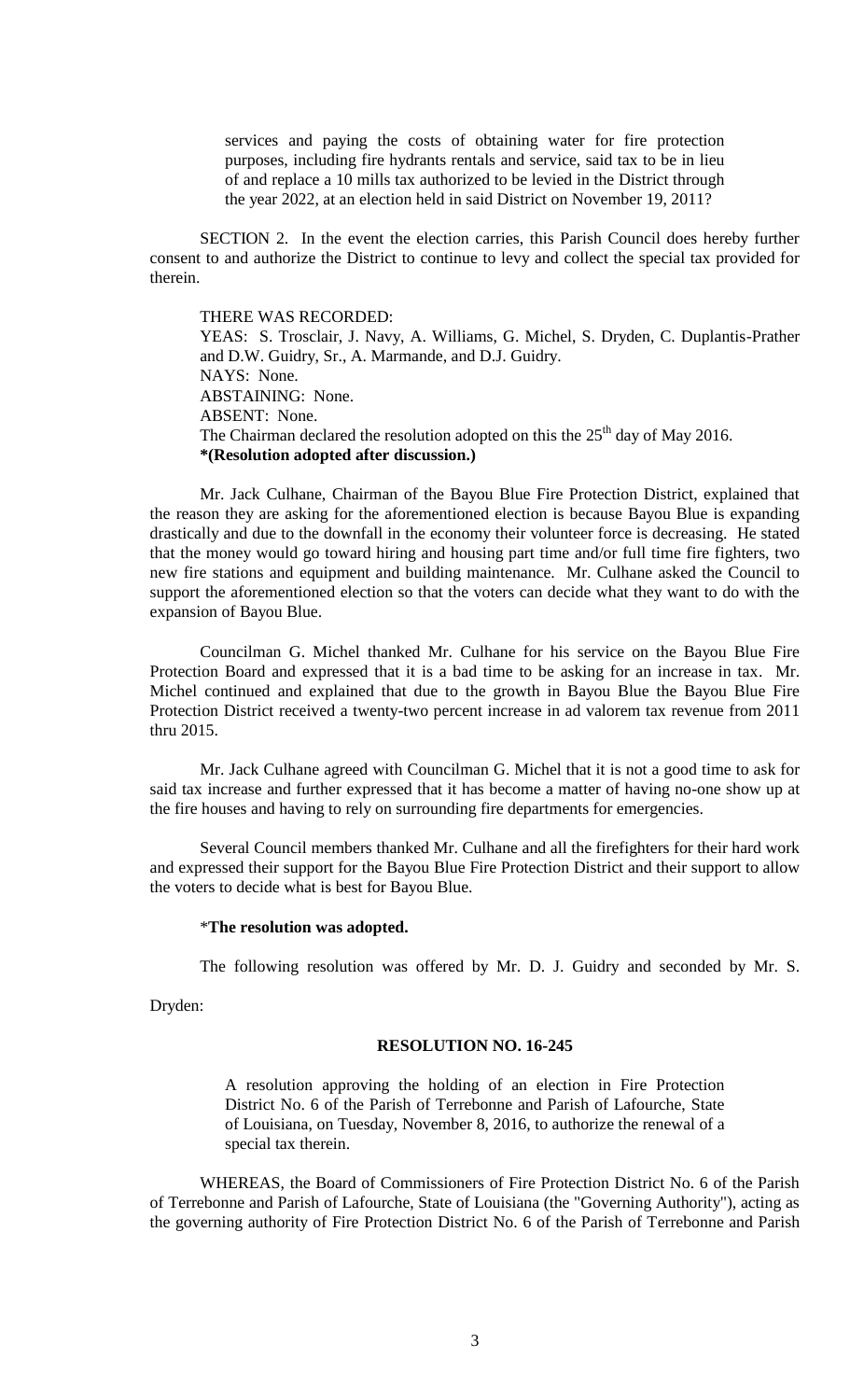services and paying the costs of obtaining water for fire protection purposes, including fire hydrants rentals and service, said tax to be in lieu of and replace a 10 mills tax authorized to be levied in the District through the year 2022, at an election held in said District on November 19, 2011?

SECTION 2. In the event the election carries, this Parish Council does hereby further consent to and authorize the District to continue to levy and collect the special tax provided for therein.

THERE WAS RECORDED:
YEAS: S. Trosclair, J. Navy, A. Williams, G. Michel, S. Dryden, C. Duplantis-Prather and D.W. Guidry, Sr., A. Marmande, and D.J. Guidry.
NAYS: None.
ABSTAINING: None.
ABSENT: None.
The Chairman declared the resolution adopted on this the 25th day of May 2016.
**\*(Resolution adopted after discussion.)**

Mr. Jack Culhane, Chairman of the Bayou Blue Fire Protection District, explained that the reason they are asking for the aforementioned election is because Bayou Blue is expanding drastically and due to the downfall in the economy their volunteer force is decreasing. He stated that the money would go toward hiring and housing part time and/or full time fire fighters, two new fire stations and equipment and building maintenance. Mr. Culhane asked the Council to support the aforementioned election so that the voters can decide what they want to do with the expansion of Bayou Blue.

Councilman G. Michel thanked Mr. Culhane for his service on the Bayou Blue Fire Protection Board and expressed that it is a bad time to be asking for an increase in tax. Mr. Michel continued and explained that due to the growth in Bayou Blue the Bayou Blue Fire Protection District received a twenty-two percent increase in ad valorem tax revenue from 2011 thru 2015.

Mr. Jack Culhane agreed with Councilman G. Michel that it is not a good time to ask for said tax increase and further expressed that it has become a matter of having no-one show up at the fire houses and having to rely on surrounding fire departments for emergencies.

Several Council members thanked Mr. Culhane and all the firefighters for their hard work and expressed their support for the Bayou Blue Fire Protection District and their support to allow the voters to decide what is best for Bayou Blue.

\***The resolution was adopted.**

The following resolution was offered by Mr. D. J. Guidry and seconded by Mr. S. Dryden:

**RESOLUTION NO. 16-245**

A resolution approving the holding of an election in Fire Protection District No. 6 of the Parish of Terrebonne and Parish of Lafourche, State of Louisiana, on Tuesday, November 8, 2016, to authorize the renewal of a special tax therein.

WHEREAS, the Board of Commissioners of Fire Protection District No. 6 of the Parish of Terrebonne and Parish of Lafourche, State of Louisiana (the "Governing Authority"), acting as the governing authority of Fire Protection District No. 6 of the Parish of Terrebonne and Parish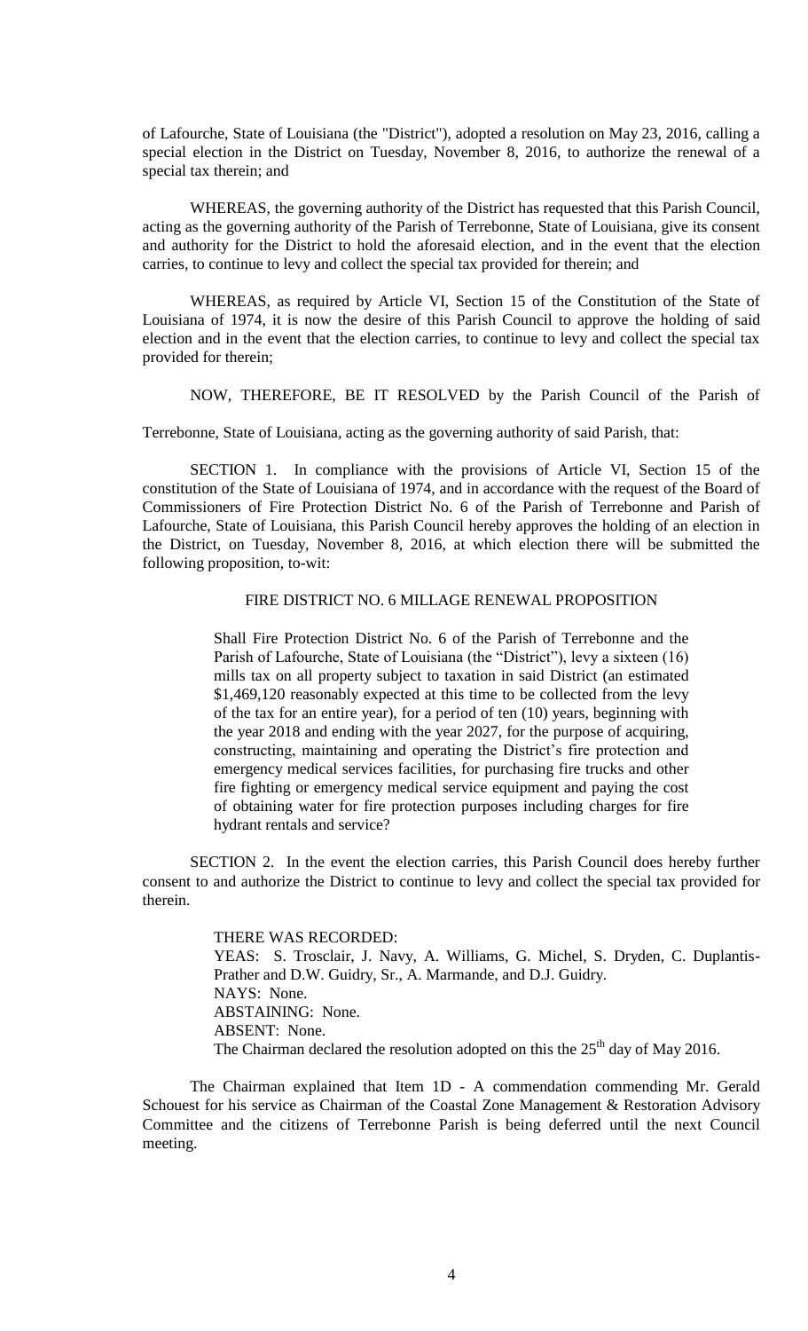of Lafourche, State of Louisiana (the "District"), adopted a resolution on May 23, 2016, calling a special election in the District on Tuesday, November 8, 2016, to authorize the renewal of a special tax therein; and

WHEREAS, the governing authority of the District has requested that this Parish Council, acting as the governing authority of the Parish of Terrebonne, State of Louisiana, give its consent and authority for the District to hold the aforesaid election, and in the event that the election carries, to continue to levy and collect the special tax provided for therein; and

WHEREAS, as required by Article VI, Section 15 of the Constitution of the State of Louisiana of 1974, it is now the desire of this Parish Council to approve the holding of said election and in the event that the election carries, to continue to levy and collect the special tax provided for therein;

NOW, THEREFORE, BE IT RESOLVED by the Parish Council of the Parish of Terrebonne, State of Louisiana, acting as the governing authority of said Parish, that:

SECTION 1. In compliance with the provisions of Article VI, Section 15 of the constitution of the State of Louisiana of 1974, and in accordance with the request of the Board of Commissioners of Fire Protection District No. 6 of the Parish of Terrebonne and Parish of Lafourche, State of Louisiana, this Parish Council hereby approves the holding of an election in the District, on Tuesday, November 8, 2016, at which election there will be submitted the following proposition, to-wit:

FIRE DISTRICT NO. 6 MILLAGE RENEWAL PROPOSITION

> Shall Fire Protection District No. 6 of the Parish of Terrebonne and the Parish of Lafourche, State of Louisiana (the "District"), levy a sixteen (16) mills tax on all property subject to taxation in said District (an estimated $1,469,120 reasonably expected at this time to be collected from the levy of the tax for an entire year), for a period of ten (10) years, beginning with the year 2018 and ending with the year 2027, for the purpose of acquiring, constructing, maintaining and operating the District's fire protection and emergency medical services facilities, for purchasing fire trucks and other fire fighting or emergency medical service equipment and paying the cost of obtaining water for fire protection purposes including charges for fire hydrant rentals and service?

SECTION 2. In the event the election carries, this Parish Council does hereby further consent to and authorize the District to continue to levy and collect the special tax provided for therein.

> THERE WAS RECORDED:
> YEAS: S. Trosclair, J. Navy, A. Williams, G. Michel, S. Dryden, C. Duplantis-Prather and D.W. Guidry, Sr., A. Marmande, and D.J. Guidry.
> NAYS: None.
> ABSTAINING: None.
> ABSENT: None.
> The Chairman declared the resolution adopted on this the 25th day of May 2016.

The Chairman explained that Item 1D - A commendation commending Mr. Gerald Schouest for his service as Chairman of the Coastal Zone Management & Restoration Advisory Committee and the citizens of Terrebonne Parish is being deferred until the next Council meeting.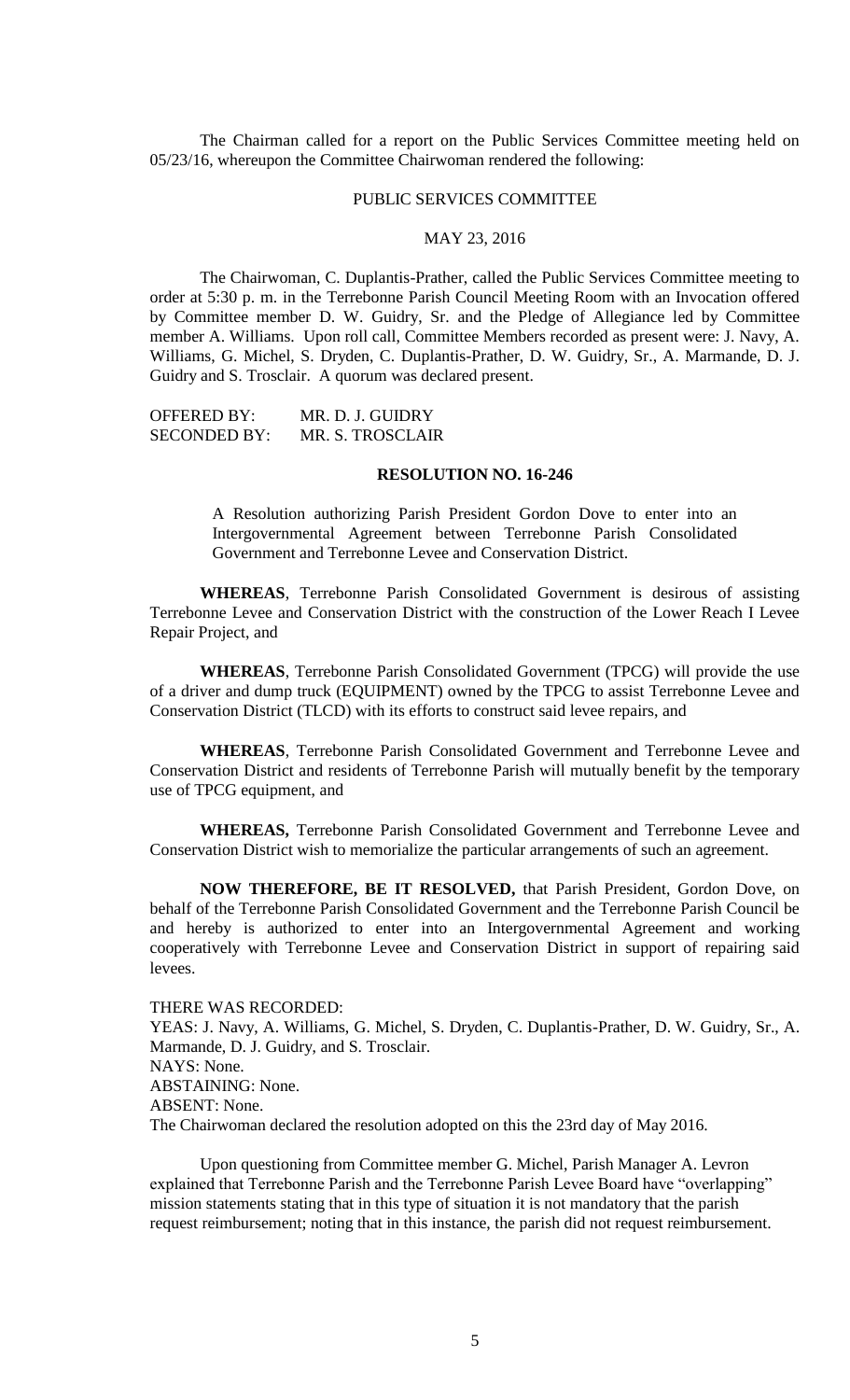The Chairman called for a report on the Public Services Committee meeting held on 05/23/16, whereupon the Committee Chairwoman rendered the following:

PUBLIC SERVICES COMMITTEE

MAY 23, 2016

The Chairwoman, C. Duplantis-Prather, called the Public Services Committee meeting to order at 5:30 p. m. in the Terrebonne Parish Council Meeting Room with an Invocation offered by Committee member D. W. Guidry, Sr. and the Pledge of Allegiance led by Committee member A. Williams. Upon roll call, Committee Members recorded as present were: J. Navy, A. Williams, G. Michel, S. Dryden, C. Duplantis-Prather, D. W. Guidry, Sr., A. Marmande, D. J. Guidry and S. Trosclair. A quorum was declared present.

OFFERED BY: MR. D. J. GUIDRY
SECONDED BY: MR. S. TROSCLAIR

**RESOLUTION NO. 16-246**

A Resolution authorizing Parish President Gordon Dove to enter into an Intergovernmental Agreement between Terrebonne Parish Consolidated Government and Terrebonne Levee and Conservation District.

**WHEREAS**, Terrebonne Parish Consolidated Government is desirous of assisting Terrebonne Levee and Conservation District with the construction of the Lower Reach I Levee Repair Project, and

**WHEREAS**, Terrebonne Parish Consolidated Government (TPCG) will provide the use of a driver and dump truck (EQUIPMENT) owned by the TPCG to assist Terrebonne Levee and Conservation District (TLCD) with its efforts to construct said levee repairs, and

**WHEREAS**, Terrebonne Parish Consolidated Government and Terrebonne Levee and Conservation District and residents of Terrebonne Parish will mutually benefit by the temporary use of TPCG equipment, and

**WHEREAS,** Terrebonne Parish Consolidated Government and Terrebonne Levee and Conservation District wish to memorialize the particular arrangements of such an agreement.

**NOW THEREFORE, BE IT RESOLVED,** that Parish President, Gordon Dove, on behalf of the Terrebonne Parish Consolidated Government and the Terrebonne Parish Council be and hereby is authorized to enter into an Intergovernmental Agreement and working cooperatively with Terrebonne Levee and Conservation District in support of repairing said levees.

THERE WAS RECORDED:
YEAS: J. Navy, A. Williams, G. Michel, S. Dryden, C. Duplantis-Prather, D. W. Guidry, Sr., A. Marmande, D. J. Guidry, and S. Trosclair.
NAYS: None.
ABSTAINING: None.
ABSENT: None.
The Chairwoman declared the resolution adopted on this the 23rd day of May 2016.

Upon questioning from Committee member G. Michel, Parish Manager A. Levron explained that Terrebonne Parish and the Terrebonne Parish Levee Board have "overlapping" mission statements stating that in this type of situation it is not mandatory that the parish request reimbursement; noting that in this instance, the parish did not request reimbursement.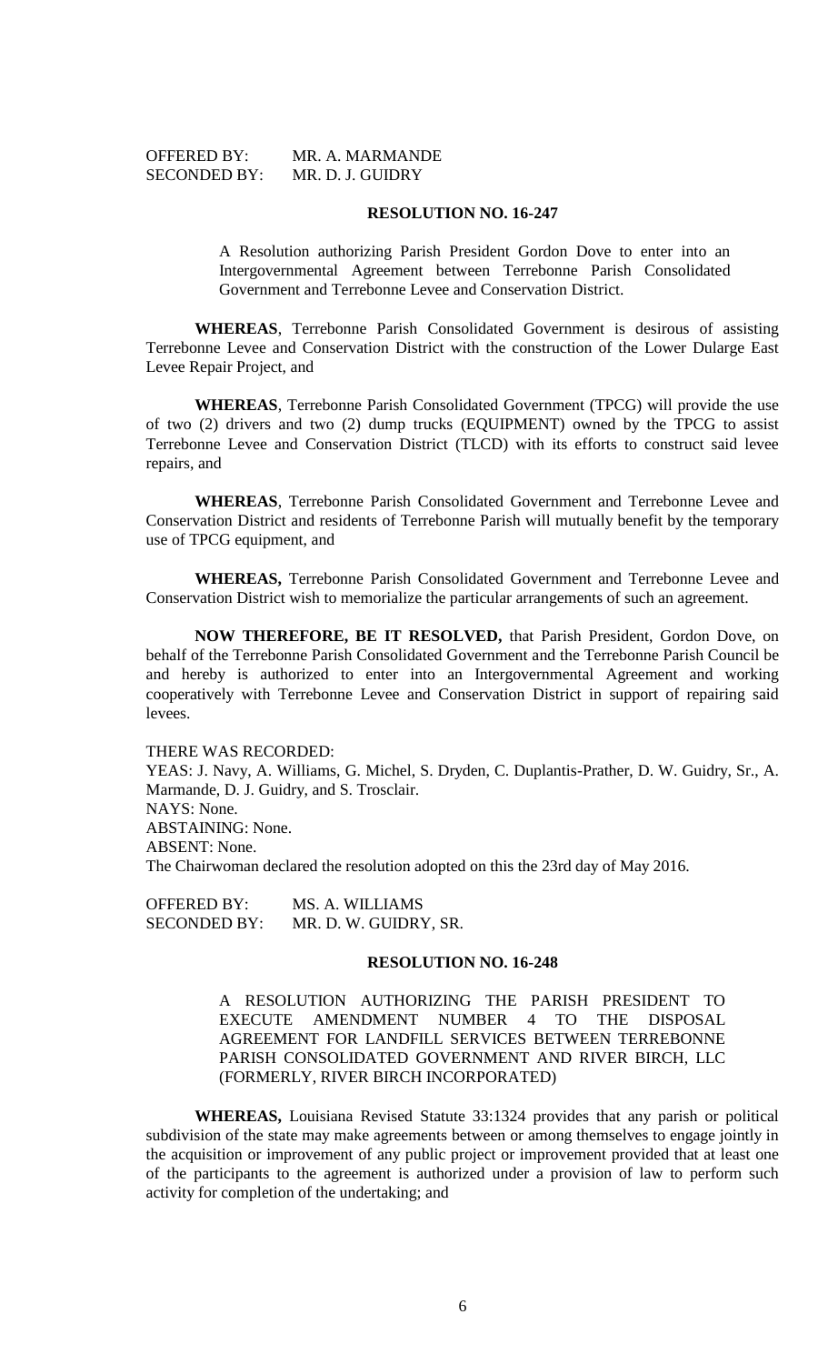OFFERED BY: MR. A. MARMANDE
SECONDED BY: MR. D. J. GUIDRY

**RESOLUTION NO. 16-247**

A Resolution authorizing Parish President Gordon Dove to enter into an Intergovernmental Agreement between Terrebonne Parish Consolidated Government and Terrebonne Levee and Conservation District.

**WHEREAS**, Terrebonne Parish Consolidated Government is desirous of assisting Terrebonne Levee and Conservation District with the construction of the Lower Dularge East Levee Repair Project, and

**WHEREAS**, Terrebonne Parish Consolidated Government (TPCG) will provide the use of two (2) drivers and two (2) dump trucks (EQUIPMENT) owned by the TPCG to assist Terrebonne Levee and Conservation District (TLCD) with its efforts to construct said levee repairs, and

**WHEREAS**, Terrebonne Parish Consolidated Government and Terrebonne Levee and Conservation District and residents of Terrebonne Parish will mutually benefit by the temporary use of TPCG equipment, and

**WHEREAS,** Terrebonne Parish Consolidated Government and Terrebonne Levee and Conservation District wish to memorialize the particular arrangements of such an agreement.

**NOW THEREFORE, BE IT RESOLVED,** that Parish President, Gordon Dove, on behalf of the Terrebonne Parish Consolidated Government and the Terrebonne Parish Council be and hereby is authorized to enter into an Intergovernmental Agreement and working cooperatively with Terrebonne Levee and Conservation District in support of repairing said levees.

THERE WAS RECORDED:
YEAS: J. Navy, A. Williams, G. Michel, S. Dryden, C. Duplantis-Prather, D. W. Guidry, Sr., A. Marmande, D. J. Guidry, and S. Trosclair.
NAYS: None.
ABSTAINING: None.
ABSENT: None.
The Chairwoman declared the resolution adopted on this the 23rd day of May 2016.

OFFERED BY: MS. A. WILLIAMS
SECONDED BY: MR. D. W. GUIDRY, SR.

**RESOLUTION NO. 16-248**

A RESOLUTION AUTHORIZING THE PARISH PRESIDENT TO EXECUTE AMENDMENT NUMBER 4 TO THE DISPOSAL AGREEMENT FOR LANDFILL SERVICES BETWEEN TERREBONNE PARISH CONSOLIDATED GOVERNMENT AND RIVER BIRCH, LLC (FORMERLY, RIVER BIRCH INCORPORATED)

**WHEREAS,** Louisiana Revised Statute 33:1324 provides that any parish or political subdivision of the state may make agreements between or among themselves to engage jointly in the acquisition or improvement of any public project or improvement provided that at least one of the participants to the agreement is authorized under a provision of law to perform such activity for completion of the undertaking; and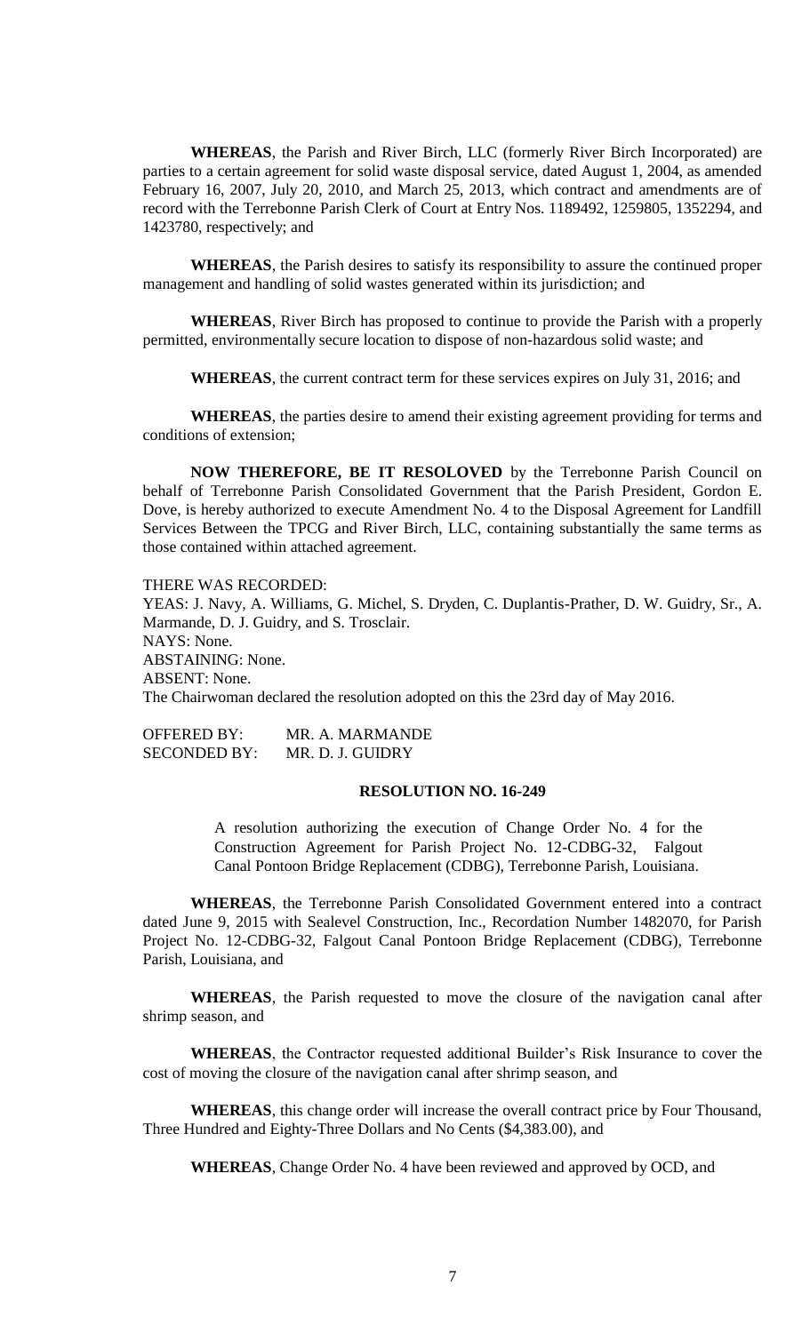**WHEREAS**, the Parish and River Birch, LLC (formerly River Birch Incorporated) are parties to a certain agreement for solid waste disposal service, dated August 1, 2004, as amended February 16, 2007, July 20, 2010, and March 25, 2013, which contract and amendments are of record with the Terrebonne Parish Clerk of Court at Entry Nos. 1189492, 1259805, 1352294, and 1423780, respectively; and

**WHEREAS**, the Parish desires to satisfy its responsibility to assure the continued proper management and handling of solid wastes generated within its jurisdiction; and

**WHEREAS**, River Birch has proposed to continue to provide the Parish with a properly permitted, environmentally secure location to dispose of non-hazardous solid waste; and

**WHEREAS**, the current contract term for these services expires on July 31, 2016; and

**WHEREAS**, the parties desire to amend their existing agreement providing for terms and conditions of extension;

**NOW THEREFORE, BE IT RESOLOVED** by the Terrebonne Parish Council on behalf of Terrebonne Parish Consolidated Government that the Parish President, Gordon E. Dove, is hereby authorized to execute Amendment No. 4 to the Disposal Agreement for Landfill Services Between the TPCG and River Birch, LLC, containing substantially the same terms as those contained within attached agreement.

THERE WAS RECORDED:
YEAS: J. Navy, A. Williams, G. Michel, S. Dryden, C. Duplantis-Prather, D. W. Guidry, Sr., A. Marmande, D. J. Guidry, and S. Trosclair.
NAYS: None.
ABSTAINING: None.
ABSENT: None.
The Chairwoman declared the resolution adopted on this the 23rd day of May 2016.

OFFERED BY: MR. A. MARMANDE
SECONDED BY: MR. D. J. GUIDRY

**RESOLUTION NO. 16-249**

A resolution authorizing the execution of Change Order No. 4 for the Construction Agreement for Parish Project No. 12-CDBG-32, Falgout Canal Pontoon Bridge Replacement (CDBG), Terrebonne Parish, Louisiana.

**WHEREAS**, the Terrebonne Parish Consolidated Government entered into a contract dated June 9, 2015 with Sealevel Construction, Inc., Recordation Number 1482070, for Parish Project No. 12-CDBG-32, Falgout Canal Pontoon Bridge Replacement (CDBG), Terrebonne Parish, Louisiana, and

**WHEREAS**, the Parish requested to move the closure of the navigation canal after shrimp season, and

**WHEREAS**, the Contractor requested additional Builder's Risk Insurance to cover the cost of moving the closure of the navigation canal after shrimp season, and

**WHEREAS**, this change order will increase the overall contract price by Four Thousand, Three Hundred and Eighty-Three Dollars and No Cents ($4,383.00), and

**WHEREAS**, Change Order No. 4 have been reviewed and approved by OCD, and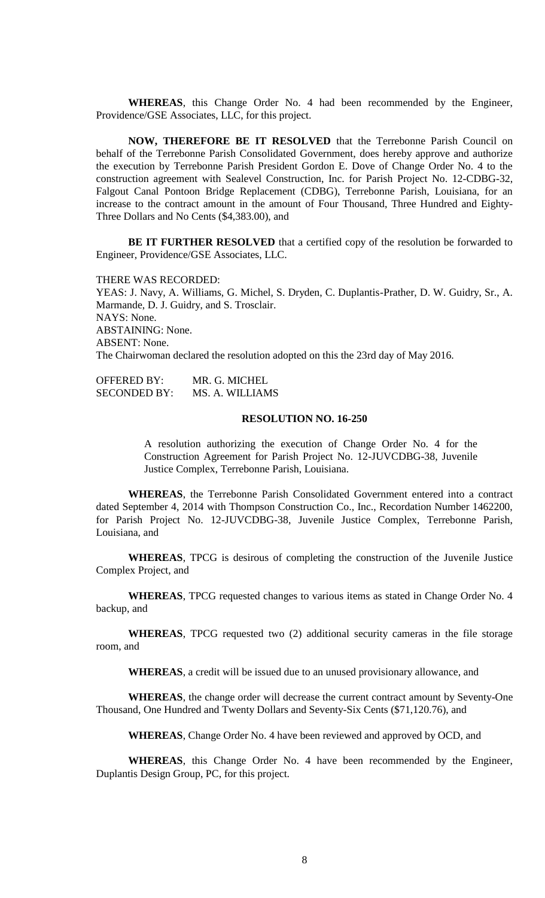**WHEREAS**, this Change Order No. 4 had been recommended by the Engineer, Providence/GSE Associates, LLC, for this project.

**NOW, THEREFORE BE IT RESOLVED** that the Terrebonne Parish Council on behalf of the Terrebonne Parish Consolidated Government, does hereby approve and authorize the execution by Terrebonne Parish President Gordon E. Dove of Change Order No. 4 to the construction agreement with Sealevel Construction, Inc. for Parish Project No. 12-CDBG-32, Falgout Canal Pontoon Bridge Replacement (CDBG), Terrebonne Parish, Louisiana, for an increase to the contract amount in the amount of Four Thousand, Three Hundred and Eighty-Three Dollars and No Cents ($4,383.00), and

**BE IT FURTHER RESOLVED** that a certified copy of the resolution be forwarded to Engineer, Providence/GSE Associates, LLC.

THERE WAS RECORDED:
YEAS: J. Navy, A. Williams, G. Michel, S. Dryden, C. Duplantis-Prather, D. W. Guidry, Sr., A. Marmande, D. J. Guidry, and S. Trosclair.
NAYS: None.
ABSTAINING: None.
ABSENT: None.
The Chairwoman declared the resolution adopted on this the 23rd day of May 2016.

OFFERED BY: MR. G. MICHEL
SECONDED BY: MS. A. WILLIAMS

**RESOLUTION NO. 16-250**

A resolution authorizing the execution of Change Order No. 4 for the Construction Agreement for Parish Project No. 12-JUVCDBG-38, Juvenile Justice Complex, Terrebonne Parish, Louisiana.

**WHEREAS**, the Terrebonne Parish Consolidated Government entered into a contract dated September 4, 2014 with Thompson Construction Co., Inc., Recordation Number 1462200, for Parish Project No. 12-JUVCDBG-38, Juvenile Justice Complex, Terrebonne Parish, Louisiana, and

**WHEREAS**, TPCG is desirous of completing the construction of the Juvenile Justice Complex Project, and

**WHEREAS**, TPCG requested changes to various items as stated in Change Order No. 4 backup, and

**WHEREAS**, TPCG requested two (2) additional security cameras in the file storage room, and

**WHEREAS**, a credit will be issued due to an unused provisionary allowance, and

**WHEREAS**, the change order will decrease the current contract amount by Seventy-One Thousand, One Hundred and Twenty Dollars and Seventy-Six Cents ($71,120.76), and

**WHEREAS**, Change Order No. 4 have been reviewed and approved by OCD, and

**WHEREAS**, this Change Order No. 4 have been recommended by the Engineer, Duplantis Design Group, PC, for this project.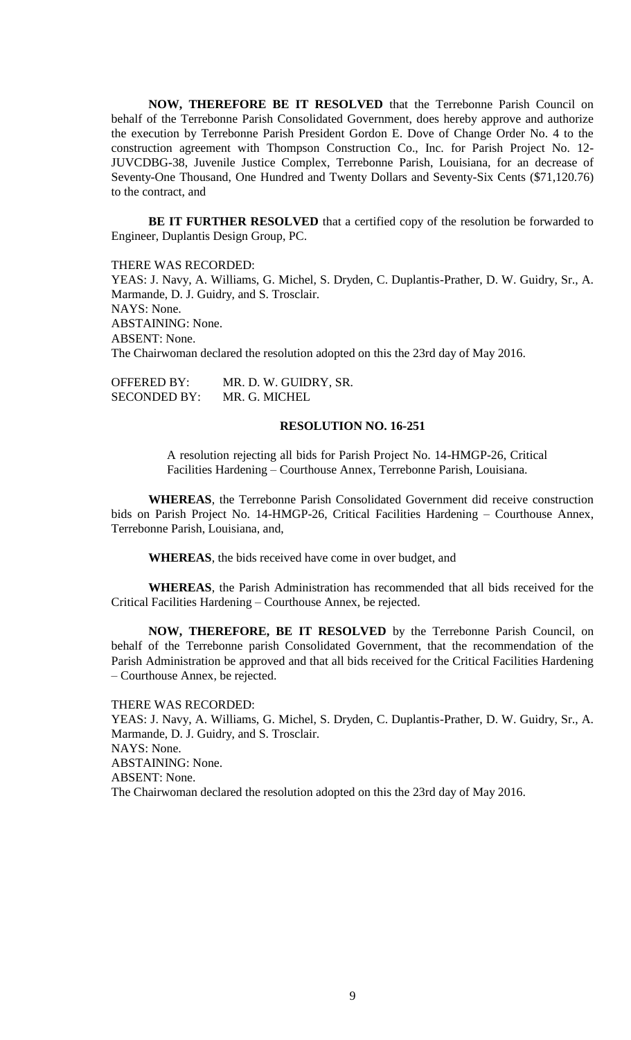**NOW, THEREFORE BE IT RESOLVED** that the Terrebonne Parish Council on behalf of the Terrebonne Parish Consolidated Government, does hereby approve and authorize the execution by Terrebonne Parish President Gordon E. Dove of Change Order No. 4 to the construction agreement with Thompson Construction Co., Inc. for Parish Project No. 12-JUVCDBG-38, Juvenile Justice Complex, Terrebonne Parish, Louisiana, for an decrease of Seventy-One Thousand, One Hundred and Twenty Dollars and Seventy-Six Cents ($71,120.76) to the contract, and

**BE IT FURTHER RESOLVED** that a certified copy of the resolution be forwarded to Engineer, Duplantis Design Group, PC.

THERE WAS RECORDED:
YEAS: J. Navy, A. Williams, G. Michel, S. Dryden, C. Duplantis-Prather, D. W. Guidry, Sr., A. Marmande, D. J. Guidry, and S. Trosclair.
NAYS: None.
ABSTAINING: None.
ABSENT: None.
The Chairwoman declared the resolution adopted on this the 23rd day of May 2016.

OFFERED BY: MR. D. W. GUIDRY, SR.
SECONDED BY: MR. G. MICHEL

**RESOLUTION NO. 16-251**

A resolution rejecting all bids for Parish Project No. 14-HMGP-26, Critical Facilities Hardening – Courthouse Annex, Terrebonne Parish, Louisiana.

**WHEREAS**, the Terrebonne Parish Consolidated Government did receive construction bids on Parish Project No. 14-HMGP-26, Critical Facilities Hardening – Courthouse Annex, Terrebonne Parish, Louisiana, and,

**WHEREAS**, the bids received have come in over budget, and

**WHEREAS**, the Parish Administration has recommended that all bids received for the Critical Facilities Hardening – Courthouse Annex, be rejected.

**NOW, THEREFORE, BE IT RESOLVED** by the Terrebonne Parish Council, on behalf of the Terrebonne parish Consolidated Government, that the recommendation of the Parish Administration be approved and that all bids received for the Critical Facilities Hardening – Courthouse Annex, be rejected.

THERE WAS RECORDED:
YEAS: J. Navy, A. Williams, G. Michel, S. Dryden, C. Duplantis-Prather, D. W. Guidry, Sr., A. Marmande, D. J. Guidry, and S. Trosclair.
NAYS: None.
ABSTAINING: None.
ABSENT: None.
The Chairwoman declared the resolution adopted on this the 23rd day of May 2016.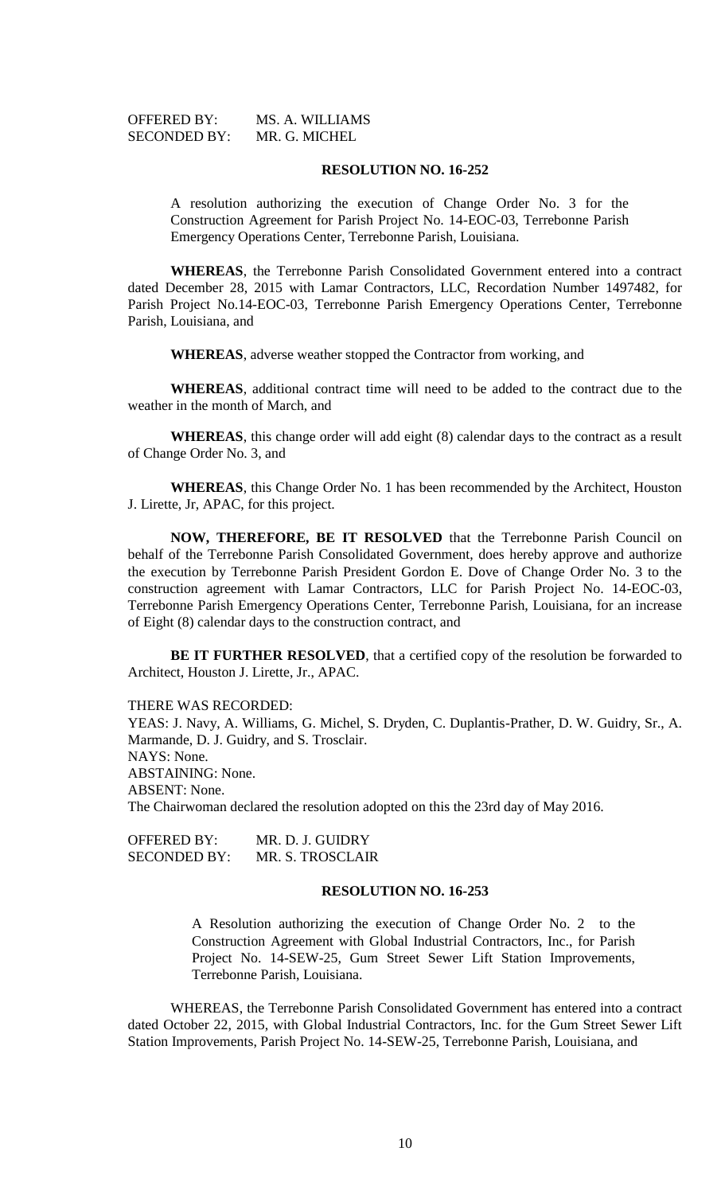OFFERED BY: MS. A. WILLIAMS
SECONDED BY: MR. G. MICHEL

**RESOLUTION NO. 16-252**

A resolution authorizing the execution of Change Order No. 3 for the Construction Agreement for Parish Project No. 14-EOC-03, Terrebonne Parish Emergency Operations Center, Terrebonne Parish, Louisiana.

**WHEREAS**, the Terrebonne Parish Consolidated Government entered into a contract dated December 28, 2015 with Lamar Contractors, LLC, Recordation Number 1497482, for Parish Project No.14-EOC-03, Terrebonne Parish Emergency Operations Center, Terrebonne Parish, Louisiana, and

**WHEREAS**, adverse weather stopped the Contractor from working, and

**WHEREAS**, additional contract time will need to be added to the contract due to the weather in the month of March, and

**WHEREAS**, this change order will add eight (8) calendar days to the contract as a result of Change Order No. 3, and

**WHEREAS**, this Change Order No. 1 has been recommended by the Architect, Houston J. Lirette, Jr, APAC, for this project.

**NOW, THEREFORE, BE IT RESOLVED** that the Terrebonne Parish Council on behalf of the Terrebonne Parish Consolidated Government, does hereby approve and authorize the execution by Terrebonne Parish President Gordon E. Dove of Change Order No. 3 to the construction agreement with Lamar Contractors, LLC for Parish Project No. 14-EOC-03, Terrebonne Parish Emergency Operations Center, Terrebonne Parish, Louisiana, for an increase of Eight (8) calendar days to the construction contract, and

**BE IT FURTHER RESOLVED**, that a certified copy of the resolution be forwarded to Architect, Houston J. Lirette, Jr., APAC.

THERE WAS RECORDED:
YEAS: J. Navy, A. Williams, G. Michel, S. Dryden, C. Duplantis-Prather, D. W. Guidry, Sr., A. Marmande, D. J. Guidry, and S. Trosclair.
NAYS: None.
ABSTAINING: None.
ABSENT: None.
The Chairwoman declared the resolution adopted on this the 23rd day of May 2016.

OFFERED BY: MR. D. J. GUIDRY
SECONDED BY: MR. S. TROSCLAIR

**RESOLUTION NO. 16-253**

A Resolution authorizing the execution of Change Order No. 2 to the Construction Agreement with Global Industrial Contractors, Inc., for Parish Project No. 14-SEW-25, Gum Street Sewer Lift Station Improvements, Terrebonne Parish, Louisiana.

WHEREAS, the Terrebonne Parish Consolidated Government has entered into a contract dated October 22, 2015, with Global Industrial Contractors, Inc. for the Gum Street Sewer Lift Station Improvements, Parish Project No. 14-SEW-25, Terrebonne Parish, Louisiana, and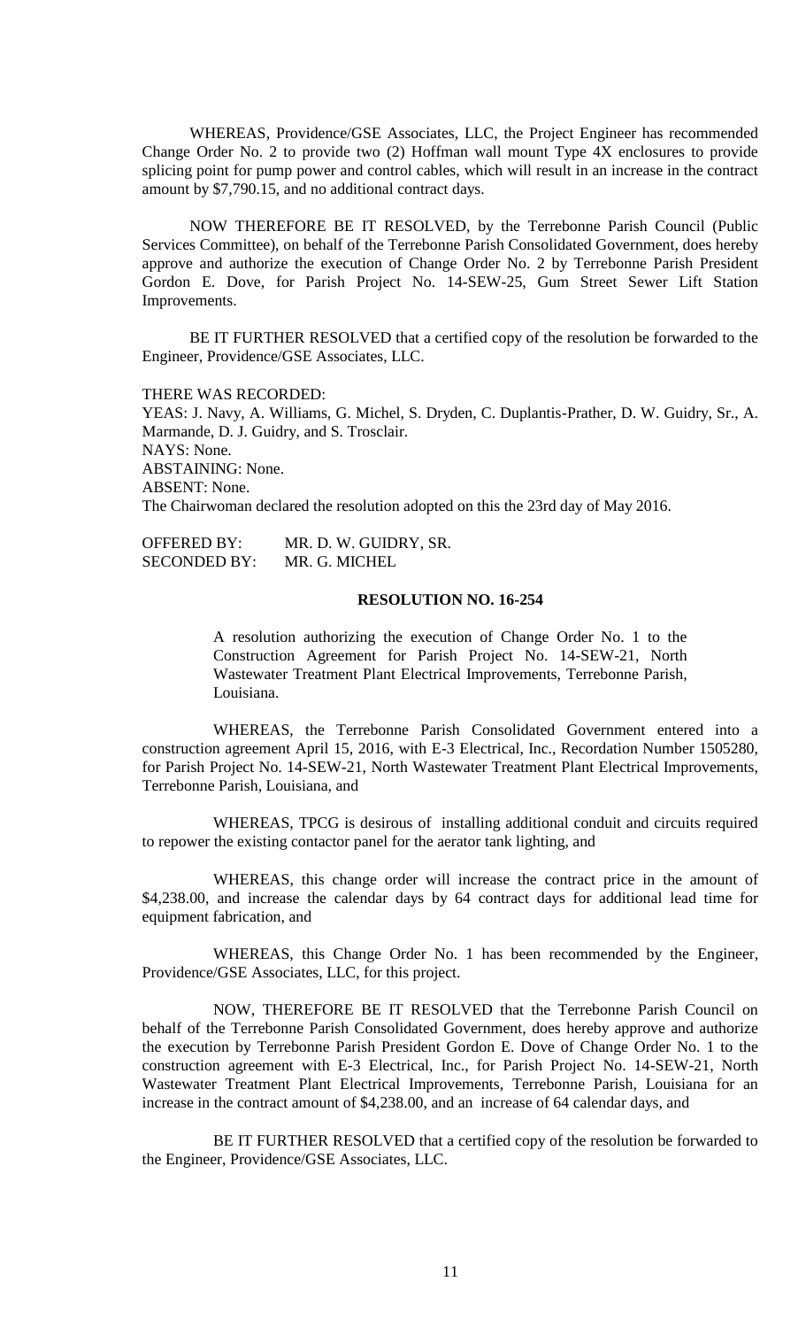WHEREAS, Providence/GSE Associates, LLC, the Project Engineer has recommended Change Order No. 2 to provide two (2) Hoffman wall mount Type 4X enclosures to provide splicing point for pump power and control cables, which will result in an increase in the contract amount by $7,790.15, and no additional contract days.

NOW THEREFORE BE IT RESOLVED, by the Terrebonne Parish Council (Public Services Committee), on behalf of the Terrebonne Parish Consolidated Government, does hereby approve and authorize the execution of Change Order No. 2 by Terrebonne Parish President Gordon E. Dove, for Parish Project No. 14-SEW-25, Gum Street Sewer Lift Station Improvements.

BE IT FURTHER RESOLVED that a certified copy of the resolution be forwarded to the Engineer, Providence/GSE Associates, LLC.

THERE WAS RECORDED:
YEAS: J. Navy, A. Williams, G. Michel, S. Dryden, C. Duplantis-Prather, D. W. Guidry, Sr., A. Marmande, D. J. Guidry, and S. Trosclair.
NAYS: None.
ABSTAINING: None.
ABSENT: None.
The Chairwoman declared the resolution adopted on this the 23rd day of May 2016.

OFFERED BY: MR. D. W. GUIDRY, SR.
SECONDED BY: MR. G. MICHEL

**RESOLUTION NO. 16-254**

A resolution authorizing the execution of Change Order No. 1 to the Construction Agreement for Parish Project No. 14-SEW-21, North Wastewater Treatment Plant Electrical Improvements, Terrebonne Parish, Louisiana.

WHEREAS, the Terrebonne Parish Consolidated Government entered into a construction agreement April 15, 2016, with E-3 Electrical, Inc., Recordation Number 1505280, for Parish Project No. 14-SEW-21, North Wastewater Treatment Plant Electrical Improvements, Terrebonne Parish, Louisiana, and

WHEREAS, TPCG is desirous of installing additional conduit and circuits required to repower the existing contactor panel for the aerator tank lighting, and

WHEREAS, this change order will increase the contract price in the amount of $4,238.00, and increase the calendar days by 64 contract days for additional lead time for equipment fabrication, and

WHEREAS, this Change Order No. 1 has been recommended by the Engineer, Providence/GSE Associates, LLC, for this project.

NOW, THEREFORE BE IT RESOLVED that the Terrebonne Parish Council on behalf of the Terrebonne Parish Consolidated Government, does hereby approve and authorize the execution by Terrebonne Parish President Gordon E. Dove of Change Order No. 1 to the construction agreement with E-3 Electrical, Inc., for Parish Project No. 14-SEW-21, North Wastewater Treatment Plant Electrical Improvements, Terrebonne Parish, Louisiana for an increase in the contract amount of $4,238.00, and an increase of 64 calendar days, and

BE IT FURTHER RESOLVED that a certified copy of the resolution be forwarded to the Engineer, Providence/GSE Associates, LLC.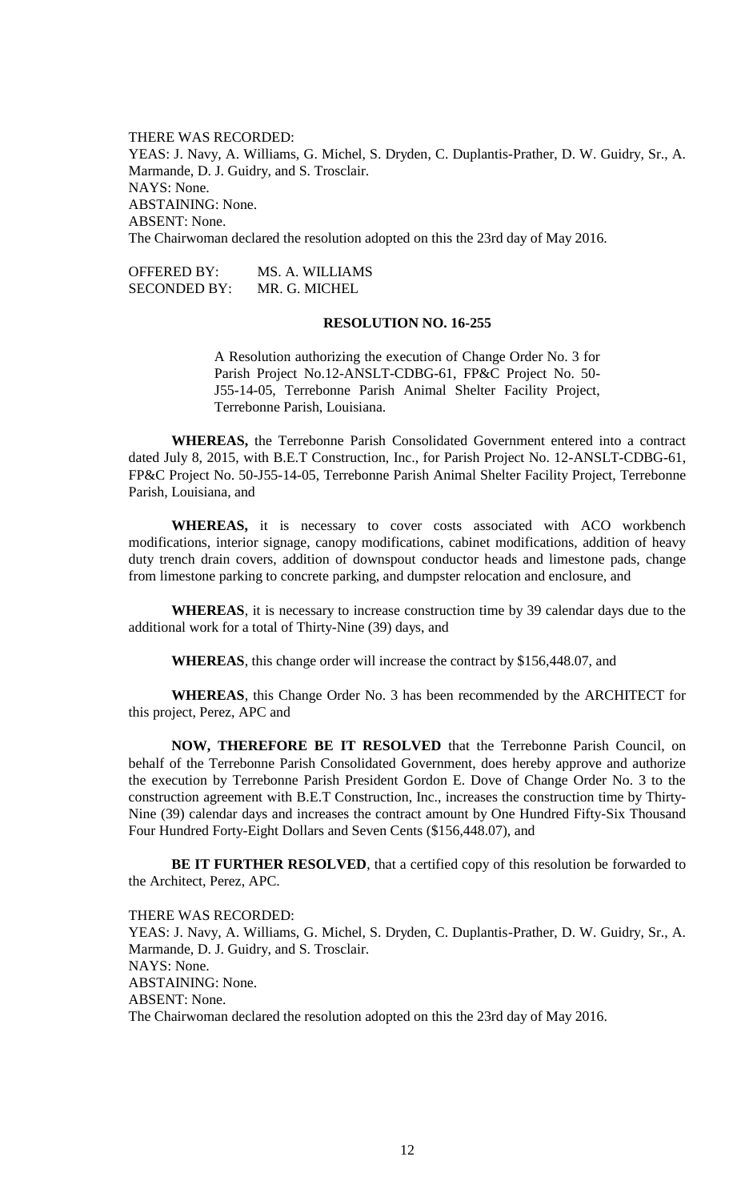THERE WAS RECORDED:
YEAS: J. Navy, A. Williams, G. Michel, S. Dryden, C. Duplantis-Prather, D. W. Guidry, Sr., A. Marmande, D. J. Guidry, and S. Trosclair.
NAYS: None.
ABSTAINING: None.
ABSENT: None.
The Chairwoman declared the resolution adopted on this the 23rd day of May 2016.

OFFERED BY: MS. A. WILLIAMS
SECONDED BY: MR. G. MICHEL

**RESOLUTION NO. 16-255**

A Resolution authorizing the execution of Change Order No. 3 for Parish Project No.12-ANSLT-CDBG-61, FP&C Project No. 50-J55-14-05, Terrebonne Parish Animal Shelter Facility Project, Terrebonne Parish, Louisiana.

**WHEREAS,** the Terrebonne Parish Consolidated Government entered into a contract dated July 8, 2015, with B.E.T Construction, Inc., for Parish Project No. 12-ANSLT-CDBG-61, FP&C Project No. 50-J55-14-05, Terrebonne Parish Animal Shelter Facility Project, Terrebonne Parish, Louisiana, and

**WHEREAS,** it is necessary to cover costs associated with ACO workbench modifications, interior signage, canopy modifications, cabinet modifications, addition of heavy duty trench drain covers, addition of downspout conductor heads and limestone pads, change from limestone parking to concrete parking, and dumpster relocation and enclosure, and

**WHEREAS**, it is necessary to increase construction time by 39 calendar days due to the additional work for a total of Thirty-Nine (39) days, and

**WHEREAS**, this change order will increase the contract by $156,448.07, and

**WHEREAS**, this Change Order No. 3 has been recommended by the ARCHITECT for this project, Perez, APC and

**NOW, THEREFORE BE IT RESOLVED** that the Terrebonne Parish Council, on behalf of the Terrebonne Parish Consolidated Government, does hereby approve and authorize the execution by Terrebonne Parish President Gordon E. Dove of Change Order No. 3 to the construction agreement with B.E.T Construction, Inc., increases the construction time by Thirty-Nine (39) calendar days and increases the contract amount by One Hundred Fifty-Six Thousand Four Hundred Forty-Eight Dollars and Seven Cents ($156,448.07), and

**BE IT FURTHER RESOLVED**, that a certified copy of this resolution be forwarded to the Architect, Perez, APC.

THERE WAS RECORDED:
YEAS: J. Navy, A. Williams, G. Michel, S. Dryden, C. Duplantis-Prather, D. W. Guidry, Sr., A. Marmande, D. J. Guidry, and S. Trosclair.
NAYS: None.
ABSTAINING: None.
ABSENT: None.
The Chairwoman declared the resolution adopted on this the 23rd day of May 2016.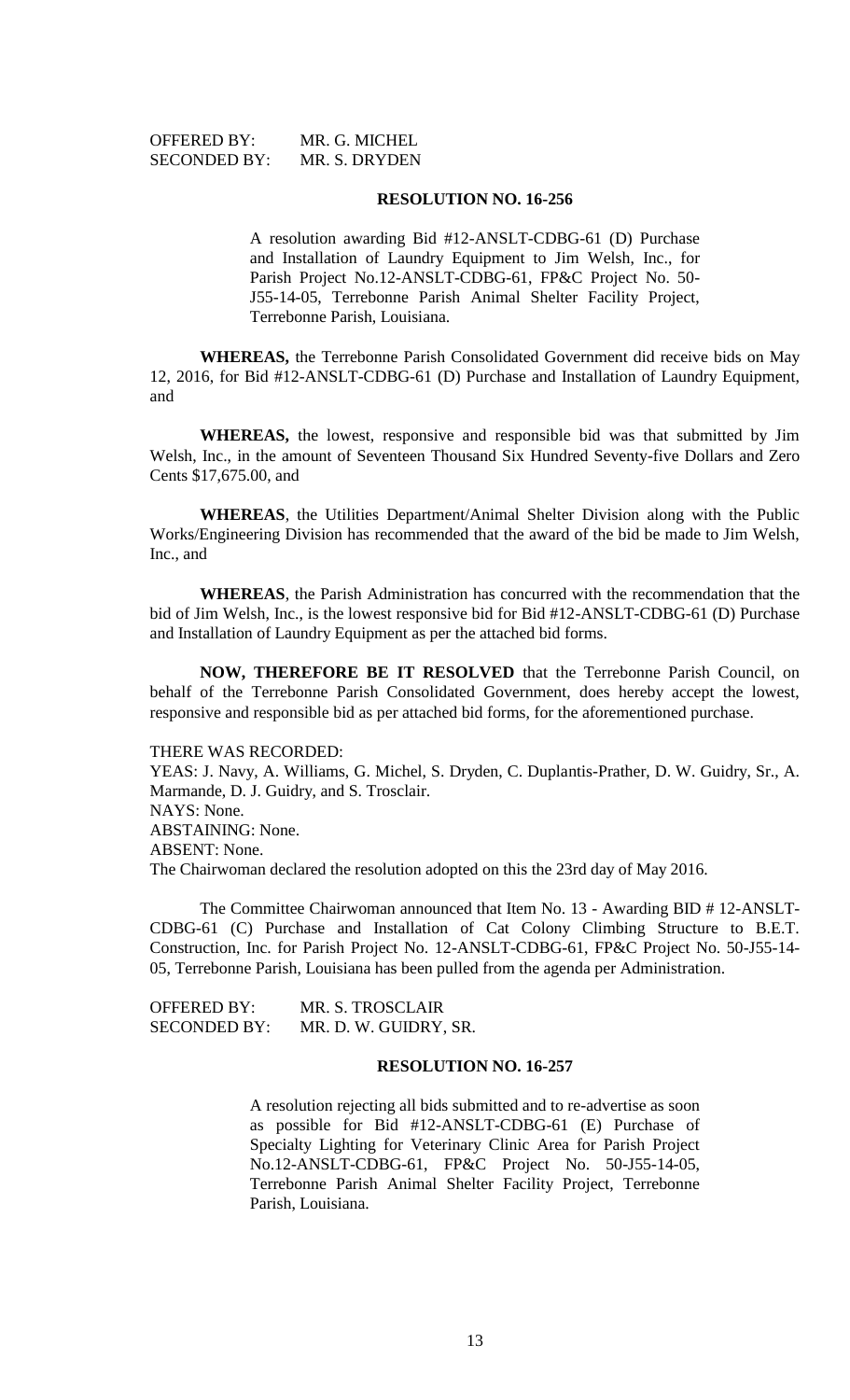OFFERED BY: MR. G. MICHEL
SECONDED BY: MR. S. DRYDEN

**RESOLUTION NO. 16-256**

A resolution awarding Bid #12-ANSLT-CDBG-61 (D) Purchase and Installation of Laundry Equipment to Jim Welsh, Inc., for Parish Project No.12-ANSLT-CDBG-61, FP&C Project No. 50-J55-14-05, Terrebonne Parish Animal Shelter Facility Project, Terrebonne Parish, Louisiana.

**WHEREAS,** the Terrebonne Parish Consolidated Government did receive bids on May 12, 2016, for Bid #12-ANSLT-CDBG-61 (D) Purchase and Installation of Laundry Equipment, and

**WHEREAS,** the lowest, responsive and responsible bid was that submitted by Jim Welsh, Inc., in the amount of Seventeen Thousand Six Hundred Seventy-five Dollars and Zero Cents \$17,675.00, and

**WHEREAS**, the Utilities Department/Animal Shelter Division along with the Public Works/Engineering Division has recommended that the award of the bid be made to Jim Welsh, Inc., and

**WHEREAS**, the Parish Administration has concurred with the recommendation that the bid of Jim Welsh, Inc., is the lowest responsive bid for Bid #12-ANSLT-CDBG-61 (D) Purchase and Installation of Laundry Equipment as per the attached bid forms.

**NOW, THEREFORE BE IT RESOLVED** that the Terrebonne Parish Council, on behalf of the Terrebonne Parish Consolidated Government, does hereby accept the lowest, responsive and responsible bid as per attached bid forms, for the aforementioned purchase.

THERE WAS RECORDED:
YEAS: J. Navy, A. Williams, G. Michel, S. Dryden, C. Duplantis-Prather, D. W. Guidry, Sr., A. Marmande, D. J. Guidry, and S. Trosclair.
NAYS: None.
ABSTAINING: None.
ABSENT: None.
The Chairwoman declared the resolution adopted on this the 23rd day of May 2016.

The Committee Chairwoman announced that Item No. 13 - Awarding BID # 12-ANSLT-CDBG-61 (C) Purchase and Installation of Cat Colony Climbing Structure to B.E.T. Construction, Inc. for Parish Project No. 12-ANSLT-CDBG-61, FP&C Project No. 50-J55-14-05, Terrebonne Parish, Louisiana has been pulled from the agenda per Administration.

OFFERED BY: MR. S. TROSCLAIR
SECONDED BY: MR. D. W. GUIDRY, SR.

**RESOLUTION NO. 16-257**

A resolution rejecting all bids submitted and to re-advertise as soon as possible for Bid #12-ANSLT-CDBG-61 (E) Purchase of Specialty Lighting for Veterinary Clinic Area for Parish Project No.12-ANSLT-CDBG-61, FP&C Project No. 50-J55-14-05, Terrebonne Parish Animal Shelter Facility Project, Terrebonne Parish, Louisiana.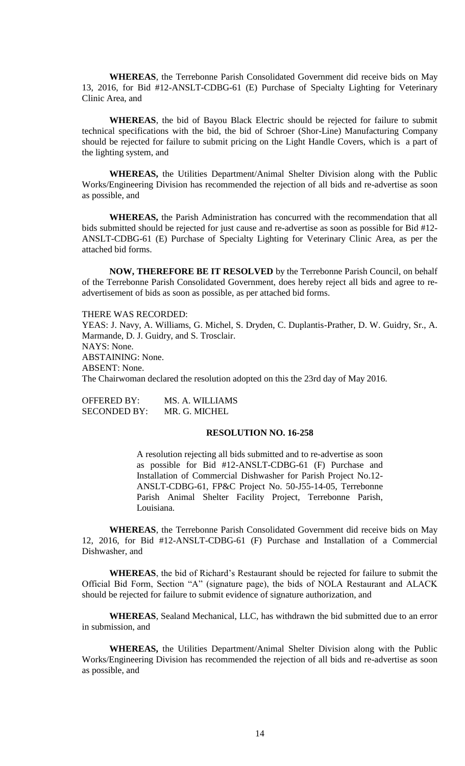**WHEREAS**, the Terrebonne Parish Consolidated Government did receive bids on May 13, 2016, for Bid #12-ANSLT-CDBG-61 (E) Purchase of Specialty Lighting for Veterinary Clinic Area, and

**WHEREAS**, the bid of Bayou Black Electric should be rejected for failure to submit technical specifications with the bid, the bid of Schroer (Shor-Line) Manufacturing Company should be rejected for failure to submit pricing on the Light Handle Covers, which is a part of the lighting system, and

**WHEREAS,** the Utilities Department/Animal Shelter Division along with the Public Works/Engineering Division has recommended the rejection of all bids and re-advertise as soon as possible, and

**WHEREAS,** the Parish Administration has concurred with the recommendation that all bids submitted should be rejected for just cause and re-advertise as soon as possible for Bid #12-ANSLT-CDBG-61 (E) Purchase of Specialty Lighting for Veterinary Clinic Area, as per the attached bid forms.

**NOW, THEREFORE BE IT RESOLVED** by the Terrebonne Parish Council, on behalf of the Terrebonne Parish Consolidated Government, does hereby reject all bids and agree to re-advertisement of bids as soon as possible, as per attached bid forms.

THERE WAS RECORDED:
YEAS: J. Navy, A. Williams, G. Michel, S. Dryden, C. Duplantis-Prather, D. W. Guidry, Sr., A. Marmande, D. J. Guidry, and S. Trosclair.
NAYS: None.
ABSTAINING: None.
ABSENT: None.
The Chairwoman declared the resolution adopted on this the 23rd day of May 2016.

OFFERED BY: MS. A. WILLIAMS
SECONDED BY: MR. G. MICHEL

**RESOLUTION NO. 16-258**

A resolution rejecting all bids submitted and to re-advertise as soon as possible for Bid #12-ANSLT-CDBG-61 (F) Purchase and Installation of Commercial Dishwasher for Parish Project No.12-ANSLT-CDBG-61, FP&C Project No. 50-J55-14-05, Terrebonne Parish Animal Shelter Facility Project, Terrebonne Parish, Louisiana.

**WHEREAS**, the Terrebonne Parish Consolidated Government did receive bids on May 12, 2016, for Bid #12-ANSLT-CDBG-61 (F) Purchase and Installation of a Commercial Dishwasher, and

**WHEREAS**, the bid of Richard's Restaurant should be rejected for failure to submit the Official Bid Form, Section "A" (signature page), the bids of NOLA Restaurant and ALACK should be rejected for failure to submit evidence of signature authorization, and

**WHEREAS**, Sealand Mechanical, LLC, has withdrawn the bid submitted due to an error in submission, and

**WHEREAS,** the Utilities Department/Animal Shelter Division along with the Public Works/Engineering Division has recommended the rejection of all bids and re-advertise as soon as possible, and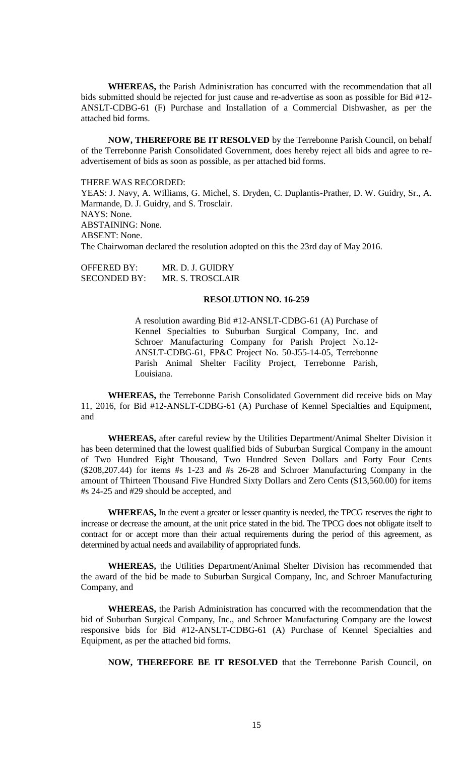**WHEREAS,** the Parish Administration has concurred with the recommendation that all bids submitted should be rejected for just cause and re-advertise as soon as possible for Bid #12-ANSLT-CDBG-61 (F) Purchase and Installation of a Commercial Dishwasher, as per the attached bid forms.

**NOW, THEREFORE BE IT RESOLVED** by the Terrebonne Parish Council, on behalf of the Terrebonne Parish Consolidated Government, does hereby reject all bids and agree to re-advertisement of bids as soon as possible, as per attached bid forms.

THERE WAS RECORDED:
YEAS: J. Navy, A. Williams, G. Michel, S. Dryden, C. Duplantis-Prather, D. W. Guidry, Sr., A. Marmande, D. J. Guidry, and S. Trosclair.
NAYS: None.
ABSTAINING: None.
ABSENT: None.
The Chairwoman declared the resolution adopted on this the 23rd day of May 2016.

OFFERED BY: MR. D. J. GUIDRY
SECONDED BY: MR. S. TROSCLAIR

**RESOLUTION NO. 16-259**

A resolution awarding Bid #12-ANSLT-CDBG-61 (A) Purchase of Kennel Specialties to Suburban Surgical Company, Inc. and Schroer Manufacturing Company for Parish Project No.12-ANSLT-CDBG-61, FP&C Project No. 50-J55-14-05, Terrebonne Parish Animal Shelter Facility Project, Terrebonne Parish, Louisiana.

**WHEREAS,** the Terrebonne Parish Consolidated Government did receive bids on May 11, 2016, for Bid #12-ANSLT-CDBG-61 (A) Purchase of Kennel Specialties and Equipment, and

**WHEREAS,** after careful review by the Utilities Department/Animal Shelter Division it has been determined that the lowest qualified bids of Suburban Surgical Company in the amount of Two Hundred Eight Thousand, Two Hundred Seven Dollars and Forty Four Cents ($208,207.44) for items #s 1-23 and #s 26-28 and Schroer Manufacturing Company in the amount of Thirteen Thousand Five Hundred Sixty Dollars and Zero Cents ($13,560.00) for items #s 24-25 and #29 should be accepted, and

**WHEREAS,** In the event a greater or lesser quantity is needed, the TPCG reserves the right to increase or decrease the amount, at the unit price stated in the bid. The TPCG does not obligate itself to contract for or accept more than their actual requirements during the period of this agreement, as determined by actual needs and availability of appropriated funds.

**WHEREAS,** the Utilities Department/Animal Shelter Division has recommended that the award of the bid be made to Suburban Surgical Company, Inc, and Schroer Manufacturing Company, and

**WHEREAS,** the Parish Administration has concurred with the recommendation that the bid of Suburban Surgical Company, Inc., and Schroer Manufacturing Company are the lowest responsive bids for Bid #12-ANSLT-CDBG-61 (A) Purchase of Kennel Specialties and Equipment, as per the attached bid forms.

**NOW, THEREFORE BE IT RESOLVED** that the Terrebonne Parish Council, on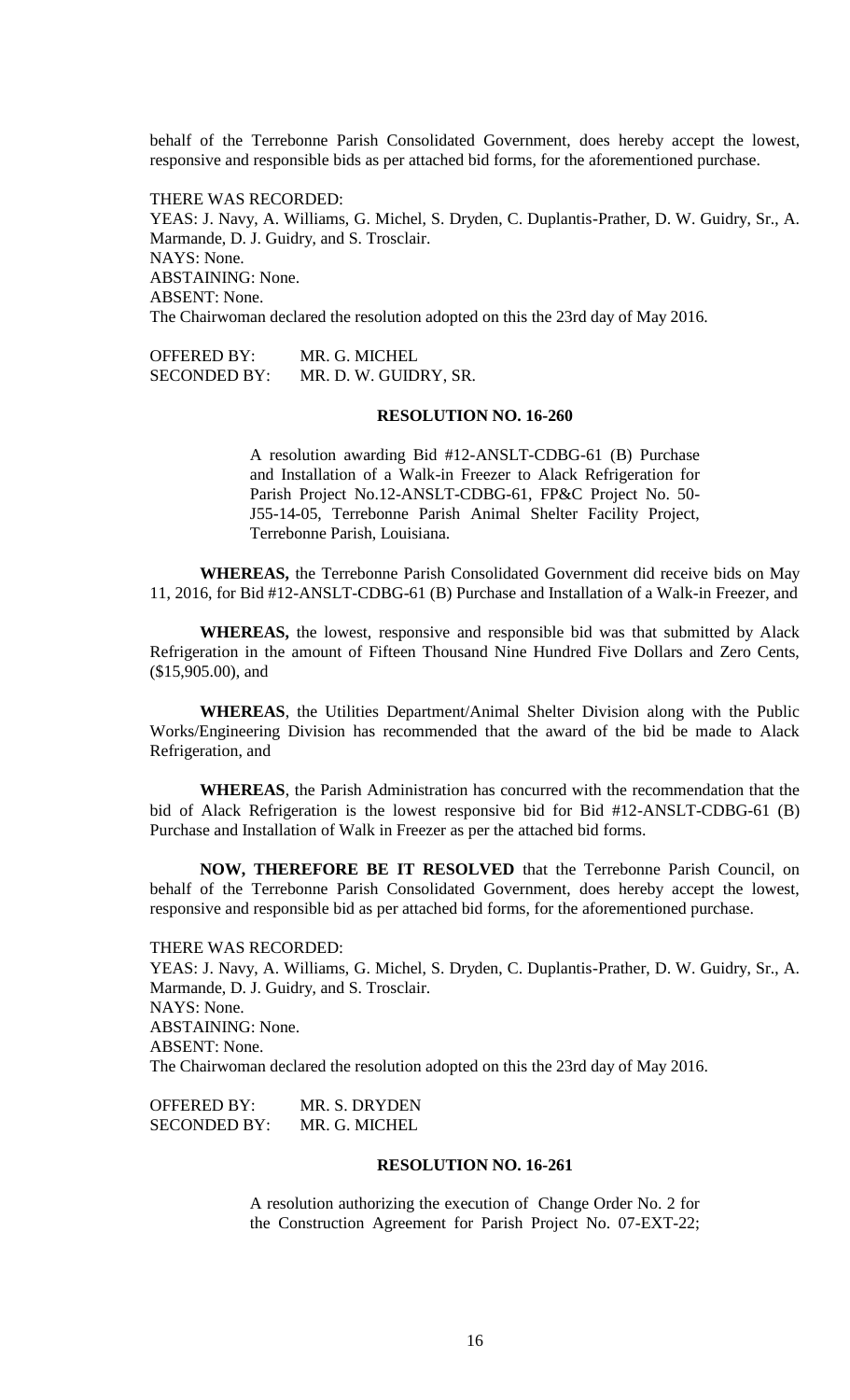behalf of the Terrebonne Parish Consolidated Government, does hereby accept the lowest, responsive and responsible bids as per attached bid forms, for the aforementioned purchase.

THERE WAS RECORDED:
YEAS: J. Navy, A. Williams, G. Michel, S. Dryden, C. Duplantis-Prather, D. W. Guidry, Sr., A. Marmande, D. J. Guidry, and S. Trosclair.
NAYS: None.
ABSTAINING: None.
ABSENT: None.
The Chairwoman declared the resolution adopted on this the 23rd day of May 2016.

OFFERED BY: MR. G. MICHEL
SECONDED BY: MR. D. W. GUIDRY, SR.

**RESOLUTION NO. 16-260**

A resolution awarding Bid #12-ANSLT-CDBG-61 (B) Purchase and Installation of a Walk-in Freezer to Alack Refrigeration for Parish Project No.12-ANSLT-CDBG-61, FP&C Project No. 50-J55-14-05, Terrebonne Parish Animal Shelter Facility Project, Terrebonne Parish, Louisiana.

**WHEREAS,** the Terrebonne Parish Consolidated Government did receive bids on May 11, 2016, for Bid #12-ANSLT-CDBG-61 (B) Purchase and Installation of a Walk-in Freezer, and

**WHEREAS,** the lowest, responsive and responsible bid was that submitted by Alack Refrigeration in the amount of Fifteen Thousand Nine Hundred Five Dollars and Zero Cents, ($15,905.00), and

**WHEREAS**, the Utilities Department/Animal Shelter Division along with the Public Works/Engineering Division has recommended that the award of the bid be made to Alack Refrigeration, and

**WHEREAS**, the Parish Administration has concurred with the recommendation that the bid of Alack Refrigeration is the lowest responsive bid for Bid #12-ANSLT-CDBG-61 (B) Purchase and Installation of Walk in Freezer as per the attached bid forms.

**NOW, THEREFORE BE IT RESOLVED** that the Terrebonne Parish Council, on behalf of the Terrebonne Parish Consolidated Government, does hereby accept the lowest, responsive and responsible bid as per attached bid forms, for the aforementioned purchase.

THERE WAS RECORDED:
YEAS: J. Navy, A. Williams, G. Michel, S. Dryden, C. Duplantis-Prather, D. W. Guidry, Sr., A. Marmande, D. J. Guidry, and S. Trosclair.
NAYS: None.
ABSTAINING: None.
ABSENT: None.
The Chairwoman declared the resolution adopted on this the 23rd day of May 2016.

OFFERED BY: MR. S. DRYDEN
SECONDED BY: MR. G. MICHEL

**RESOLUTION NO. 16-261**

A resolution authorizing the execution of Change Order No. 2 for the Construction Agreement for Parish Project No. 07-EXT-22;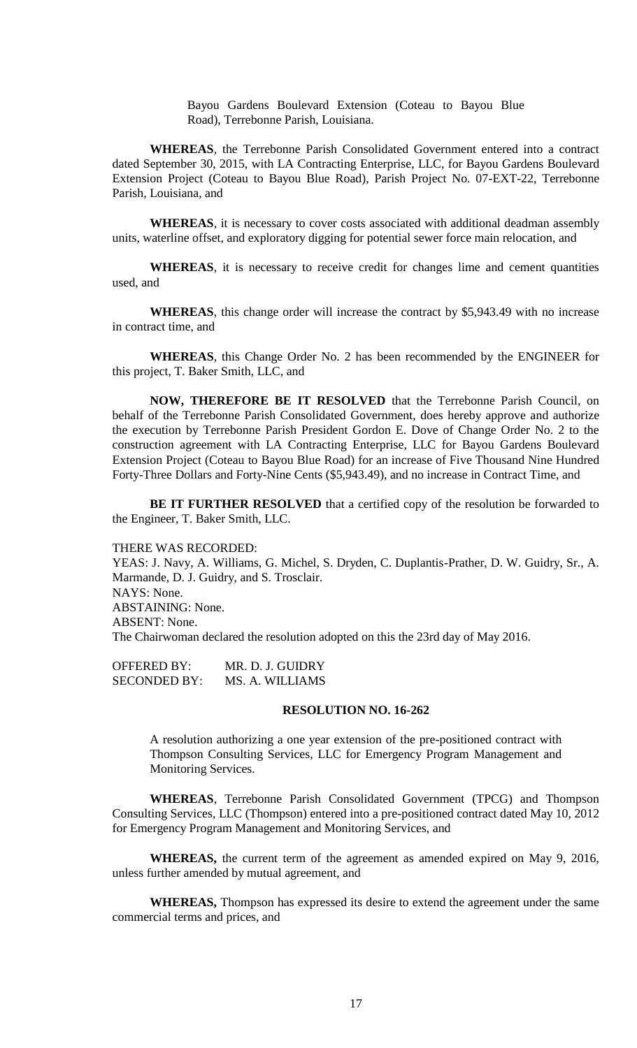Bayou Gardens Boulevard Extension (Coteau to Bayou Blue Road), Terrebonne Parish, Louisiana.

**WHEREAS**, the Terrebonne Parish Consolidated Government entered into a contract dated September 30, 2015, with LA Contracting Enterprise, LLC, for Bayou Gardens Boulevard Extension Project (Coteau to Bayou Blue Road), Parish Project No. 07-EXT-22, Terrebonne Parish, Louisiana, and

**WHEREAS**, it is necessary to cover costs associated with additional deadman assembly units, waterline offset, and exploratory digging for potential sewer force main relocation, and

**WHEREAS**, it is necessary to receive credit for changes lime and cement quantities used, and

**WHEREAS**, this change order will increase the contract by $5,943.49 with no increase in contract time, and

**WHEREAS**, this Change Order No. 2 has been recommended by the ENGINEER for this project, T. Baker Smith, LLC, and

**NOW, THEREFORE BE IT RESOLVED** that the Terrebonne Parish Council, on behalf of the Terrebonne Parish Consolidated Government, does hereby approve and authorize the execution by Terrebonne Parish President Gordon E. Dove of Change Order No. 2 to the construction agreement with LA Contracting Enterprise, LLC for Bayou Gardens Boulevard Extension Project (Coteau to Bayou Blue Road) for an increase of Five Thousand Nine Hundred Forty-Three Dollars and Forty-Nine Cents ($5,943.49), and no increase in Contract Time, and

**BE IT FURTHER RESOLVED** that a certified copy of the resolution be forwarded to the Engineer, T. Baker Smith, LLC.

THERE WAS RECORDED:
YEAS: J. Navy, A. Williams, G. Michel, S. Dryden, C. Duplantis-Prather, D. W. Guidry, Sr., A. Marmande, D. J. Guidry, and S. Trosclair.
NAYS: None.
ABSTAINING: None.
ABSENT: None.
The Chairwoman declared the resolution adopted on this the 23rd day of May 2016.

OFFERED BY: MR. D. J. GUIDRY
SECONDED BY: MS. A. WILLIAMS

## RESOLUTION NO. 16-262

A resolution authorizing a one year extension of the pre-positioned contract with Thompson Consulting Services, LLC for Emergency Program Management and Monitoring Services.

**WHEREAS**, Terrebonne Parish Consolidated Government (TPCG) and Thompson Consulting Services, LLC (Thompson) entered into a pre-positioned contract dated May 10, 2012 for Emergency Program Management and Monitoring Services, and

**WHEREAS,** the current term of the agreement as amended expired on May 9, 2016, unless further amended by mutual agreement, and

**WHEREAS,** Thompson has expressed its desire to extend the agreement under the same commercial terms and prices, and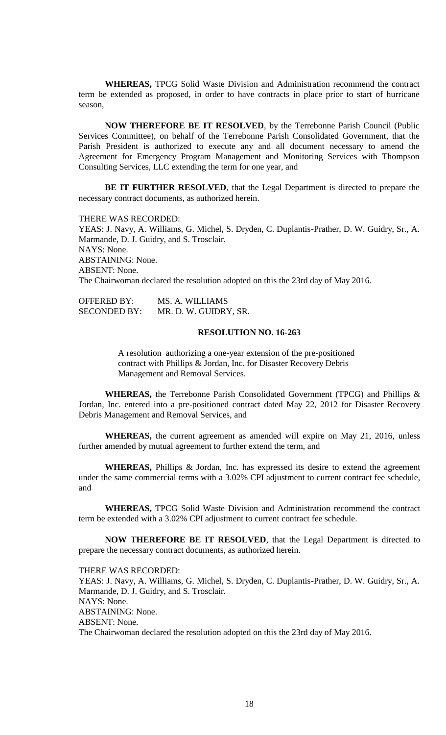**WHEREAS,** TPCG Solid Waste Division and Administration recommend the contract term be extended as proposed, in order to have contracts in place prior to start of hurricane season,

**NOW THEREFORE BE IT RESOLVED**, by the Terrebonne Parish Council (Public Services Committee), on behalf of the Terrebonne Parish Consolidated Government, that the Parish President is authorized to execute any and all document necessary to amend the Agreement for Emergency Program Management and Monitoring Services with Thompson Consulting Services, LLC extending the term for one year, and

**BE IT FURTHER RESOLVED**, that the Legal Department is directed to prepare the necessary contract documents, as authorized herein.

THERE WAS RECORDED:
YEAS: J. Navy, A. Williams, G. Michel, S. Dryden, C. Duplantis-Prather, D. W. Guidry, Sr., A. Marmande, D. J. Guidry, and S. Trosclair.
NAYS: None.
ABSTAINING: None.
ABSENT: None.
The Chairwoman declared the resolution adopted on this the 23rd day of May 2016.

OFFERED BY: MS. A. WILLIAMS
SECONDED BY: MR. D. W. GUIDRY, SR.

**RESOLUTION NO. 16-263**

A resolution authorizing a one-year extension of the pre-positioned contract with Phillips & Jordan, Inc. for Disaster Recovery Debris Management and Removal Services.

**WHEREAS,** the Terrebonne Parish Consolidated Government (TPCG) and Phillips & Jordan, Inc. entered into a pre-positioned contract dated May 22, 2012 for Disaster Recovery Debris Management and Removal Services, and

**WHEREAS,** the current agreement as amended will expire on May 21, 2016, unless further amended by mutual agreement to further extend the term, and

**WHEREAS,** Phillips & Jordan, Inc. has expressed its desire to extend the agreement under the same commercial terms with a 3.02% CPI adjustment to current contract fee schedule, and

**WHEREAS,** TPCG Solid Waste Division and Administration recommend the contract term be extended with a 3.02% CPI adjustment to current contract fee schedule.

**NOW THEREFORE BE IT RESOLVED**, that the Legal Department is directed to prepare the necessary contract documents, as authorized herein.

THERE WAS RECORDED:
YEAS: J. Navy, A. Williams, G. Michel, S. Dryden, C. Duplantis-Prather, D. W. Guidry, Sr., A. Marmande, D. J. Guidry, and S. Trosclair.
NAYS: None.
ABSTAINING: None.
ABSENT: None.
The Chairwoman declared the resolution adopted on this the 23rd day of May 2016.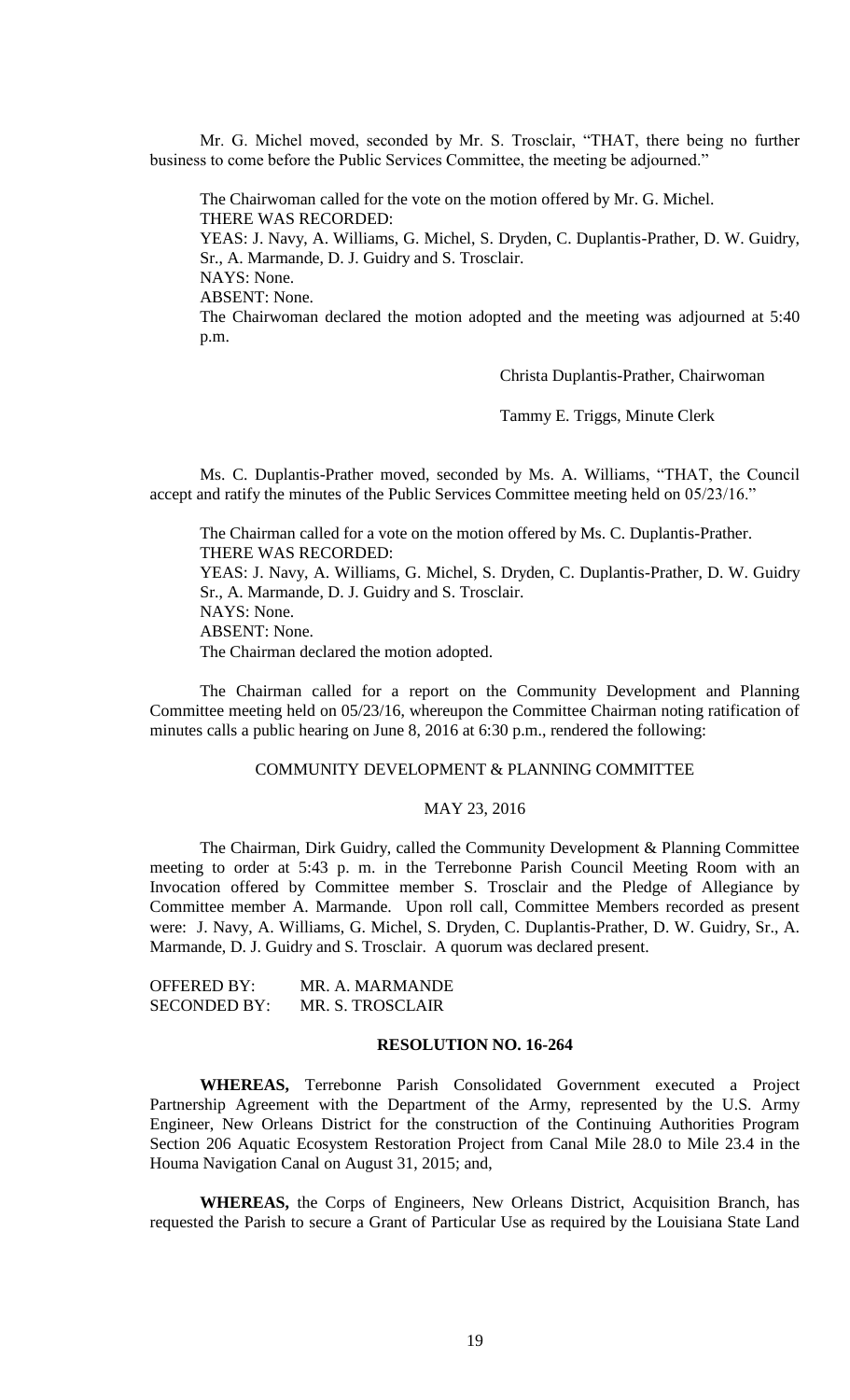Mr. G. Michel moved, seconded by Mr. S. Trosclair, "THAT, there being no further business to come before the Public Services Committee, the meeting be adjourned."

The Chairwoman called for the vote on the motion offered by Mr. G. Michel.
THERE WAS RECORDED:
YEAS: J. Navy, A. Williams, G. Michel, S. Dryden, C. Duplantis-Prather, D. W. Guidry, Sr., A. Marmande, D. J. Guidry and S. Trosclair.
NAYS: None.
ABSENT: None.
The Chairwoman declared the motion adopted and the meeting was adjourned at 5:40 p.m.

Christa Duplantis-Prather, Chairwoman

Tammy E. Triggs, Minute Clerk

Ms. C. Duplantis-Prather moved, seconded by Ms. A. Williams, "THAT, the Council accept and ratify the minutes of the Public Services Committee meeting held on 05/23/16."

The Chairman called for a vote on the motion offered by Ms. C. Duplantis-Prather.
THERE WAS RECORDED:
YEAS: J. Navy, A. Williams, G. Michel, S. Dryden, C. Duplantis-Prather, D. W. Guidry Sr., A. Marmande, D. J. Guidry and S. Trosclair.
NAYS: None.
ABSENT: None.
The Chairman declared the motion adopted.

The Chairman called for a report on the Community Development and Planning Committee meeting held on 05/23/16, whereupon the Committee Chairman noting ratification of minutes calls a public hearing on June 8, 2016 at 6:30 p.m., rendered the following:

COMMUNITY DEVELOPMENT & PLANNING COMMITTEE

MAY 23, 2016

The Chairman, Dirk Guidry, called the Community Development & Planning Committee meeting to order at 5:43 p. m. in the Terrebonne Parish Council Meeting Room with an Invocation offered by Committee member S. Trosclair and the Pledge of Allegiance by Committee member A. Marmande. Upon roll call, Committee Members recorded as present were: J. Navy, A. Williams, G. Michel, S. Dryden, C. Duplantis-Prather, D. W. Guidry, Sr., A. Marmande, D. J. Guidry and S. Trosclair. A quorum was declared present.

OFFERED BY: MR. A. MARMANDE
SECONDED BY: MR. S. TROSCLAIR

**RESOLUTION NO. 16-264**

**WHEREAS,** Terrebonne Parish Consolidated Government executed a Project Partnership Agreement with the Department of the Army, represented by the U.S. Army Engineer, New Orleans District for the construction of the Continuing Authorities Program Section 206 Aquatic Ecosystem Restoration Project from Canal Mile 28.0 to Mile 23.4 in the Houma Navigation Canal on August 31, 2015; and,

**WHEREAS,** the Corps of Engineers, New Orleans District, Acquisition Branch, has requested the Parish to secure a Grant of Particular Use as required by the Louisiana State Land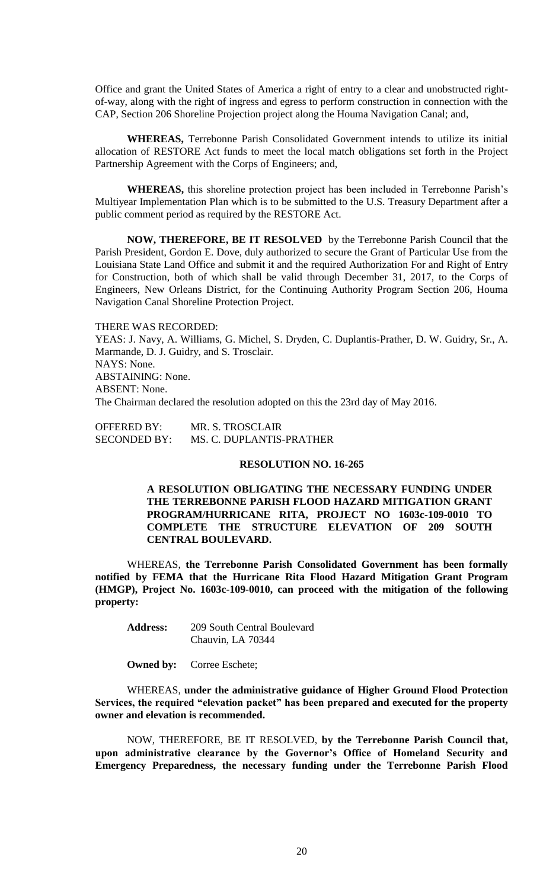Office and grant the United States of America a right of entry to a clear and unobstructed right-of-way, along with the right of ingress and egress to perform construction in connection with the CAP, Section 206 Shoreline Projection project along the Houma Navigation Canal; and,

**WHEREAS,** Terrebonne Parish Consolidated Government intends to utilize its initial allocation of RESTORE Act funds to meet the local match obligations set forth in the Project Partnership Agreement with the Corps of Engineers; and,

**WHEREAS,** this shoreline protection project has been included in Terrebonne Parish's Multiyear Implementation Plan which is to be submitted to the U.S. Treasury Department after a public comment period as required by the RESTORE Act.

**NOW, THEREFORE, BE IT RESOLVED** by the Terrebonne Parish Council that the Parish President, Gordon E. Dove, duly authorized to secure the Grant of Particular Use from the Louisiana State Land Office and submit it and the required Authorization For and Right of Entry for Construction, both of which shall be valid through December 31, 2017, to the Corps of Engineers, New Orleans District, for the Continuing Authority Program Section 206, Houma Navigation Canal Shoreline Protection Project.

THERE WAS RECORDED:
YEAS: J. Navy, A. Williams, G. Michel, S. Dryden, C. Duplantis-Prather, D. W. Guidry, Sr., A. Marmande, D. J. Guidry, and S. Trosclair.
NAYS: None.
ABSTAINING: None.
ABSENT: None.
The Chairman declared the resolution adopted on this the 23rd day of May 2016.

OFFERED BY: MR. S. TROSCLAIR
SECONDED BY: MS. C. DUPLANTIS-PRATHER

**RESOLUTION NO. 16-265**

**A RESOLUTION OBLIGATING THE NECESSARY FUNDING UNDER THE TERREBONNE PARISH FLOOD HAZARD MITIGATION GRANT PROGRAM/HURRICANE RITA, PROJECT NO 1603c-109-0010 TO COMPLETE THE STRUCTURE ELEVATION OF 209 SOUTH CENTRAL BOULEVARD.**

WHEREAS, **the Terrebonne Parish Consolidated Government has been formally notified by FEMA that the Hurricane Rita Flood Hazard Mitigation Grant Program (HMGP), Project No. 1603c-109-0010, can proceed with the mitigation of the following property:**

**Address:** 209 South Central Boulevard
Chauvin, LA 70344

**Owned by:** Corree Eschete;

WHEREAS, **under the administrative guidance of Higher Ground Flood Protection Services, the required "elevation packet" has been prepared and executed for the property owner and elevation is recommended.**

NOW, THEREFORE, BE IT RESOLVED, **by the Terrebonne Parish Council that, upon administrative clearance by the Governor's Office of Homeland Security and Emergency Preparedness, the necessary funding under the Terrebonne Parish Flood**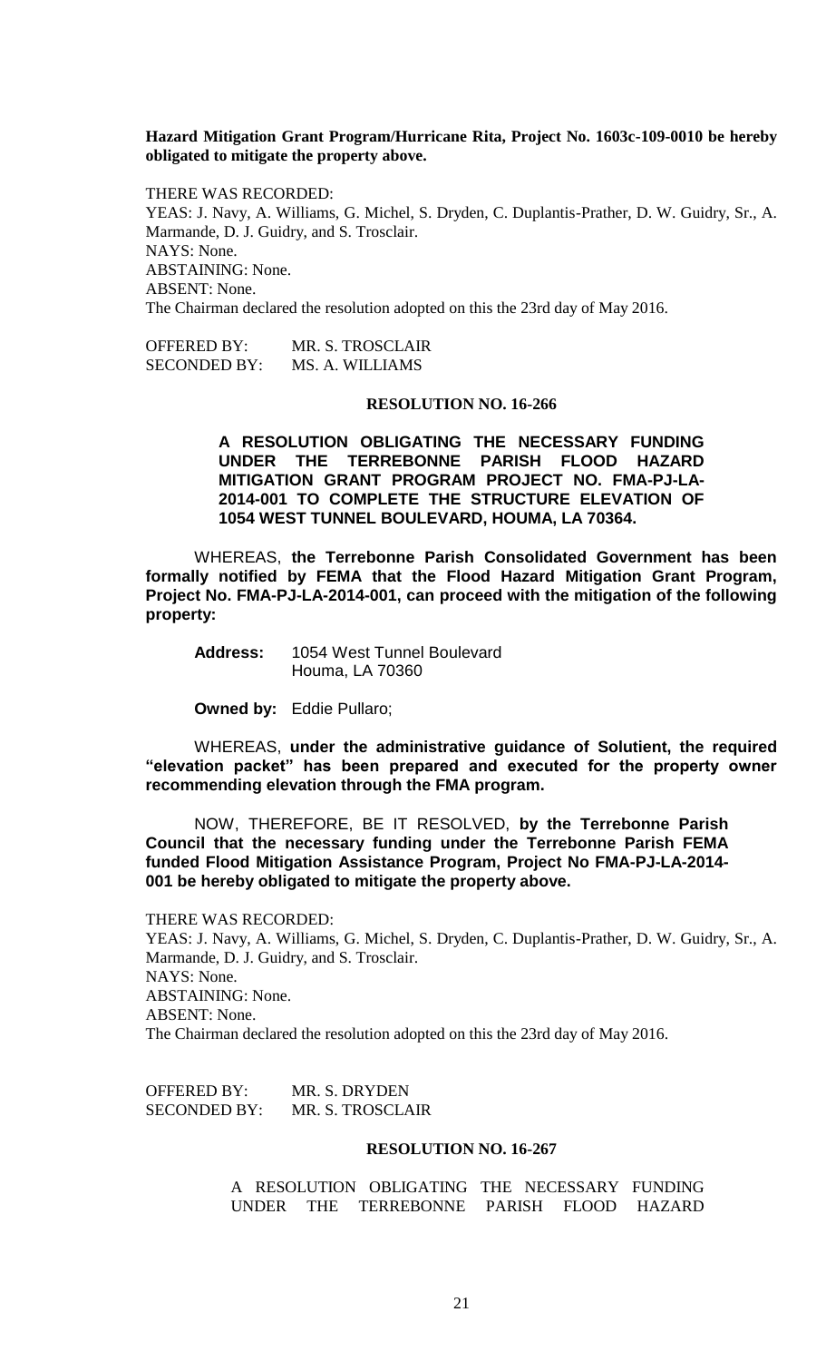**Hazard Mitigation Grant Program/Hurricane Rita, Project No. 1603c-109-0010 be hereby obligated to mitigate the property above.**

THERE WAS RECORDED:
YEAS: J. Navy, A. Williams, G. Michel, S. Dryden, C. Duplantis-Prather, D. W. Guidry, Sr., A. Marmande, D. J. Guidry, and S. Trosclair.
NAYS: None.
ABSTAINING: None.
ABSENT: None.
The Chairman declared the resolution adopted on this the 23rd day of May 2016.

OFFERED BY: MR. S. TROSCLAIR
SECONDED BY: MS. A. WILLIAMS

**RESOLUTION NO. 16-266**

**A RESOLUTION OBLIGATING THE NECESSARY FUNDING UNDER THE TERREBONNE PARISH FLOOD HAZARD MITIGATION GRANT PROGRAM PROJECT NO. FMA-PJ-LA-2014-001 TO COMPLETE THE STRUCTURE ELEVATION OF 1054 WEST TUNNEL BOULEVARD, HOUMA, LA 70364.**

WHEREAS, **the Terrebonne Parish Consolidated Government has been formally notified by FEMA that the Flood Hazard Mitigation Grant Program, Project No. FMA-PJ-LA-2014-001, can proceed with the mitigation of the following property:**

**Address:** 1054 West Tunnel Boulevard
Houma, LA 70360

**Owned by:** Eddie Pullaro;

WHEREAS, **under the administrative guidance of Solutient, the required "elevation packet" has been prepared and executed for the property owner recommending elevation through the FMA program.**

NOW, THEREFORE, BE IT RESOLVED, **by the Terrebonne Parish Council that the necessary funding under the Terrebonne Parish FEMA funded Flood Mitigation Assistance Program, Project No FMA-PJ-LA-2014-001 be hereby obligated to mitigate the property above.**

THERE WAS RECORDED:
YEAS: J. Navy, A. Williams, G. Michel, S. Dryden, C. Duplantis-Prather, D. W. Guidry, Sr., A. Marmande, D. J. Guidry, and S. Trosclair.
NAYS: None.
ABSTAINING: None.
ABSENT: None.
The Chairman declared the resolution adopted on this the 23rd day of May 2016.

OFFERED BY: MR. S. DRYDEN
SECONDED BY: MR. S. TROSCLAIR

**RESOLUTION NO. 16-267**

A RESOLUTION OBLIGATING THE NECESSARY FUNDING UNDER THE TERREBONNE PARISH FLOOD HAZARD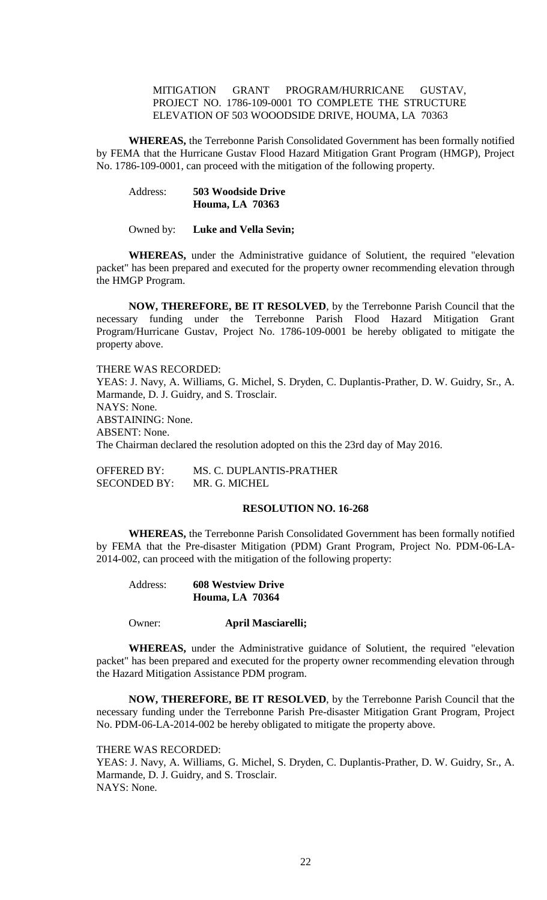MITIGATION GRANT PROGRAM/HURRICANE GUSTAV, PROJECT NO. 1786-109-0001 TO COMPLETE THE STRUCTURE ELEVATION OF 503 WOOODSIDE DRIVE, HOUMA, LA 70363

**WHEREAS,** the Terrebonne Parish Consolidated Government has been formally notified by FEMA that the Hurricane Gustav Flood Hazard Mitigation Grant Program (HMGP), Project No. 1786-109-0001, can proceed with the mitigation of the following property.

Address: **503 Woodside Drive**
**Houma, LA 70363**

Owned by: **Luke and Vella Sevin;**

**WHEREAS,** under the Administrative guidance of Solutient, the required "elevation packet" has been prepared and executed for the property owner recommending elevation through the HMGP Program.

**NOW, THEREFORE, BE IT RESOLVED**, by the Terrebonne Parish Council that the necessary funding under the Terrebonne Parish Flood Hazard Mitigation Grant Program/Hurricane Gustav, Project No. 1786-109-0001 be hereby obligated to mitigate the property above.

THERE WAS RECORDED:
YEAS: J. Navy, A. Williams, G. Michel, S. Dryden, C. Duplantis-Prather, D. W. Guidry, Sr., A. Marmande, D. J. Guidry, and S. Trosclair.
NAYS: None.
ABSTAINING: None.
ABSENT: None.
The Chairman declared the resolution adopted on this the 23rd day of May 2016.

OFFERED BY: MS. C. DUPLANTIS-PRATHER
SECONDED BY: MR. G. MICHEL

**RESOLUTION NO. 16-268**

**WHEREAS,** the Terrebonne Parish Consolidated Government has been formally notified by FEMA that the Pre-disaster Mitigation (PDM) Grant Program, Project No. PDM-06-LA-2014-002, can proceed with the mitigation of the following property:

Address: **608 Westview Drive**
**Houma, LA 70364**

Owner: **April Masciarelli;**

**WHEREAS,** under the Administrative guidance of Solutient, the required "elevation packet" has been prepared and executed for the property owner recommending elevation through the Hazard Mitigation Assistance PDM program.

**NOW, THEREFORE, BE IT RESOLVED**, by the Terrebonne Parish Council that the necessary funding under the Terrebonne Parish Pre-disaster Mitigation Grant Program, Project No. PDM-06-LA-2014-002 be hereby obligated to mitigate the property above.

THERE WAS RECORDED:
YEAS: J. Navy, A. Williams, G. Michel, S. Dryden, C. Duplantis-Prather, D. W. Guidry, Sr., A. Marmande, D. J. Guidry, and S. Trosclair.
NAYS: None.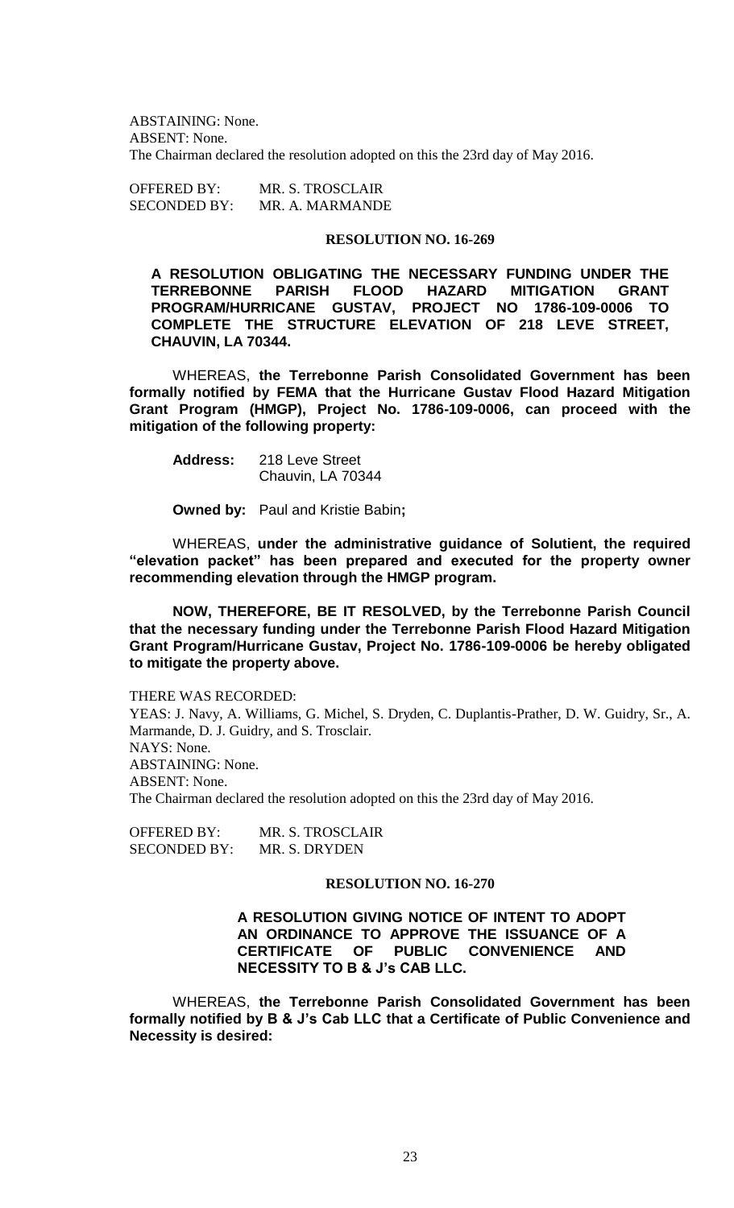ABSTAINING: None.
ABSENT: None.
The Chairman declared the resolution adopted on this the 23rd day of May 2016.

OFFERED BY: MR. S. TROSCLAIR
SECONDED BY: MR. A. MARMANDE

**RESOLUTION NO. 16-269**

**A RESOLUTION OBLIGATING THE NECESSARY FUNDING UNDER THE TERREBONNE PARISH FLOOD HAZARD MITIGATION GRANT PROGRAM/HURRICANE GUSTAV, PROJECT NO 1786-109-0006 TO COMPLETE THE STRUCTURE ELEVATION OF 218 LEVE STREET, CHAUVIN, LA 70344.**

WHEREAS, **the Terrebonne Parish Consolidated Government has been formally notified by FEMA that the Hurricane Gustav Flood Hazard Mitigation Grant Program (HMGP), Project No. 1786-109-0006, can proceed with the mitigation of the following property:**

**Address:** 218 Leve Street
Chauvin, LA 70344

**Owned by:** Paul and Kristie Babin**;**

WHEREAS, **under the administrative guidance of Solutient, the required "elevation packet" has been prepared and executed for the property owner recommending elevation through the HMGP program.**

**NOW, THEREFORE, BE IT RESOLVED, by the Terrebonne Parish Council that the necessary funding under the Terrebonne Parish Flood Hazard Mitigation Grant Program/Hurricane Gustav, Project No. 1786-109-0006 be hereby obligated to mitigate the property above.**

THERE WAS RECORDED:
YEAS: J. Navy, A. Williams, G. Michel, S. Dryden, C. Duplantis-Prather, D. W. Guidry, Sr., A. Marmande, D. J. Guidry, and S. Trosclair.
NAYS: None.
ABSTAINING: None.
ABSENT: None.
The Chairman declared the resolution adopted on this the 23rd day of May 2016.

OFFERED BY: MR. S. TROSCLAIR
SECONDED BY: MR. S. DRYDEN

**RESOLUTION NO. 16-270**

**A RESOLUTION GIVING NOTICE OF INTENT TO ADOPT AN ORDINANCE TO APPROVE THE ISSUANCE OF A CERTIFICATE OF PUBLIC CONVENIENCE AND NECESSITY TO B & J's CAB LLC.**

WHEREAS, **the Terrebonne Parish Consolidated Government has been formally notified by B & J's Cab LLC that a Certificate of Public Convenience and Necessity is desired:**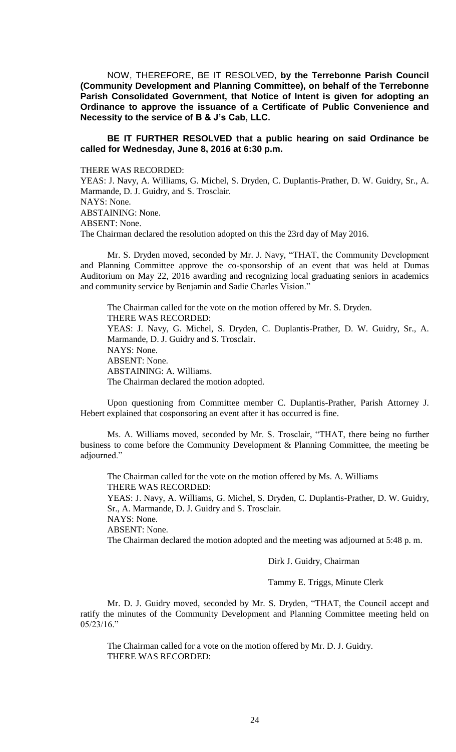NOW, THEREFORE, BE IT RESOLVED, **by the Terrebonne Parish Council (Community Development and Planning Committee), on behalf of the Terrebonne Parish Consolidated Government, that Notice of Intent is given for adopting an Ordinance to approve the issuance of a Certificate of Public Convenience and Necessity to the service of B & J's Cab, LLC.**

**BE IT FURTHER RESOLVED that a public hearing on said Ordinance be called for Wednesday, June 8, 2016 at 6:30 p.m.**

THERE WAS RECORDED:
YEAS: J. Navy, A. Williams, G. Michel, S. Dryden, C. Duplantis-Prather, D. W. Guidry, Sr., A. Marmande, D. J. Guidry, and S. Trosclair.
NAYS: None.
ABSTAINING: None.
ABSENT: None.
The Chairman declared the resolution adopted on this the 23rd day of May 2016.

Mr. S. Dryden moved, seconded by Mr. J. Navy, "THAT, the Community Development and Planning Committee approve the co-sponsorship of an event that was held at Dumas Auditorium on May 22, 2016 awarding and recognizing local graduating seniors in academics and community service by Benjamin and Sadie Charles Vision."

The Chairman called for the vote on the motion offered by Mr. S. Dryden.
THERE WAS RECORDED:
YEAS: J. Navy, G. Michel, S. Dryden, C. Duplantis-Prather, D. W. Guidry, Sr., A. Marmande, D. J. Guidry and S. Trosclair.
NAYS: None.
ABSENT: None.
ABSTAINING: A. Williams.
The Chairman declared the motion adopted.

Upon questioning from Committee member C. Duplantis-Prather, Parish Attorney J. Hebert explained that cosponsoring an event after it has occurred is fine.

Ms. A. Williams moved, seconded by Mr. S. Trosclair, "THAT, there being no further business to come before the Community Development & Planning Committee, the meeting be adjourned."

The Chairman called for the vote on the motion offered by Ms. A. Williams
THERE WAS RECORDED:
YEAS: J. Navy, A. Williams, G. Michel, S. Dryden, C. Duplantis-Prather, D. W. Guidry, Sr., A. Marmande, D. J. Guidry and S. Trosclair.
NAYS: None.
ABSENT: None.
The Chairman declared the motion adopted and the meeting was adjourned at 5:48 p. m.

Dirk J. Guidry, Chairman

Tammy E. Triggs, Minute Clerk

Mr. D. J. Guidry moved, seconded by Mr. S. Dryden, "THAT, the Council accept and ratify the minutes of the Community Development and Planning Committee meeting held on 05/23/16."

The Chairman called for a vote on the motion offered by Mr. D. J. Guidry.
THERE WAS RECORDED: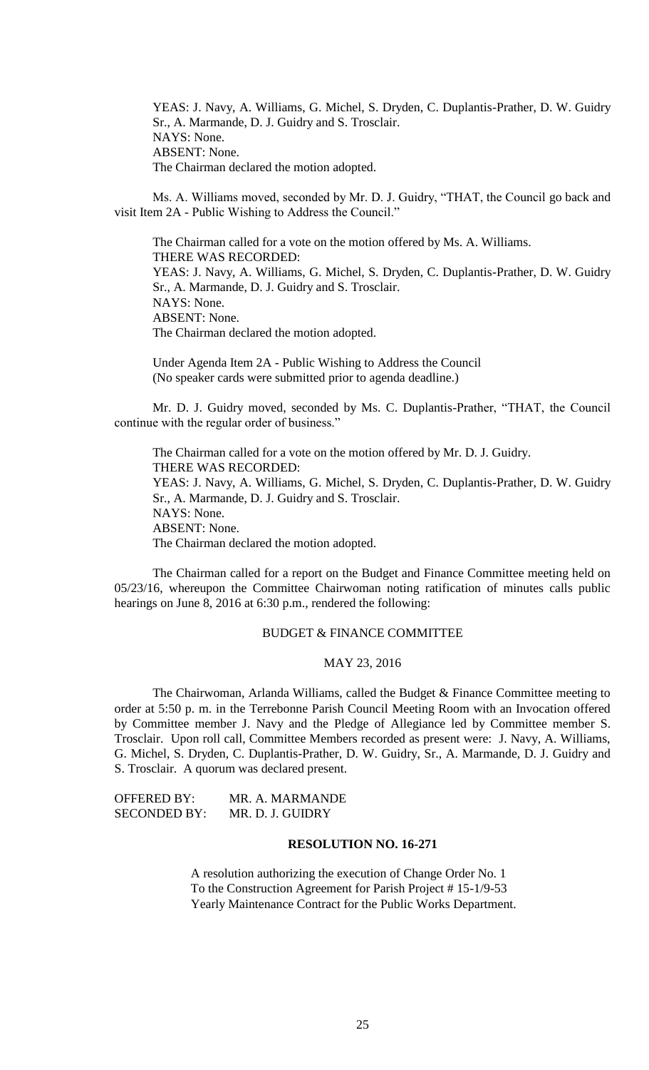YEAS: J. Navy, A. Williams, G. Michel, S. Dryden, C. Duplantis-Prather, D. W. Guidry Sr., A. Marmande, D. J. Guidry and S. Trosclair.
NAYS: None.
ABSENT: None.
The Chairman declared the motion adopted.

Ms. A. Williams moved, seconded by Mr. D. J. Guidry, "THAT, the Council go back and visit Item 2A - Public Wishing to Address the Council."

The Chairman called for a vote on the motion offered by Ms. A. Williams.
THERE WAS RECORDED:
YEAS: J. Navy, A. Williams, G. Michel, S. Dryden, C. Duplantis-Prather, D. W. Guidry Sr., A. Marmande, D. J. Guidry and S. Trosclair.
NAYS: None.
ABSENT: None.
The Chairman declared the motion adopted.

Under Agenda Item 2A - Public Wishing to Address the Council
(No speaker cards were submitted prior to agenda deadline.)

Mr. D. J. Guidry moved, seconded by Ms. C. Duplantis-Prather, "THAT, the Council continue with the regular order of business."

The Chairman called for a vote on the motion offered by Mr. D. J. Guidry.
THERE WAS RECORDED:
YEAS: J. Navy, A. Williams, G. Michel, S. Dryden, C. Duplantis-Prather, D. W. Guidry Sr., A. Marmande, D. J. Guidry and S. Trosclair.
NAYS: None.
ABSENT: None.
The Chairman declared the motion adopted.

The Chairman called for a report on the Budget and Finance Committee meeting held on 05/23/16, whereupon the Committee Chairwoman noting ratification of minutes calls public hearings on June 8, 2016 at 6:30 p.m., rendered the following:

BUDGET & FINANCE COMMITTEE

MAY 23, 2016

The Chairwoman, Arlanda Williams, called the Budget & Finance Committee meeting to order at 5:50 p. m. in the Terrebonne Parish Council Meeting Room with an Invocation offered by Committee member J. Navy and the Pledge of Allegiance led by Committee member S. Trosclair. Upon roll call, Committee Members recorded as present were: J. Navy, A. Williams, G. Michel, S. Dryden, C. Duplantis-Prather, D. W. Guidry, Sr., A. Marmande, D. J. Guidry and S. Trosclair. A quorum was declared present.

OFFERED BY: MR. A. MARMANDE
SECONDED BY: MR. D. J. GUIDRY

**RESOLUTION NO. 16-271**

A resolution authorizing the execution of Change Order No. 1 To the Construction Agreement for Parish Project # 15-1/9-53 Yearly Maintenance Contract for the Public Works Department.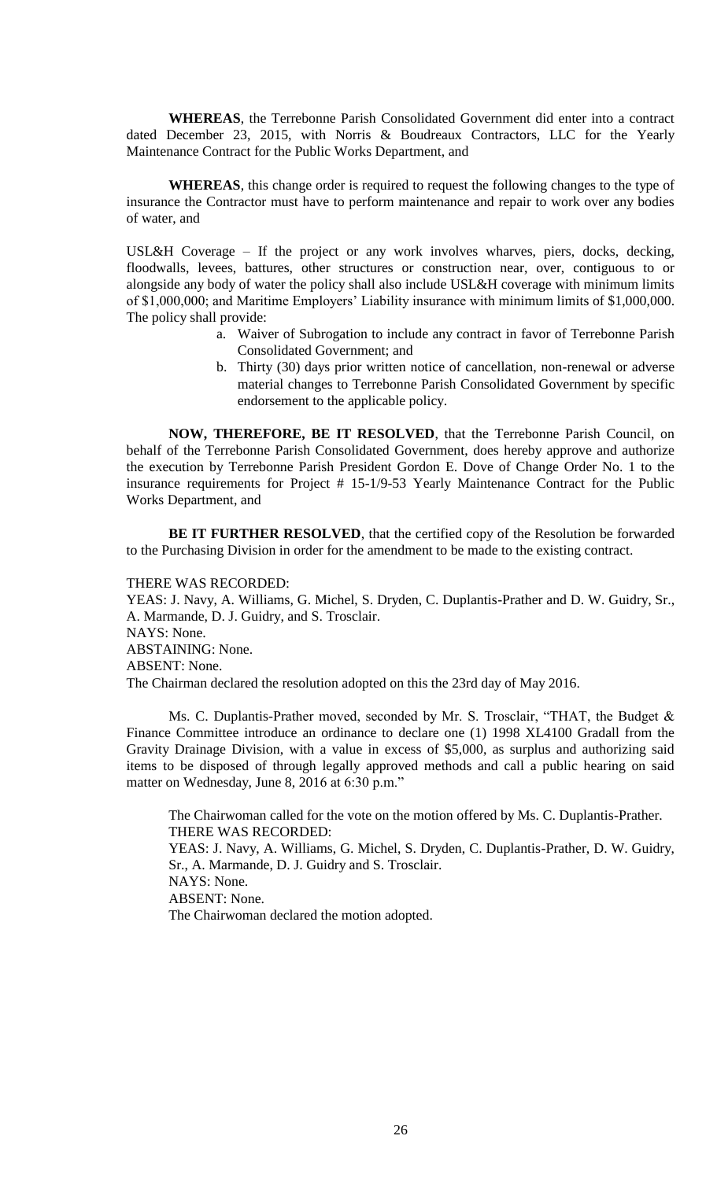**WHEREAS**, the Terrebonne Parish Consolidated Government did enter into a contract dated December 23, 2015, with Norris & Boudreaux Contractors, LLC for the Yearly Maintenance Contract for the Public Works Department, and

**WHEREAS**, this change order is required to request the following changes to the type of insurance the Contractor must have to perform maintenance and repair to work over any bodies of water, and

USL&H Coverage – If the project or any work involves wharves, piers, docks, decking, floodwalls, levees, battures, other structures or construction near, over, contiguous to or alongside any body of water the policy shall also include USL&H coverage with minimum limits of $1,000,000; and Maritime Employers' Liability insurance with minimum limits of $1,000,000. The policy shall provide:

a. Waiver of Subrogation to include any contract in favor of Terrebonne Parish Consolidated Government; and
b. Thirty (30) days prior written notice of cancellation, non-renewal or adverse material changes to Terrebonne Parish Consolidated Government by specific endorsement to the applicable policy.

**NOW, THEREFORE, BE IT RESOLVED**, that the Terrebonne Parish Council, on behalf of the Terrebonne Parish Consolidated Government, does hereby approve and authorize the execution by Terrebonne Parish President Gordon E. Dove of Change Order No. 1 to the insurance requirements for Project # 15-1/9-53 Yearly Maintenance Contract for the Public Works Department, and

**BE IT FURTHER RESOLVED**, that the certified copy of the Resolution be forwarded to the Purchasing Division in order for the amendment to be made to the existing contract.

THERE WAS RECORDED:
YEAS: J. Navy, A. Williams, G. Michel, S. Dryden, C. Duplantis-Prather and D. W. Guidry, Sr., A. Marmande, D. J. Guidry, and S. Trosclair.
NAYS: None.
ABSTAINING: None.
ABSENT: None.
The Chairman declared the resolution adopted on this the 23rd day of May 2016.

Ms. C. Duplantis-Prather moved, seconded by Mr. S. Trosclair, "THAT, the Budget & Finance Committee introduce an ordinance to declare one (1) 1998 XL4100 Gradall from the Gravity Drainage Division, with a value in excess of $5,000, as surplus and authorizing said items to be disposed of through legally approved methods and call a public hearing on said matter on Wednesday, June 8, 2016 at 6:30 p.m."

The Chairwoman called for the vote on the motion offered by Ms. C. Duplantis-Prather.
THERE WAS RECORDED:
YEAS: J. Navy, A. Williams, G. Michel, S. Dryden, C. Duplantis-Prather, D. W. Guidry, Sr., A. Marmande, D. J. Guidry and S. Trosclair.
NAYS: None.
ABSENT: None.
The Chairwoman declared the motion adopted.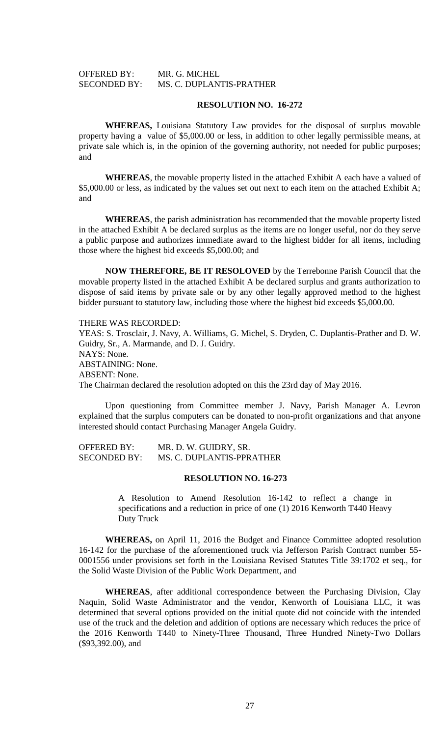OFFERED BY: MR. G. MICHEL
SECONDED BY: MS. C. DUPLANTIS-PRATHER

**RESOLUTION NO. 16-272**

**WHEREAS,** Louisiana Statutory Law provides for the disposal of surplus movable property having a value of $5,000.00 or less, in addition to other legally permissible means, at private sale which is, in the opinion of the governing authority, not needed for public purposes; and

**WHEREAS**, the movable property listed in the attached Exhibit A each have a valued of $5,000.00 or less, as indicated by the values set out next to each item on the attached Exhibit A; and

**WHEREAS**, the parish administration has recommended that the movable property listed in the attached Exhibit A be declared surplus as the items are no longer useful, nor do they serve a public purpose and authorizes immediate award to the highest bidder for all items, including those where the highest bid exceeds $5,000.00; and

**NOW THEREFORE, BE IT RESOLOVED** by the Terrebonne Parish Council that the movable property listed in the attached Exhibit A be declared surplus and grants authorization to dispose of said items by private sale or by any other legally approved method to the highest bidder pursuant to statutory law, including those where the highest bid exceeds $5,000.00.

THERE WAS RECORDED:
YEAS: S. Trosclair, J. Navy, A. Williams, G. Michel, S. Dryden, C. Duplantis-Prather and D. W. Guidry, Sr., A. Marmande, and D. J. Guidry.
NAYS: None.
ABSTAINING: None.
ABSENT: None.
The Chairman declared the resolution adopted on this the 23rd day of May 2016.

Upon questioning from Committee member J. Navy, Parish Manager A. Levron explained that the surplus computers can be donated to non-profit organizations and that anyone interested should contact Purchasing Manager Angela Guidry.

OFFERED BY: MR. D. W. GUIDRY, SR.
SECONDED BY: MS. C. DUPLANTIS-PPRATHER

**RESOLUTION NO. 16-273**

A Resolution to Amend Resolution 16-142 to reflect a change in specifications and a reduction in price of one (1) 2016 Kenworth T440 Heavy Duty Truck

**WHEREAS,** on April 11, 2016 the Budget and Finance Committee adopted resolution 16-142 for the purchase of the aforementioned truck via Jefferson Parish Contract number 55-0001556 under provisions set forth in the Louisiana Revised Statutes Title 39:1702 et seq., for the Solid Waste Division of the Public Work Department, and

**WHEREAS**, after additional correspondence between the Purchasing Division, Clay Naquin, Solid Waste Administrator and the vendor, Kenworth of Louisiana LLC, it was determined that several options provided on the initial quote did not coincide with the intended use of the truck and the deletion and addition of options are necessary which reduces the price of the 2016 Kenworth T440 to Ninety-Three Thousand, Three Hundred Ninety-Two Dollars ($93,392.00), and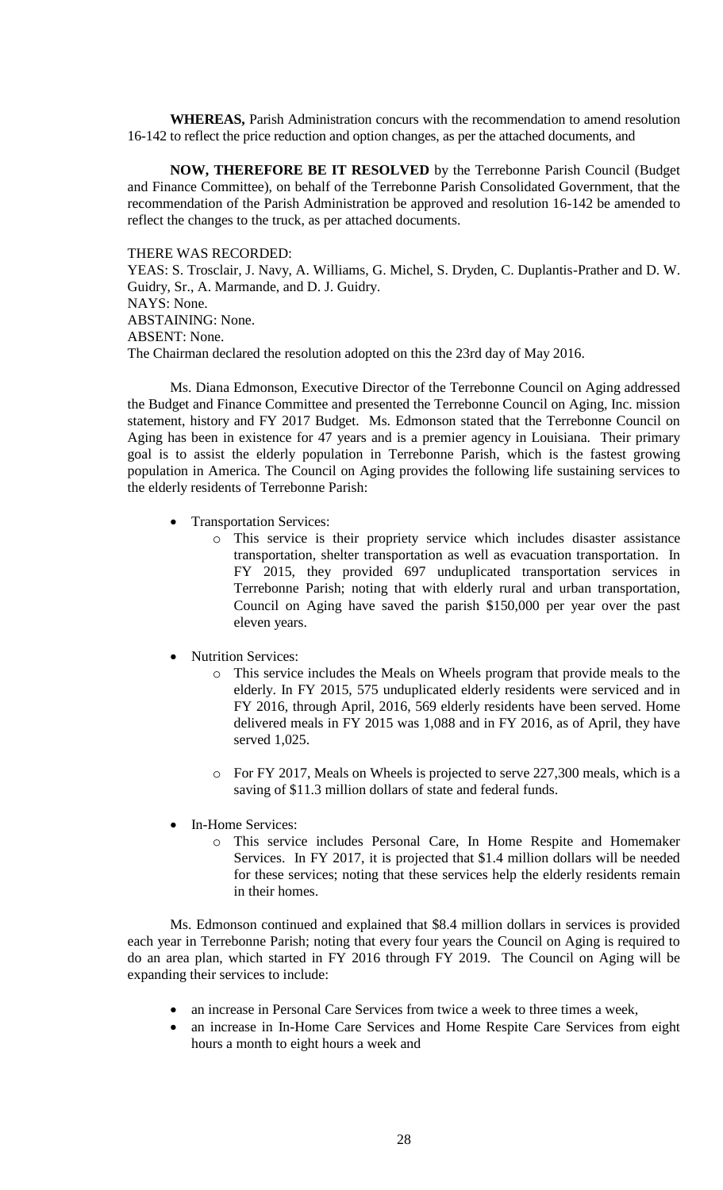**WHEREAS,** Parish Administration concurs with the recommendation to amend resolution 16-142 to reflect the price reduction and option changes, as per the attached documents, and

**NOW, THEREFORE BE IT RESOLVED** by the Terrebonne Parish Council (Budget and Finance Committee), on behalf of the Terrebonne Parish Consolidated Government, that the recommendation of the Parish Administration be approved and resolution 16-142 be amended to reflect the changes to the truck, as per attached documents.

THERE WAS RECORDED:
YEAS: S. Trosclair, J. Navy, A. Williams, G. Michel, S. Dryden, C. Duplantis-Prather and D. W. Guidry, Sr., A. Marmande, and D. J. Guidry.
NAYS: None.
ABSTAINING: None.
ABSENT: None.
The Chairman declared the resolution adopted on this the 23rd day of May 2016.

Ms. Diana Edmonson, Executive Director of the Terrebonne Council on Aging addressed the Budget and Finance Committee and presented the Terrebonne Council on Aging, Inc. mission statement, history and FY 2017 Budget. Ms. Edmonson stated that the Terrebonne Council on Aging has been in existence for 47 years and is a premier agency in Louisiana. Their primary goal is to assist the elderly population in Terrebonne Parish, which is the fastest growing population in America. The Council on Aging provides the following life sustaining services to the elderly residents of Terrebonne Parish:

- Transportation Services:
    - This service is their propriety service which includes disaster assistance transportation, shelter transportation as well as evacuation transportation. In FY 2015, they provided 697 unduplicated transportation services in Terrebonne Parish; noting that with elderly rural and urban transportation, Council on Aging have saved the parish $150,000 per year over the past eleven years.
- Nutrition Services:
    - This service includes the Meals on Wheels program that provide meals to the elderly. In FY 2015, 575 unduplicated elderly residents were serviced and in FY 2016, through April, 2016, 569 elderly residents have been served. Home delivered meals in FY 2015 was 1,088 and in FY 2016, as of April, they have served 1,025.
    - For FY 2017, Meals on Wheels is projected to serve 227,300 meals, which is a saving of $11.3 million dollars of state and federal funds.
- In-Home Services:
    - This service includes Personal Care, In Home Respite and Homemaker Services. In FY 2017, it is projected that $1.4 million dollars will be needed for these services; noting that these services help the elderly residents remain in their homes.

Ms. Edmonson continued and explained that $8.4 million dollars in services is provided each year in Terrebonne Parish; noting that every four years the Council on Aging is required to do an area plan, which started in FY 2016 through FY 2019. The Council on Aging will be expanding their services to include:

- an increase in Personal Care Services from twice a week to three times a week,
- an increase in In-Home Care Services and Home Respite Care Services from eight hours a month to eight hours a week and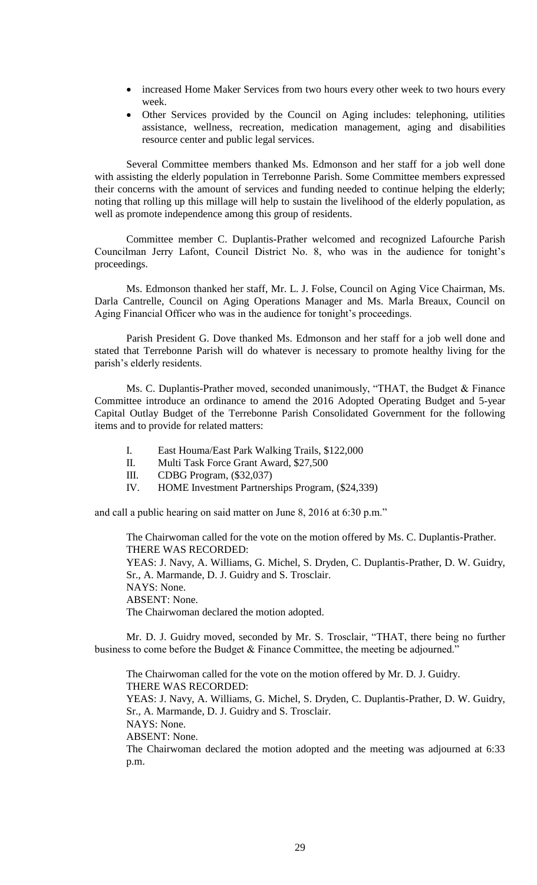- increased Home Maker Services from two hours every other week to two hours every week.
- Other Services provided by the Council on Aging includes: telephoning, utilities assistance, wellness, recreation, medication management, aging and disabilities resource center and public legal services.

Several Committee members thanked Ms. Edmonson and her staff for a job well done with assisting the elderly population in Terrebonne Parish. Some Committee members expressed their concerns with the amount of services and funding needed to continue helping the elderly; noting that rolling up this millage will help to sustain the livelihood of the elderly population, as well as promote independence among this group of residents.

Committee member C. Duplantis-Prather welcomed and recognized Lafourche Parish Councilman Jerry Lafont, Council District No. 8, who was in the audience for tonight's proceedings.

Ms. Edmonson thanked her staff, Mr. L. J. Folse, Council on Aging Vice Chairman, Ms. Darla Cantrelle, Council on Aging Operations Manager and Ms. Marla Breaux, Council on Aging Financial Officer who was in the audience for tonight's proceedings.

Parish President G. Dove thanked Ms. Edmonson and her staff for a job well done and stated that Terrebonne Parish will do whatever is necessary to promote healthy living for the parish's elderly residents.

Ms. C. Duplantis-Prather moved, seconded unanimously, "THAT, the Budget & Finance Committee introduce an ordinance to amend the 2016 Adopted Operating Budget and 5-year Capital Outlay Budget of the Terrebonne Parish Consolidated Government for the following items and to provide for related matters:

I. East Houma/East Park Walking Trails, $122,000
II. Multi Task Force Grant Award, $27,500
III. CDBG Program, ($32,037)
IV. HOME Investment Partnerships Program, ($24,339)

and call a public hearing on said matter on June 8, 2016 at 6:30 p.m."

The Chairwoman called for the vote on the motion offered by Ms. C. Duplantis-Prather.
THERE WAS RECORDED:
YEAS: J. Navy, A. Williams, G. Michel, S. Dryden, C. Duplantis-Prather, D. W. Guidry, Sr., A. Marmande, D. J. Guidry and S. Trosclair.
NAYS: None.
ABSENT: None.
The Chairwoman declared the motion adopted.

Mr. D. J. Guidry moved, seconded by Mr. S. Trosclair, "THAT, there being no further business to come before the Budget & Finance Committee, the meeting be adjourned."

The Chairwoman called for the vote on the motion offered by Mr. D. J. Guidry.
THERE WAS RECORDED:
YEAS: J. Navy, A. Williams, G. Michel, S. Dryden, C. Duplantis-Prather, D. W. Guidry, Sr., A. Marmande, D. J. Guidry and S. Trosclair.
NAYS: None.
ABSENT: None.
The Chairwoman declared the motion adopted and the meeting was adjourned at 6:33 p.m.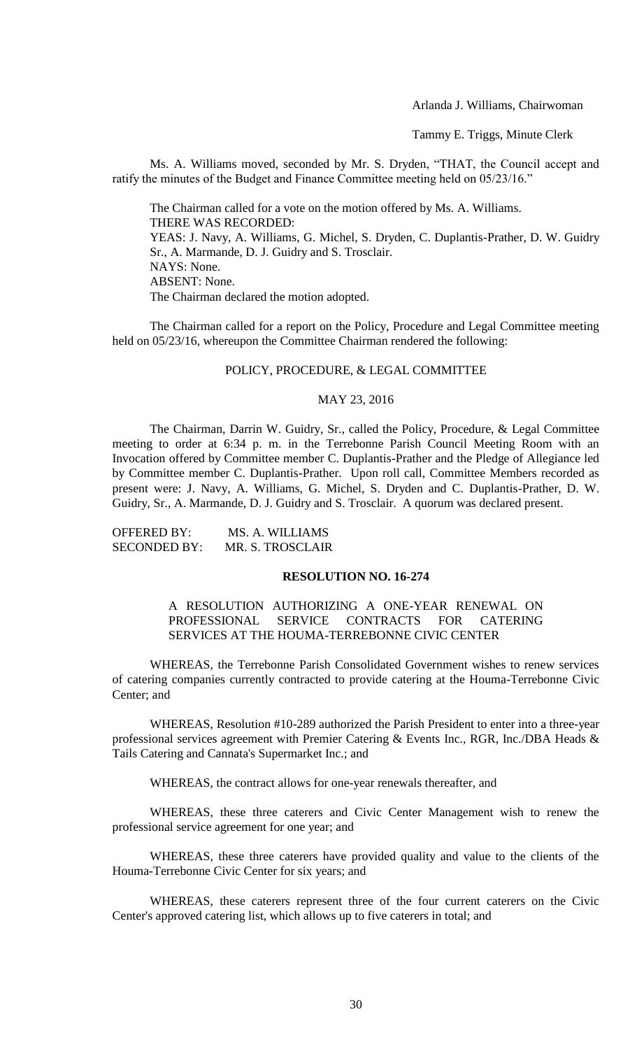Arlanda J. Williams, Chairwoman

Tammy E. Triggs, Minute Clerk

Ms. A. Williams moved, seconded by Mr. S. Dryden, "THAT, the Council accept and ratify the minutes of the Budget and Finance Committee meeting held on 05/23/16."

The Chairman called for a vote on the motion offered by Ms. A. Williams.
THERE WAS RECORDED:
YEAS: J. Navy, A. Williams, G. Michel, S. Dryden, C. Duplantis-Prather, D. W. Guidry Sr., A. Marmande, D. J. Guidry and S. Trosclair.
NAYS: None.
ABSENT: None.
The Chairman declared the motion adopted.

The Chairman called for a report on the Policy, Procedure and Legal Committee meeting held on 05/23/16, whereupon the Committee Chairman rendered the following:

POLICY, PROCEDURE, & LEGAL COMMITTEE

MAY 23, 2016

The Chairman, Darrin W. Guidry, Sr., called the Policy, Procedure, & Legal Committee meeting to order at 6:34 p. m. in the Terrebonne Parish Council Meeting Room with an Invocation offered by Committee member C. Duplantis-Prather and the Pledge of Allegiance led by Committee member C. Duplantis-Prather. Upon roll call, Committee Members recorded as present were: J. Navy, A. Williams, G. Michel, S. Dryden and C. Duplantis-Prather, D. W. Guidry, Sr., A. Marmande, D. J. Guidry and S. Trosclair. A quorum was declared present.

OFFERED BY: MS. A. WILLIAMS
SECONDED BY: MR. S. TROSCLAIR

**RESOLUTION NO. 16-274**

A RESOLUTION AUTHORIZING A ONE-YEAR RENEWAL ON PROFESSIONAL SERVICE CONTRACTS FOR CATERING SERVICES AT THE HOUMA-TERREBONNE CIVIC CENTER

WHEREAS, the Terrebonne Parish Consolidated Government wishes to renew services of catering companies currently contracted to provide catering at the Houma-Terrebonne Civic Center; and

WHEREAS, Resolution #10-289 authorized the Parish President to enter into a three-year professional services agreement with Premier Catering & Events Inc., RGR, Inc./DBA Heads & Tails Catering and Cannata's Supermarket Inc.; and

WHEREAS, the contract allows for one-year renewals thereafter, and

WHEREAS, these three caterers and Civic Center Management wish to renew the professional service agreement for one year; and

WHEREAS, these three caterers have provided quality and value to the clients of the Houma-Terrebonne Civic Center for six years; and

WHEREAS, these caterers represent three of the four current caterers on the Civic Center's approved catering list, which allows up to five caterers in total; and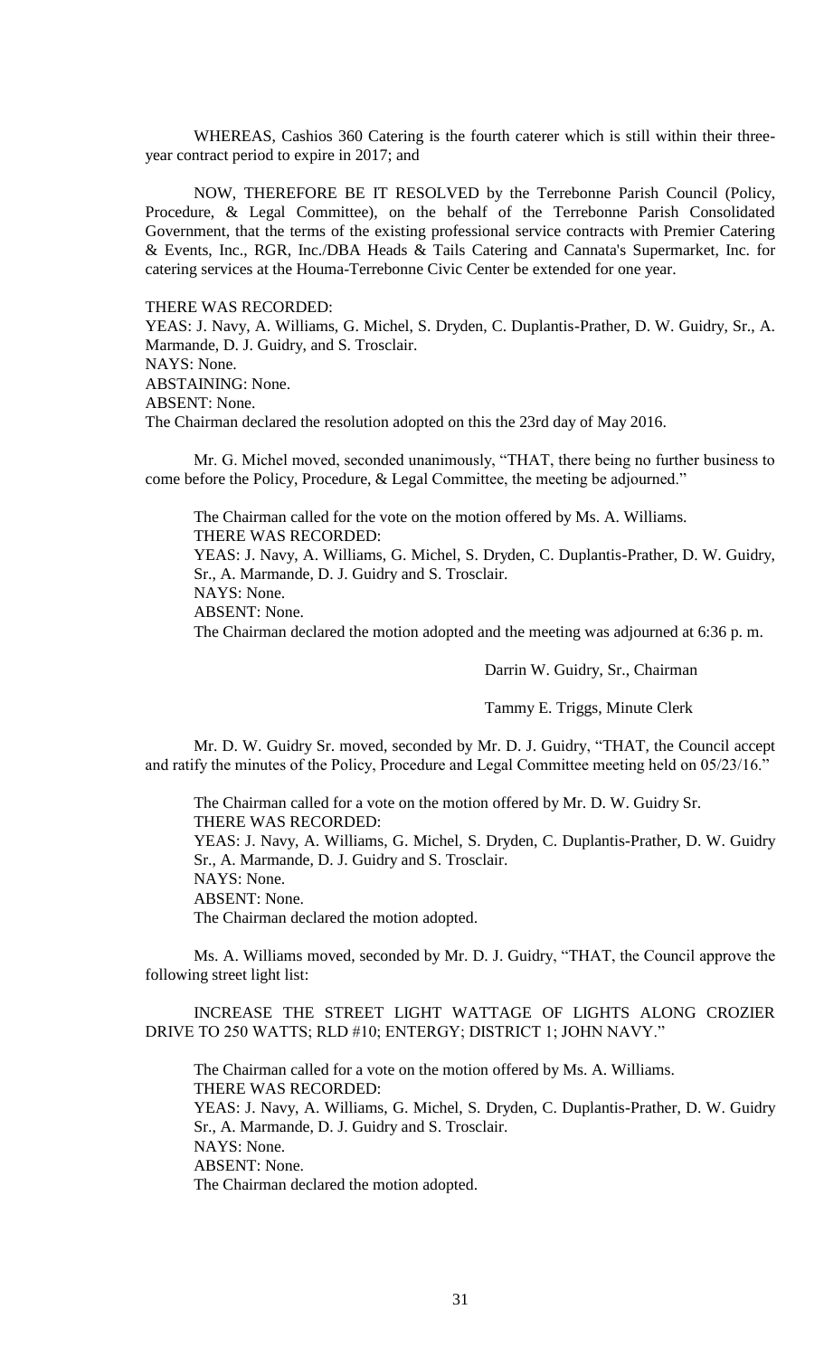WHEREAS, Cashios 360 Catering is the fourth caterer which is still within their three-year contract period to expire in 2017; and

NOW, THEREFORE BE IT RESOLVED by the Terrebonne Parish Council (Policy, Procedure, & Legal Committee), on the behalf of the Terrebonne Parish Consolidated Government, that the terms of the existing professional service contracts with Premier Catering & Events, Inc., RGR, Inc./DBA Heads & Tails Catering and Cannata's Supermarket, Inc. for catering services at the Houma-Terrebonne Civic Center be extended for one year.

THERE WAS RECORDED:
YEAS: J. Navy, A. Williams, G. Michel, S. Dryden, C. Duplantis-Prather, D. W. Guidry, Sr., A. Marmande, D. J. Guidry, and S. Trosclair.
NAYS: None.
ABSTAINING: None.
ABSENT: None.
The Chairman declared the resolution adopted on this the 23rd day of May 2016.

Mr. G. Michel moved, seconded unanimously, "THAT, there being no further business to come before the Policy, Procedure, & Legal Committee, the meeting be adjourned."

The Chairman called for the vote on the motion offered by Ms. A. Williams.
THERE WAS RECORDED:
YEAS: J. Navy, A. Williams, G. Michel, S. Dryden, C. Duplantis-Prather, D. W. Guidry, Sr., A. Marmande, D. J. Guidry and S. Trosclair.
NAYS: None.
ABSENT: None.
The Chairman declared the motion adopted and the meeting was adjourned at 6:36 p. m.

Darrin W. Guidry, Sr., Chairman

Tammy E. Triggs, Minute Clerk

Mr. D. W. Guidry Sr. moved, seconded by Mr. D. J. Guidry, "THAT, the Council accept and ratify the minutes of the Policy, Procedure and Legal Committee meeting held on 05/23/16."

The Chairman called for a vote on the motion offered by Mr. D. W. Guidry Sr.
THERE WAS RECORDED:
YEAS: J. Navy, A. Williams, G. Michel, S. Dryden, C. Duplantis-Prather, D. W. Guidry Sr., A. Marmande, D. J. Guidry and S. Trosclair.
NAYS: None.
ABSENT: None.
The Chairman declared the motion adopted.

Ms. A. Williams moved, seconded by Mr. D. J. Guidry, "THAT, the Council approve the following street light list:

INCREASE THE STREET LIGHT WATTAGE OF LIGHTS ALONG CROZIER DRIVE TO 250 WATTS; RLD #10; ENTERGY; DISTRICT 1; JOHN NAVY."

The Chairman called for a vote on the motion offered by Ms. A. Williams.
THERE WAS RECORDED:
YEAS: J. Navy, A. Williams, G. Michel, S. Dryden, C. Duplantis-Prather, D. W. Guidry Sr., A. Marmande, D. J. Guidry and S. Trosclair.
NAYS: None.
ABSENT: None.
The Chairman declared the motion adopted.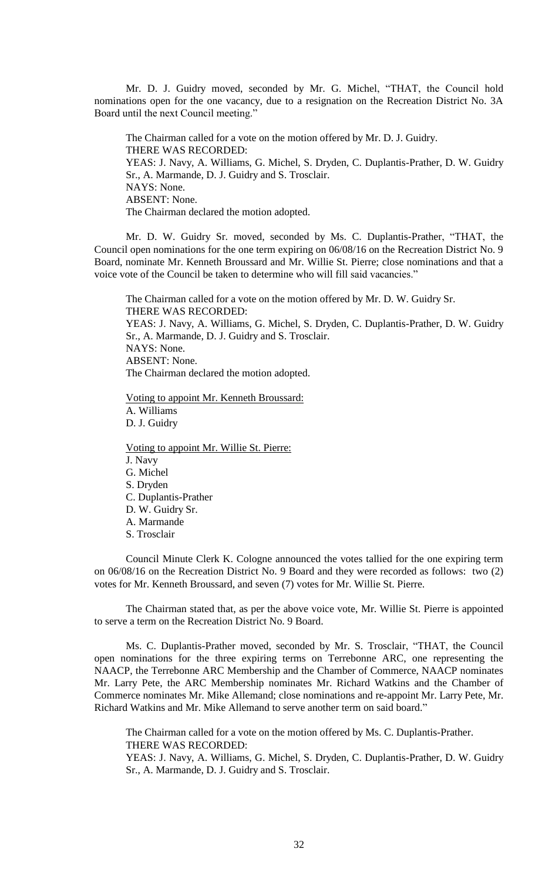Mr. D. J. Guidry moved, seconded by Mr. G. Michel, "THAT, the Council hold nominations open for the one vacancy, due to a resignation on the Recreation District No. 3A Board until the next Council meeting."

The Chairman called for a vote on the motion offered by Mr. D. J. Guidry.
THERE WAS RECORDED:
YEAS: J. Navy, A. Williams, G. Michel, S. Dryden, C. Duplantis-Prather, D. W. Guidry Sr., A. Marmande, D. J. Guidry and S. Trosclair.
NAYS: None.
ABSENT: None.
The Chairman declared the motion adopted.

Mr. D. W. Guidry Sr. moved, seconded by Ms. C. Duplantis-Prather, "THAT, the Council open nominations for the one term expiring on 06/08/16 on the Recreation District No. 9 Board, nominate Mr. Kenneth Broussard and Mr. Willie St. Pierre; close nominations and that a voice vote of the Council be taken to determine who will fill said vacancies."

The Chairman called for a vote on the motion offered by Mr. D. W. Guidry Sr.
THERE WAS RECORDED:
YEAS: J. Navy, A. Williams, G. Michel, S. Dryden, C. Duplantis-Prather, D. W. Guidry Sr., A. Marmande, D. J. Guidry and S. Trosclair.
NAYS: None.
ABSENT: None.
The Chairman declared the motion adopted.

Voting to appoint Mr. Kenneth Broussard:
A. Williams
D. J. Guidry

Voting to appoint Mr. Willie St. Pierre:
J. Navy
G. Michel
S. Dryden
C. Duplantis-Prather
D. W. Guidry Sr.
A. Marmande
S. Trosclair

Council Minute Clerk K. Cologne announced the votes tallied for the one expiring term on 06/08/16 on the Recreation District No. 9 Board and they were recorded as follows: two (2) votes for Mr. Kenneth Broussard, and seven (7) votes for Mr. Willie St. Pierre.

The Chairman stated that, as per the above voice vote, Mr. Willie St. Pierre is appointed to serve a term on the Recreation District No. 9 Board.

Ms. C. Duplantis-Prather moved, seconded by Mr. S. Trosclair, "THAT, the Council open nominations for the three expiring terms on Terrebonne ARC, one representing the NAACP, the Terrebonne ARC Membership and the Chamber of Commerce, NAACP nominates Mr. Larry Pete, the ARC Membership nominates Mr. Richard Watkins and the Chamber of Commerce nominates Mr. Mike Allemand; close nominations and re-appoint Mr. Larry Pete, Mr. Richard Watkins and Mr. Mike Allemand to serve another term on said board."

The Chairman called for a vote on the motion offered by Ms. C. Duplantis-Prather.
THERE WAS RECORDED:
YEAS: J. Navy, A. Williams, G. Michel, S. Dryden, C. Duplantis-Prather, D. W. Guidry Sr., A. Marmande, D. J. Guidry and S. Trosclair.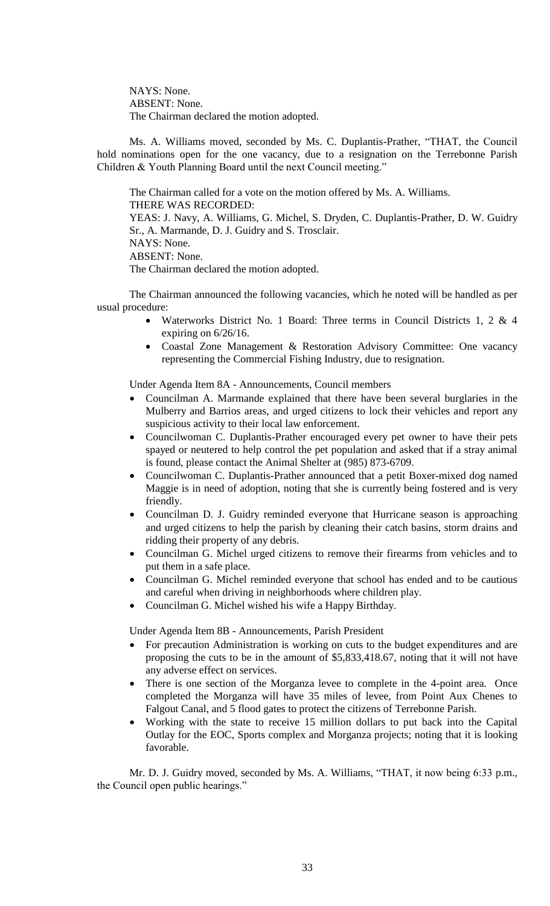NAYS: None.
ABSENT: None.
The Chairman declared the motion adopted.

Ms. A. Williams moved, seconded by Ms. C. Duplantis-Prather, "THAT, the Council hold nominations open for the one vacancy, due to a resignation on the Terrebonne Parish Children & Youth Planning Board until the next Council meeting."

The Chairman called for a vote on the motion offered by Ms. A. Williams.
THERE WAS RECORDED:
YEAS: J. Navy, A. Williams, G. Michel, S. Dryden, C. Duplantis-Prather, D. W. Guidry Sr., A. Marmande, D. J. Guidry and S. Trosclair.
NAYS: None.
ABSENT: None.
The Chairman declared the motion adopted.

The Chairman announced the following vacancies, which he noted will be handled as per usual procedure:

- Waterworks District No. 1 Board: Three terms in Council Districts 1, 2 & 4 expiring on 6/26/16.
- Coastal Zone Management & Restoration Advisory Committee: One vacancy representing the Commercial Fishing Industry, due to resignation.

Under Agenda Item 8A - Announcements, Council members

- Councilman A. Marmande explained that there have been several burglaries in the Mulberry and Barrios areas, and urged citizens to lock their vehicles and report any suspicious activity to their local law enforcement.
- Councilwoman C. Duplantis-Prather encouraged every pet owner to have their pets spayed or neutered to help control the pet population and asked that if a stray animal is found, please contact the Animal Shelter at (985) 873-6709.
- Councilwoman C. Duplantis-Prather announced that a petit Boxer-mixed dog named Maggie is in need of adoption, noting that she is currently being fostered and is very friendly.
- Councilman D. J. Guidry reminded everyone that Hurricane season is approaching and urged citizens to help the parish by cleaning their catch basins, storm drains and ridding their property of any debris.
- Councilman G. Michel urged citizens to remove their firearms from vehicles and to put them in a safe place.
- Councilman G. Michel reminded everyone that school has ended and to be cautious and careful when driving in neighborhoods where children play.
- Councilman G. Michel wished his wife a Happy Birthday.

Under Agenda Item 8B - Announcements, Parish President

- For precaution Administration is working on cuts to the budget expenditures and are proposing the cuts to be in the amount of $5,833,418.67, noting that it will not have any adverse effect on services.
- There is one section of the Morganza levee to complete in the 4-point area. Once completed the Morganza will have 35 miles of levee, from Point Aux Chenes to Falgout Canal, and 5 flood gates to protect the citizens of Terrebonne Parish.
- Working with the state to receive 15 million dollars to put back into the Capital Outlay for the EOC, Sports complex and Morganza projects; noting that it is looking favorable.

Mr. D. J. Guidry moved, seconded by Ms. A. Williams, "THAT, it now being 6:33 p.m., the Council open public hearings."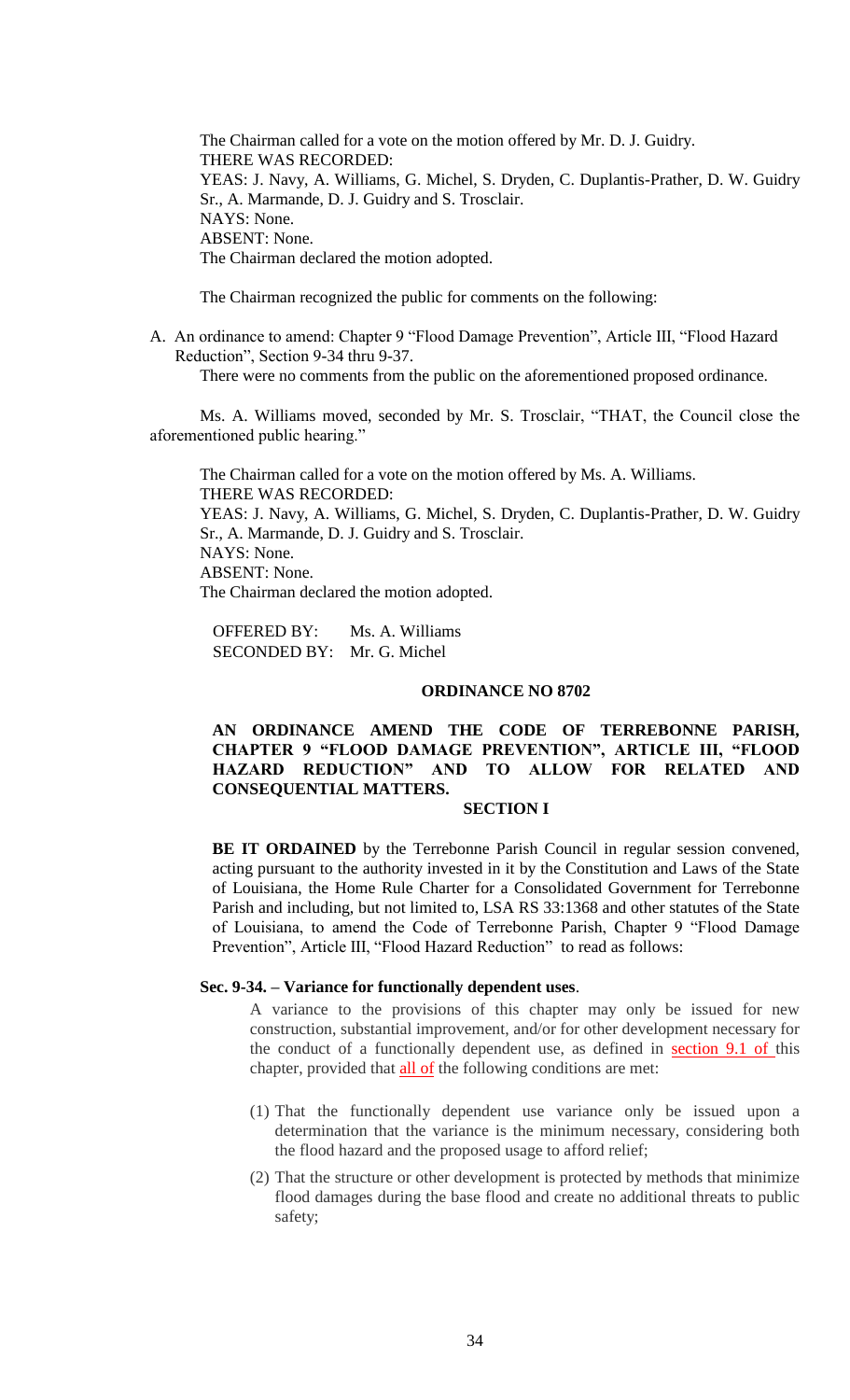The Chairman called for a vote on the motion offered by Mr. D. J. Guidry.
THERE WAS RECORDED:
YEAS: J. Navy, A. Williams, G. Michel, S. Dryden, C. Duplantis-Prather, D. W. Guidry Sr., A. Marmande, D. J. Guidry and S. Trosclair.
NAYS: None.
ABSENT: None.
The Chairman declared the motion adopted.

The Chairman recognized the public for comments on the following:

A. An ordinance to amend: Chapter 9 "Flood Damage Prevention", Article III, "Flood Hazard Reduction", Section 9-34 thru 9-37.
   There were no comments from the public on the aforementioned proposed ordinance.

Ms. A. Williams moved, seconded by Mr. S. Trosclair, "THAT, the Council close the aforementioned public hearing."

The Chairman called for a vote on the motion offered by Ms. A. Williams.
THERE WAS RECORDED:
YEAS: J. Navy, A. Williams, G. Michel, S. Dryden, C. Duplantis-Prather, D. W. Guidry Sr., A. Marmande, D. J. Guidry and S. Trosclair.
NAYS: None.
ABSENT: None.
The Chairman declared the motion adopted.

OFFERED BY: Ms. A. Williams
SECONDED BY: Mr. G. Michel

**ORDINANCE NO 8702**

**AN ORDINANCE AMEND THE CODE OF TERREBONNE PARISH, CHAPTER 9 "FLOOD DAMAGE PREVENTION", ARTICLE III, "FLOOD HAZARD REDUCTION" AND TO ALLOW FOR RELATED AND CONSEQUENTIAL MATTERS.**

**SECTION I**

**BE IT ORDAINED** by the Terrebonne Parish Council in regular session convened, acting pursuant to the authority invested in it by the Constitution and Laws of the State of Louisiana, the Home Rule Charter for a Consolidated Government for Terrebonne Parish and including, but not limited to, LSA RS 33:1368 and other statutes of the State of Louisiana, to amend the Code of Terrebonne Parish, Chapter 9 "Flood Damage Prevention", Article III, "Flood Hazard Reduction" to read as follows:

**Sec. 9-34. – Variance for functionally dependent uses**.

A variance to the provisions of this chapter may only be issued for new construction, substantial improvement, and/or for other development necessary for the conduct of a functionally dependent use, as defined in section 9.1 of this chapter, provided that all of the following conditions are met:

(1) That the functionally dependent use variance only be issued upon a determination that the variance is the minimum necessary, considering both the flood hazard and the proposed usage to afford relief;

(2) That the structure or other development is protected by methods that minimize flood damages during the base flood and create no additional threats to public safety;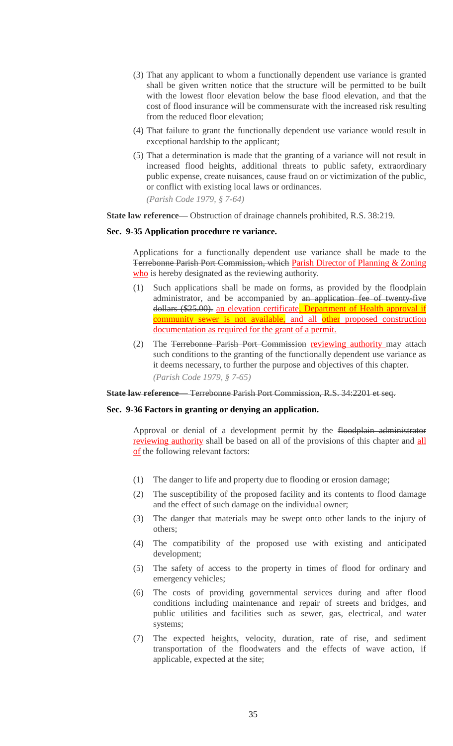(3) That any applicant to whom a functionally dependent use variance is granted shall be given written notice that the structure will be permitted to be built with the lowest floor elevation below the base flood elevation, and that the cost of flood insurance will be commensurate with the increased risk resulting from the reduced floor elevation;

(4) That failure to grant the functionally dependent use variance would result in exceptional hardship to the applicant;

(5) That a determination is made that the granting of a variance will not result in increased flood heights, additional threats to public safety, extraordinary public expense, create nuisances, cause fraud on or victimization of the public, or conflict with existing local laws or ordinances.

*(Parish Code 1979, § 7-64)*

**State law reference**— Obstruction of drainage channels prohibited, R.S. 38:219.

**Sec. 9-35 Application procedure re variance.**

Applications for a functionally dependent use variance shall be made to the ~~Terrebonne Parish Port Commission, which~~ Parish Director of Planning & Zoning who is hereby designated as the reviewing authority.

(1) Such applications shall be made on forms, as provided by the floodplain administrator, and be accompanied by ~~an application fee of twenty-five dollars ($25.00).~~ an elevation certificate, Department of Health approval if community sewer is not available, and all other proposed construction documentation as required for the grant of a permit.

(2) The ~~Terrebonne Parish Port Commission~~ reviewing authority may attach such conditions to the granting of the functionally dependent use variance as it deems necessary, to further the purpose and objectives of this chapter.

*(Parish Code 1979, § 7-65)*

~~**State law reference**— Terrebonne Parish Port Commission, R.S. 34:2201 et seq.~~

**Sec. 9-36 Factors in granting or denying an application.**

Approval or denial of a development permit by the ~~floodplain administrator~~ reviewing authority shall be based on all of the provisions of this chapter and all of the following relevant factors:

(1) The danger to life and property due to flooding or erosion damage;

(2) The susceptibility of the proposed facility and its contents to flood damage and the effect of such damage on the individual owner;

(3) The danger that materials may be swept onto other lands to the injury of others;

(4) The compatibility of the proposed use with existing and anticipated development;

(5) The safety of access to the property in times of flood for ordinary and emergency vehicles;

(6) The costs of providing governmental services during and after flood conditions including maintenance and repair of streets and bridges, and public utilities and facilities such as sewer, gas, electrical, and water systems;

(7) The expected heights, velocity, duration, rate of rise, and sediment transportation of the floodwaters and the effects of wave action, if applicable, expected at the site;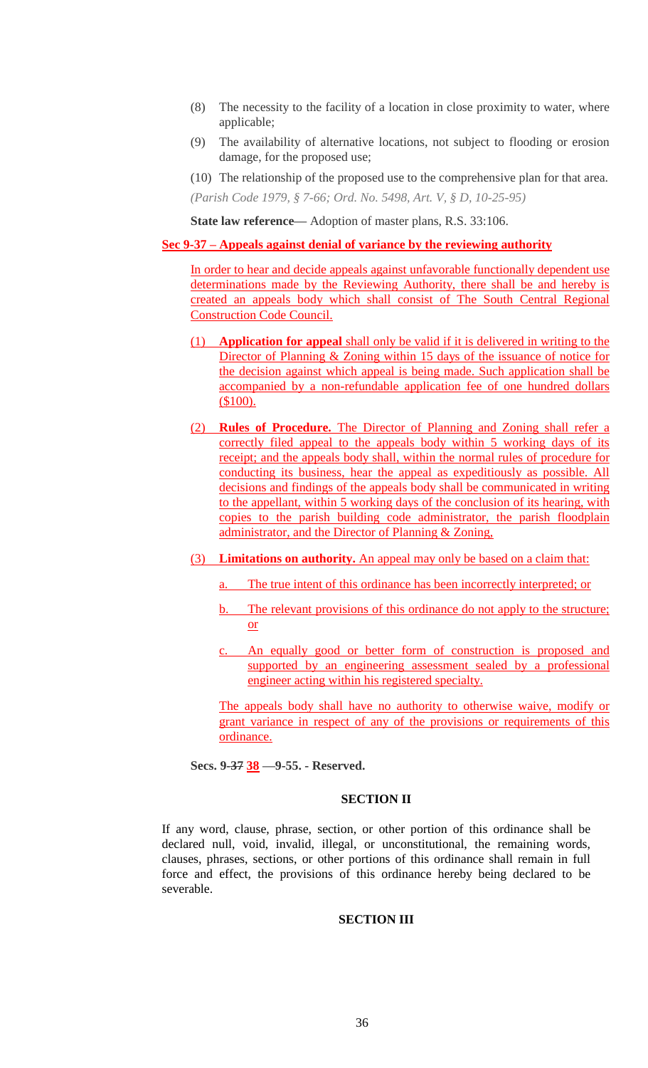(8) The necessity to the facility of a location in close proximity to water, where applicable;

(9) The availability of alternative locations, not subject to flooding or erosion damage, for the proposed use;

(10) The relationship of the proposed use to the comprehensive plan for that area.

*(Parish Code 1979, § 7-66; Ord. No. 5498, Art. V, § D, 10-25-95)*

**State law reference—** Adoption of master plans, R.S. 33:106.

**Sec 9-37 – Appeals against denial of variance by the reviewing authority**

In order to hear and decide appeals against unfavorable functionally dependent use determinations made by the Reviewing Authority, there shall be and hereby is created an appeals body which shall consist of The South Central Regional Construction Code Council.

(1) **Application for appeal** shall only be valid if it is delivered in writing to the Director of Planning & Zoning within 15 days of the issuance of notice for the decision against which appeal is being made. Such application shall be accompanied by a non-refundable application fee of one hundred dollars ($100).

(2) **Rules of Procedure.** The Director of Planning and Zoning shall refer a correctly filed appeal to the appeals body within 5 working days of its receipt; and the appeals body shall, within the normal rules of procedure for conducting its business, hear the appeal as expeditiously as possible. All decisions and findings of the appeals body shall be communicated in writing to the appellant, within 5 working days of the conclusion of its hearing, with copies to the parish building code administrator, the parish floodplain administrator, and the Director of Planning & Zoning,

(3) **Limitations on authority.** An appeal may only be based on a claim that:

a. The true intent of this ordinance has been incorrectly interpreted; or

b. The relevant provisions of this ordinance do not apply to the structure; or

c. An equally good or better form of construction is proposed and supported by an engineering assessment sealed by a professional engineer acting within his registered specialty.

The appeals body shall have no authority to otherwise waive, modify or grant variance in respect of any of the provisions or requirements of this ordinance.

**Secs. 9-~~37~~ 38 —9-55. - Reserved.**

**SECTION II**

If any word, clause, phrase, section, or other portion of this ordinance shall be declared null, void, invalid, illegal, or unconstitutional, the remaining words, clauses, phrases, sections, or other portions of this ordinance shall remain in full force and effect, the provisions of this ordinance hereby being declared to be severable.

**SECTION III**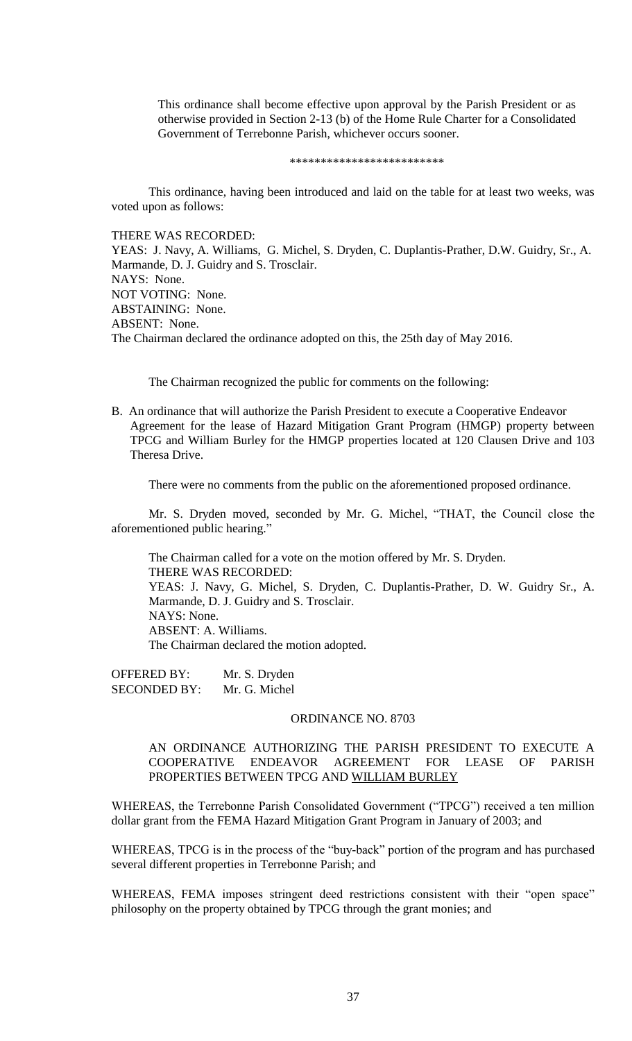This ordinance shall become effective upon approval by the Parish President or as otherwise provided in Section 2-13 (b) of the Home Rule Charter for a Consolidated Government of Terrebonne Parish, whichever occurs sooner.

*************************

This ordinance, having been introduced and laid on the table for at least two weeks, was voted upon as follows:

THERE WAS RECORDED:
YEAS: J. Navy, A. Williams, G. Michel, S. Dryden, C. Duplantis-Prather, D.W. Guidry, Sr., A. Marmande, D. J. Guidry and S. Trosclair.
NAYS: None.
NOT VOTING: None.
ABSTAINING: None.
ABSENT: None.
The Chairman declared the ordinance adopted on this, the 25th day of May 2016.

The Chairman recognized the public for comments on the following:

B. An ordinance that will authorize the Parish President to execute a Cooperative Endeavor Agreement for the lease of Hazard Mitigation Grant Program (HMGP) property between TPCG and William Burley for the HMGP properties located at 120 Clausen Drive and 103 Theresa Drive.

There were no comments from the public on the aforementioned proposed ordinance.

Mr. S. Dryden moved, seconded by Mr. G. Michel, "THAT, the Council close the aforementioned public hearing."

The Chairman called for a vote on the motion offered by Mr. S. Dryden.
THERE WAS RECORDED:
YEAS: J. Navy, G. Michel, S. Dryden, C. Duplantis-Prather, D. W. Guidry Sr., A. Marmande, D. J. Guidry and S. Trosclair.
NAYS: None.
ABSENT: A. Williams.
The Chairman declared the motion adopted.

OFFERED BY: Mr. S. Dryden
SECONDED BY: Mr. G. Michel

ORDINANCE NO. 8703

AN ORDINANCE AUTHORIZING THE PARISH PRESIDENT TO EXECUTE A COOPERATIVE ENDEAVOR AGREEMENT FOR LEASE OF PARISH PROPERTIES BETWEEN TPCG AND WILLIAM BURLEY

WHEREAS, the Terrebonne Parish Consolidated Government ("TPCG") received a ten million dollar grant from the FEMA Hazard Mitigation Grant Program in January of 2003; and

WHEREAS, TPCG is in the process of the "buy-back" portion of the program and has purchased several different properties in Terrebonne Parish; and

WHEREAS, FEMA imposes stringent deed restrictions consistent with their "open space" philosophy on the property obtained by TPCG through the grant monies; and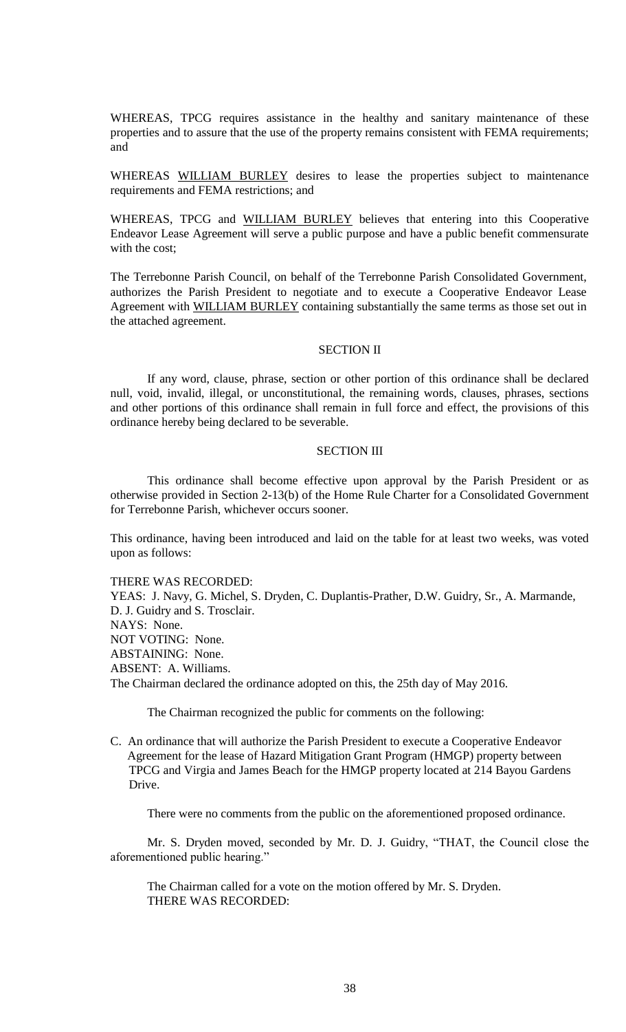WHEREAS, TPCG requires assistance in the healthy and sanitary maintenance of these properties and to assure that the use of the property remains consistent with FEMA requirements; and

WHEREAS WILLIAM BURLEY desires to lease the properties subject to maintenance requirements and FEMA restrictions; and

WHEREAS, TPCG and WILLIAM BURLEY believes that entering into this Cooperative Endeavor Lease Agreement will serve a public purpose and have a public benefit commensurate with the cost;

The Terrebonne Parish Council, on behalf of the Terrebonne Parish Consolidated Government, authorizes the Parish President to negotiate and to execute a Cooperative Endeavor Lease Agreement with WILLIAM BURLEY containing substantially the same terms as those set out in the attached agreement.

SECTION II

If any word, clause, phrase, section or other portion of this ordinance shall be declared null, void, invalid, illegal, or unconstitutional, the remaining words, clauses, phrases, sections and other portions of this ordinance shall remain in full force and effect, the provisions of this ordinance hereby being declared to be severable.

SECTION III

This ordinance shall become effective upon approval by the Parish President or as otherwise provided in Section 2-13(b) of the Home Rule Charter for a Consolidated Government for Terrebonne Parish, whichever occurs sooner.

This ordinance, having been introduced and laid on the table for at least two weeks, was voted upon as follows:

THERE WAS RECORDED:
YEAS: J. Navy, G. Michel, S. Dryden, C. Duplantis-Prather, D.W. Guidry, Sr., A. Marmande, D. J. Guidry and S. Trosclair.
NAYS: None.
NOT VOTING: None.
ABSTAINING: None.
ABSENT: A. Williams.
The Chairman declared the ordinance adopted on this, the 25th day of May 2016.

The Chairman recognized the public for comments on the following:

C. An ordinance that will authorize the Parish President to execute a Cooperative Endeavor Agreement for the lease of Hazard Mitigation Grant Program (HMGP) property between TPCG and Virgia and James Beach for the HMGP property located at 214 Bayou Gardens Drive.

There were no comments from the public on the aforementioned proposed ordinance.

Mr. S. Dryden moved, seconded by Mr. D. J. Guidry, "THAT, the Council close the aforementioned public hearing."

The Chairman called for a vote on the motion offered by Mr. S. Dryden.
THERE WAS RECORDED: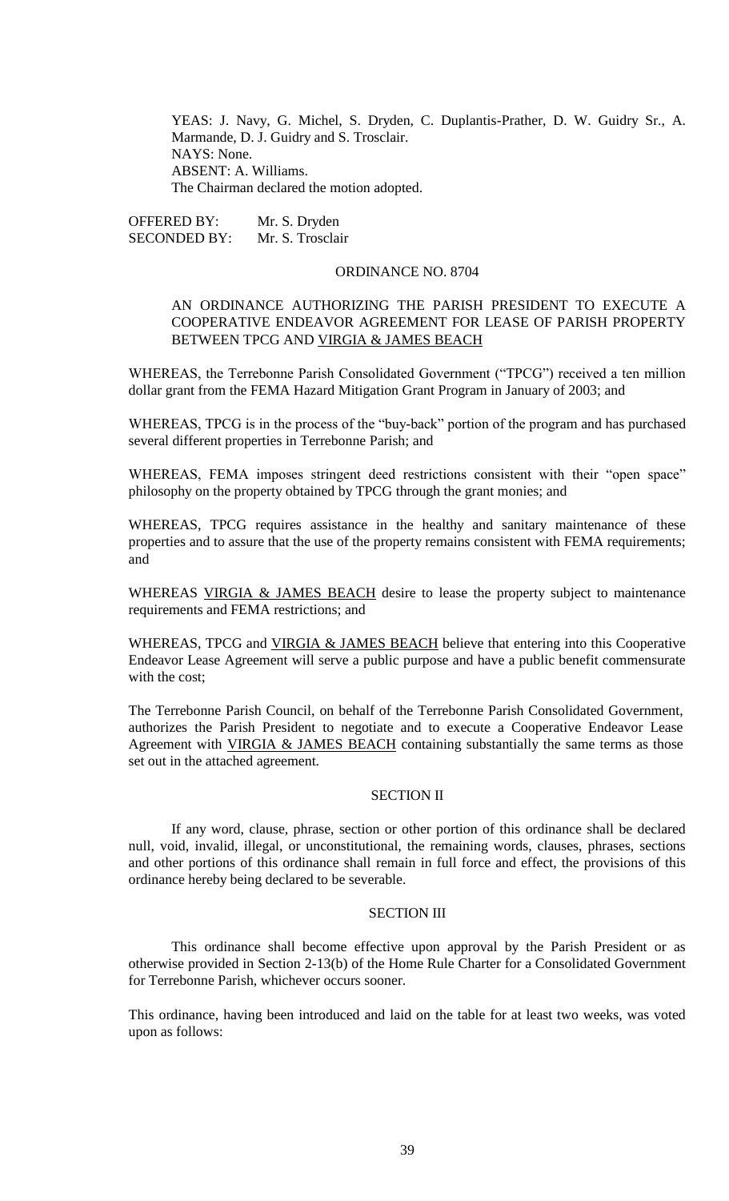YEAS: J. Navy, G. Michel, S. Dryden, C. Duplantis-Prather, D. W. Guidry Sr., A. Marmande, D. J. Guidry and S. Trosclair.
NAYS: None.
ABSENT: A. Williams.
The Chairman declared the motion adopted.

OFFERED BY: Mr. S. Dryden
SECONDED BY: Mr. S. Trosclair

ORDINANCE NO. 8704

AN ORDINANCE AUTHORIZING THE PARISH PRESIDENT TO EXECUTE A COOPERATIVE ENDEAVOR AGREEMENT FOR LEASE OF PARISH PROPERTY BETWEEN TPCG AND VIRGIA & JAMES BEACH

WHEREAS, the Terrebonne Parish Consolidated Government ("TPCG") received a ten million dollar grant from the FEMA Hazard Mitigation Grant Program in January of 2003; and

WHEREAS, TPCG is in the process of the "buy-back" portion of the program and has purchased several different properties in Terrebonne Parish; and

WHEREAS, FEMA imposes stringent deed restrictions consistent with their "open space" philosophy on the property obtained by TPCG through the grant monies; and

WHEREAS, TPCG requires assistance in the healthy and sanitary maintenance of these properties and to assure that the use of the property remains consistent with FEMA requirements; and

WHEREAS VIRGIA & JAMES BEACH desire to lease the property subject to maintenance requirements and FEMA restrictions; and

WHEREAS, TPCG and VIRGIA & JAMES BEACH believe that entering into this Cooperative Endeavor Lease Agreement will serve a public purpose and have a public benefit commensurate with the cost;

The Terrebonne Parish Council, on behalf of the Terrebonne Parish Consolidated Government, authorizes the Parish President to negotiate and to execute a Cooperative Endeavor Lease Agreement with VIRGIA & JAMES BEACH containing substantially the same terms as those set out in the attached agreement.

SECTION II

If any word, clause, phrase, section or other portion of this ordinance shall be declared null, void, invalid, illegal, or unconstitutional, the remaining words, clauses, phrases, sections and other portions of this ordinance shall remain in full force and effect, the provisions of this ordinance hereby being declared to be severable.

SECTION III

This ordinance shall become effective upon approval by the Parish President or as otherwise provided in Section 2-13(b) of the Home Rule Charter for a Consolidated Government for Terrebonne Parish, whichever occurs sooner.

This ordinance, having been introduced and laid on the table for at least two weeks, was voted upon as follows: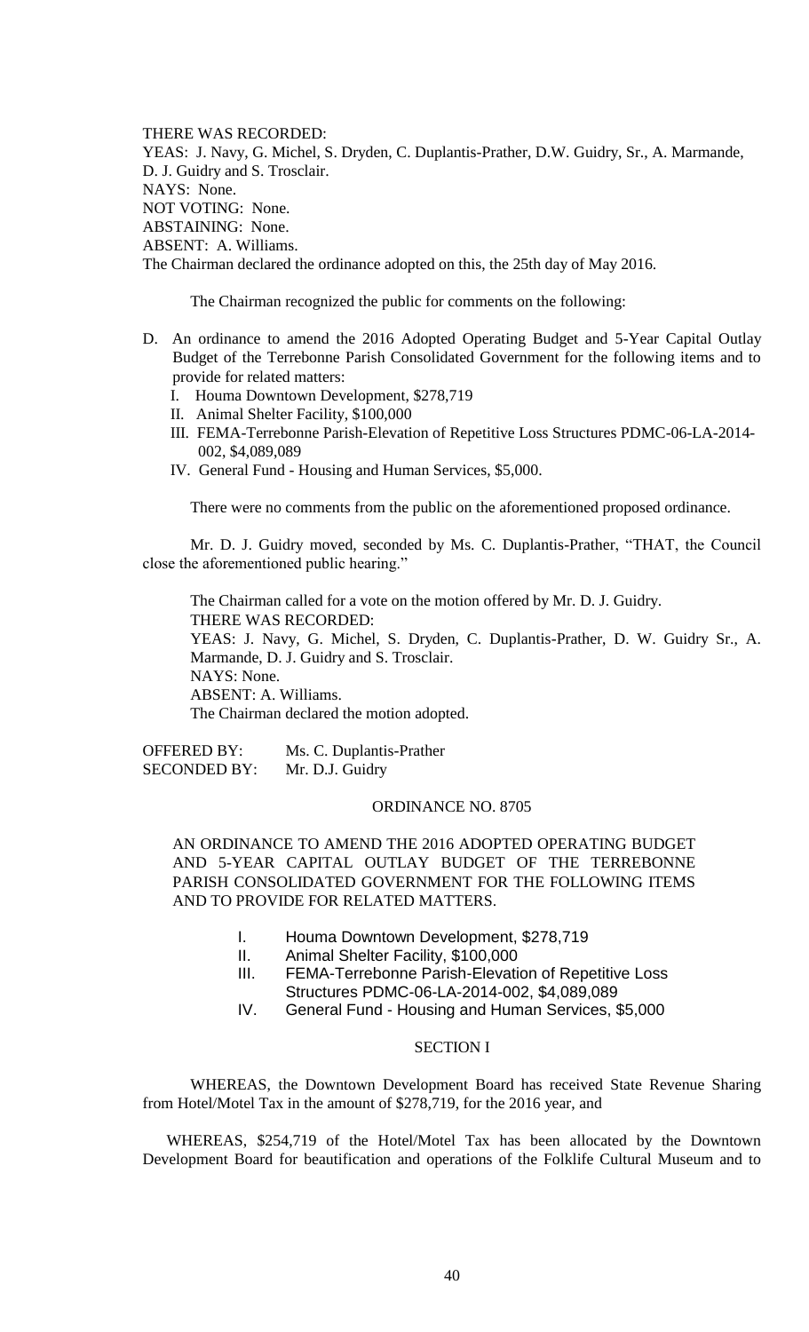THERE WAS RECORDED:
YEAS: J. Navy, G. Michel, S. Dryden, C. Duplantis-Prather, D.W. Guidry, Sr., A. Marmande, D. J. Guidry and S. Trosclair.
NAYS: None.
NOT VOTING: None.
ABSTAINING: None.
ABSENT: A. Williams.
The Chairman declared the ordinance adopted on this, the 25th day of May 2016.

The Chairman recognized the public for comments on the following:

D. An ordinance to amend the 2016 Adopted Operating Budget and 5-Year Capital Outlay Budget of the Terrebonne Parish Consolidated Government for the following items and to provide for related matters:
   I. Houma Downtown Development, $278,719
   II. Animal Shelter Facility, $100,000
   III. FEMA-Terrebonne Parish-Elevation of Repetitive Loss Structures PDMC-06-LA-2014-002, $4,089,089
   IV. General Fund - Housing and Human Services, $5,000.

There were no comments from the public on the aforementioned proposed ordinance.

Mr. D. J. Guidry moved, seconded by Ms. C. Duplantis-Prather, "THAT, the Council close the aforementioned public hearing."

The Chairman called for a vote on the motion offered by Mr. D. J. Guidry.
THERE WAS RECORDED:
YEAS: J. Navy, G. Michel, S. Dryden, C. Duplantis-Prather, D. W. Guidry Sr., A. Marmande, D. J. Guidry and S. Trosclair.
NAYS: None.
ABSENT: A. Williams.
The Chairman declared the motion adopted.

OFFERED BY: Ms. C. Duplantis-Prather
SECONDED BY: Mr. D.J. Guidry

ORDINANCE NO. 8705

AN ORDINANCE TO AMEND THE 2016 ADOPTED OPERATING BUDGET AND 5-YEAR CAPITAL OUTLAY BUDGET OF THE TERREBONNE PARISH CONSOLIDATED GOVERNMENT FOR THE FOLLOWING ITEMS AND TO PROVIDE FOR RELATED MATTERS.

I. Houma Downtown Development, $278,719
II. Animal Shelter Facility, $100,000
III. FEMA-Terrebonne Parish-Elevation of Repetitive Loss Structures PDMC-06-LA-2014-002, $4,089,089
IV. General Fund - Housing and Human Services, $5,000

SECTION I

WHEREAS, the Downtown Development Board has received State Revenue Sharing from Hotel/Motel Tax in the amount of $278,719, for the 2016 year, and

WHEREAS, $254,719 of the Hotel/Motel Tax has been allocated by the Downtown Development Board for beautification and operations of the Folklife Cultural Museum and to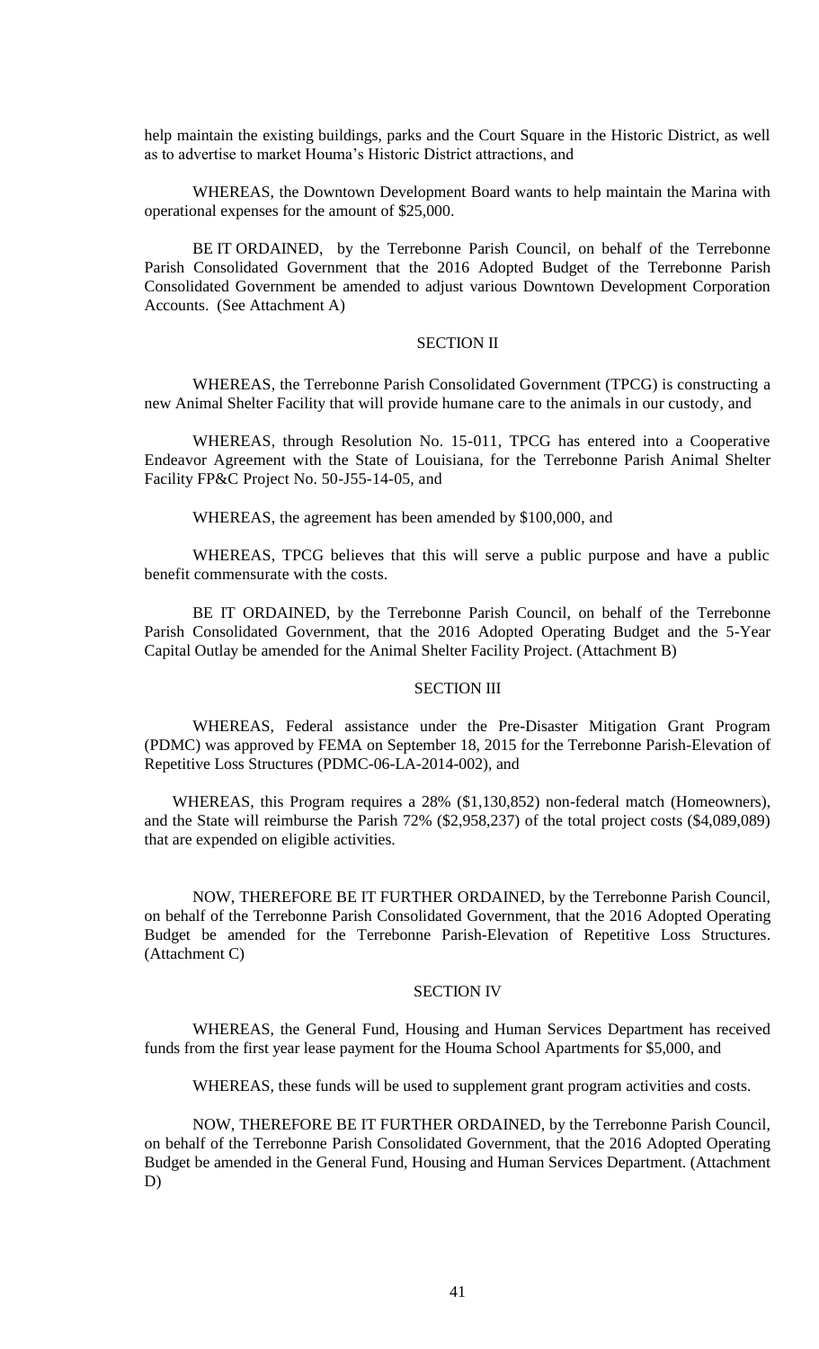help maintain the existing buildings, parks and the Court Square in the Historic District, as well as to advertise to market Houma's Historic District attractions, and

WHEREAS, the Downtown Development Board wants to help maintain the Marina with operational expenses for the amount of $25,000.

BE IT ORDAINED, by the Terrebonne Parish Council, on behalf of the Terrebonne Parish Consolidated Government that the 2016 Adopted Budget of the Terrebonne Parish Consolidated Government be amended to adjust various Downtown Development Corporation Accounts. (See Attachment A)

SECTION II

WHEREAS, the Terrebonne Parish Consolidated Government (TPCG) is constructing a new Animal Shelter Facility that will provide humane care to the animals in our custody, and

WHEREAS, through Resolution No. 15-011, TPCG has entered into a Cooperative Endeavor Agreement with the State of Louisiana, for the Terrebonne Parish Animal Shelter Facility FP&C Project No. 50-J55-14-05, and

WHEREAS, the agreement has been amended by $100,000, and

WHEREAS, TPCG believes that this will serve a public purpose and have a public benefit commensurate with the costs.

BE IT ORDAINED, by the Terrebonne Parish Council, on behalf of the Terrebonne Parish Consolidated Government, that the 2016 Adopted Operating Budget and the 5-Year Capital Outlay be amended for the Animal Shelter Facility Project. (Attachment B)

SECTION III

WHEREAS, Federal assistance under the Pre-Disaster Mitigation Grant Program (PDMC) was approved by FEMA on September 18, 2015 for the Terrebonne Parish-Elevation of Repetitive Loss Structures (PDMC-06-LA-2014-002), and

WHEREAS, this Program requires a 28% ($1,130,852) non-federal match (Homeowners), and the State will reimburse the Parish 72% ($2,958,237) of the total project costs ($4,089,089) that are expended on eligible activities.

NOW, THEREFORE BE IT FURTHER ORDAINED, by the Terrebonne Parish Council, on behalf of the Terrebonne Parish Consolidated Government, that the 2016 Adopted Operating Budget be amended for the Terrebonne Parish-Elevation of Repetitive Loss Structures. (Attachment C)

SECTION IV

WHEREAS, the General Fund, Housing and Human Services Department has received funds from the first year lease payment for the Houma School Apartments for $5,000, and

WHEREAS, these funds will be used to supplement grant program activities and costs.

NOW, THEREFORE BE IT FURTHER ORDAINED, by the Terrebonne Parish Council, on behalf of the Terrebonne Parish Consolidated Government, that the 2016 Adopted Operating Budget be amended in the General Fund, Housing and Human Services Department. (Attachment D)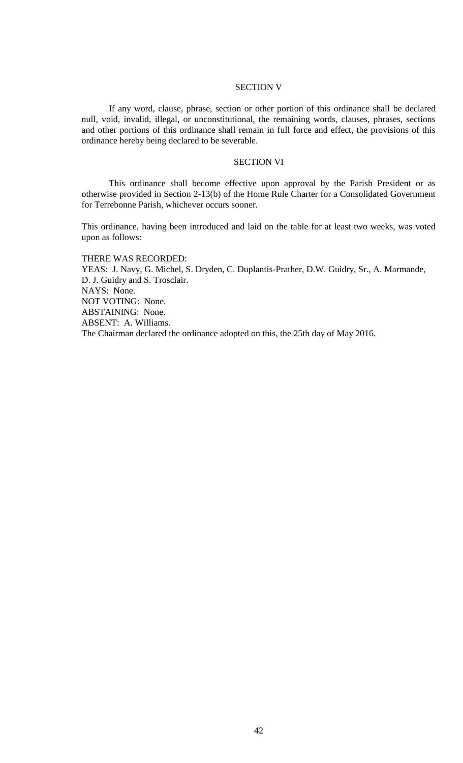SECTION V

If any word, clause, phrase, section or other portion of this ordinance shall be declared null, void, invalid, illegal, or unconstitutional, the remaining words, clauses, phrases, sections and other portions of this ordinance shall remain in full force and effect, the provisions of this ordinance hereby being declared to be severable.

SECTION VI

This ordinance shall become effective upon approval by the Parish President or as otherwise provided in Section 2-13(b) of the Home Rule Charter for a Consolidated Government for Terrebonne Parish, whichever occurs sooner.

This ordinance, having been introduced and laid on the table for at least two weeks, was voted upon as follows:

THERE WAS RECORDED:
YEAS: J. Navy, G. Michel, S. Dryden, C. Duplantis-Prather, D.W. Guidry, Sr., A. Marmande, D. J. Guidry and S. Trosclair.
NAYS: None.
NOT VOTING: None.
ABSTAINING: None.
ABSENT: A. Williams.
The Chairman declared the ordinance adopted on this, the 25th day of May 2016.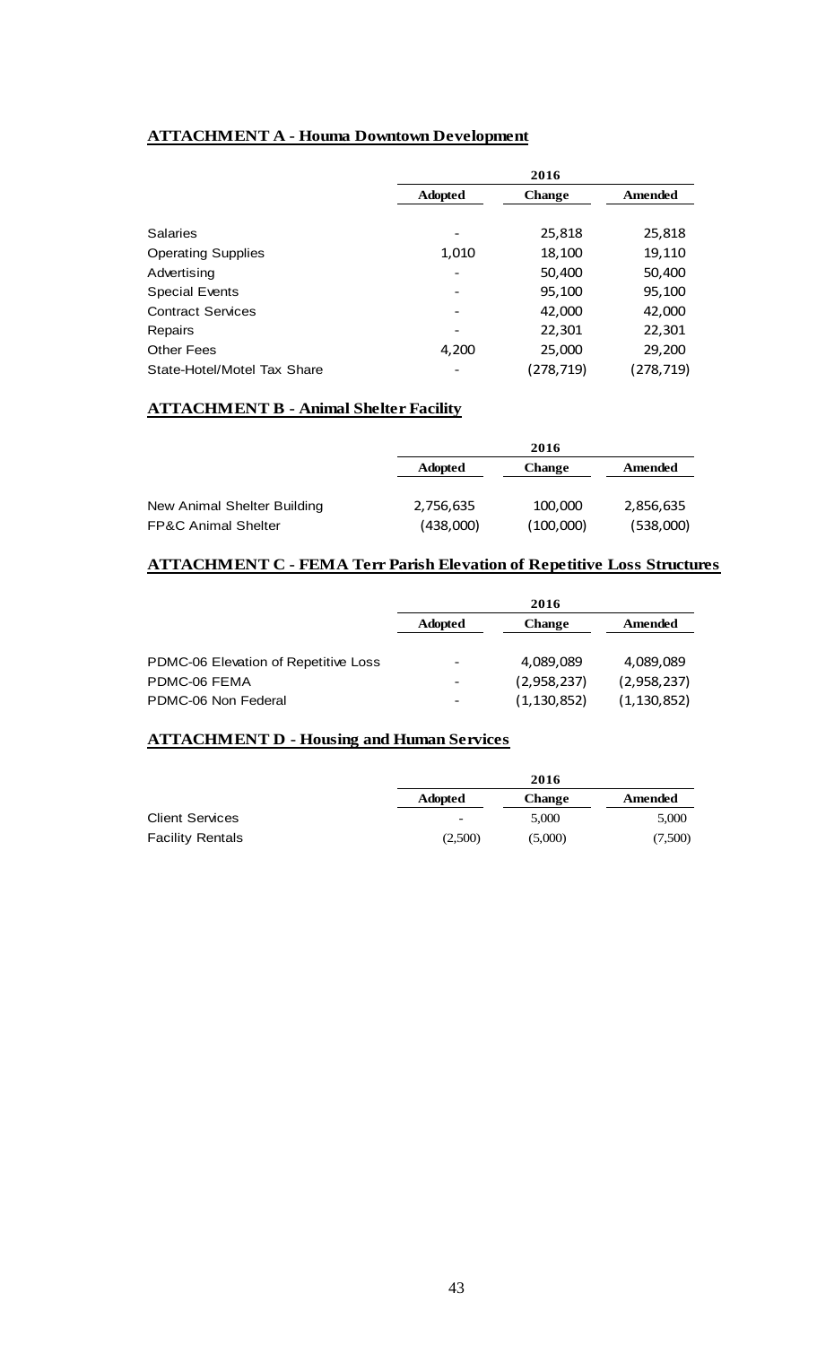**ATTACHMENT A - Houma Downtown Development**

| | 2016 | | |
|---|---|---|---|
| | Adopted | Change | Amended |
| Salaries | - | 25,818 | 25,818 |
| Operating Supplies | 1,010 | 18,100 | 19,110 |
| Advertising | - | 50,400 | 50,400 |
| Special Events | - | 95,100 | 95,100 |
| Contract Services | - | 42,000 | 42,000 |
| Repairs | - | 22,301 | 22,301 |
| Other Fees | 4,200 | 25,000 | 29,200 |
| State-Hotel/Motel Tax Share | - | (278,719) | (278,719) |

**ATTACHMENT B - Animal Shelter Facility**

| | 2016 | | |
|---|---|---|---|
| | Adopted | Change | Amended |
| New Animal Shelter Building | 2,756,635 | 100,000 | 2,856,635 |
| FP&C Animal Shelter | (438,000) | (100,000) | (538,000) |

**ATTACHMENT C - FEMA Terr Parish Elevation of Repetitive Loss Structures**

| | 2016 | | |
|---|---|---|---|
| | Adopted | Change | Amended |
| PDMC-06 Elevation of Repetitive Loss | - | 4,089,089 | 4,089,089 |
| PDMC-06 FEMA | - | (2,958,237) | (2,958,237) |
| PDMC-06 Non Federal | - | (1,130,852) | (1,130,852) |

**ATTACHMENT D - Housing and Human Services**

| | 2016 | | |
|---|---|---|---|
| | Adopted | Change | Amended |
| Client Services | - | 5,000 | 5,000 |
| Facility Rentals | (2,500) | (5,000) | (7,500) |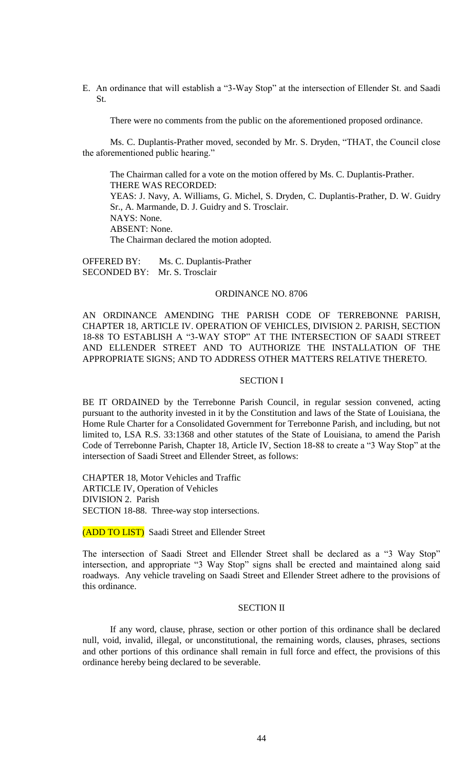E. An ordinance that will establish a "3-Way Stop" at the intersection of Ellender St. and Saadi St.

There were no comments from the public on the aforementioned proposed ordinance.

Ms. C. Duplantis-Prather moved, seconded by Mr. S. Dryden, "THAT, the Council close the aforementioned public hearing."

The Chairman called for a vote on the motion offered by Ms. C. Duplantis-Prather.
THERE WAS RECORDED:
YEAS: J. Navy, A. Williams, G. Michel, S. Dryden, C. Duplantis-Prather, D. W. Guidry Sr., A. Marmande, D. J. Guidry and S. Trosclair.
NAYS: None.
ABSENT: None.
The Chairman declared the motion adopted.

OFFERED BY: Ms. C. Duplantis-Prather
SECONDED BY: Mr. S. Trosclair

ORDINANCE NO. 8706

AN ORDINANCE AMENDING THE PARISH CODE OF TERREBONNE PARISH, CHAPTER 18, ARTICLE IV. OPERATION OF VEHICLES, DIVISION 2. PARISH, SECTION 18-88 TO ESTABLISH A "3-WAY STOP" AT THE INTERSECTION OF SAADI STREET AND ELLENDER STREET AND TO AUTHORIZE THE INSTALLATION OF THE APPROPRIATE SIGNS; AND TO ADDRESS OTHER MATTERS RELATIVE THERETO.

SECTION I

BE IT ORDAINED by the Terrebonne Parish Council, in regular session convened, acting pursuant to the authority invested in it by the Constitution and laws of the State of Louisiana, the Home Rule Charter for a Consolidated Government for Terrebonne Parish, and including, but not limited to, LSA R.S. 33:1368 and other statutes of the State of Louisiana, to amend the Parish Code of Terrebonne Parish, Chapter 18, Article IV, Section 18-88 to create a "3 Way Stop" at the intersection of Saadi Street and Ellender Street, as follows:

CHAPTER 18, Motor Vehicles and Traffic
ARTICLE IV, Operation of Vehicles
DIVISION 2. Parish
SECTION 18-88. Three-way stop intersections.

(ADD TO LIST) Saadi Street and Ellender Street

The intersection of Saadi Street and Ellender Street shall be declared as a "3 Way Stop" intersection, and appropriate "3 Way Stop" signs shall be erected and maintained along said roadways. Any vehicle traveling on Saadi Street and Ellender Street adhere to the provisions of this ordinance.

SECTION II

If any word, clause, phrase, section or other portion of this ordinance shall be declared null, void, invalid, illegal, or unconstitutional, the remaining words, clauses, phrases, sections and other portions of this ordinance shall remain in full force and effect, the provisions of this ordinance hereby being declared to be severable.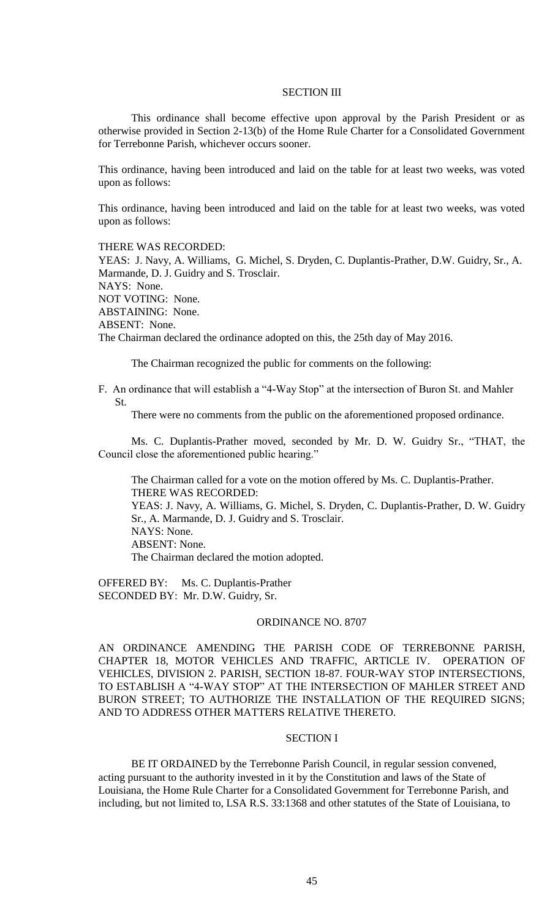SECTION III

This ordinance shall become effective upon approval by the Parish President or as otherwise provided in Section 2-13(b) of the Home Rule Charter for a Consolidated Government for Terrebonne Parish, whichever occurs sooner.

This ordinance, having been introduced and laid on the table for at least two weeks, was voted upon as follows:

This ordinance, having been introduced and laid on the table for at least two weeks, was voted upon as follows:

THERE WAS RECORDED:
YEAS: J. Navy, A. Williams, G. Michel, S. Dryden, C. Duplantis-Prather, D.W. Guidry, Sr., A. Marmande, D. J. Guidry and S. Trosclair.
NAYS: None.
NOT VOTING: None.
ABSTAINING: None.
ABSENT: None.
The Chairman declared the ordinance adopted on this, the 25th day of May 2016.

The Chairman recognized the public for comments on the following:

F. An ordinance that will establish a "4-Way Stop" at the intersection of Buron St. and Mahler St.

There were no comments from the public on the aforementioned proposed ordinance.

Ms. C. Duplantis-Prather moved, seconded by Mr. D. W. Guidry Sr., "THAT, the Council close the aforementioned public hearing."

The Chairman called for a vote on the motion offered by Ms. C. Duplantis-Prather.
THERE WAS RECORDED:
YEAS: J. Navy, A. Williams, G. Michel, S. Dryden, C. Duplantis-Prather, D. W. Guidry Sr., A. Marmande, D. J. Guidry and S. Trosclair.
NAYS: None.
ABSENT: None.
The Chairman declared the motion adopted.

OFFERED BY: Ms. C. Duplantis-Prather
SECONDED BY: Mr. D.W. Guidry, Sr.

ORDINANCE NO. 8707

AN ORDINANCE AMENDING THE PARISH CODE OF TERREBONNE PARISH, CHAPTER 18, MOTOR VEHICLES AND TRAFFIC, ARTICLE IV. OPERATION OF VEHICLES, DIVISION 2. PARISH, SECTION 18-87. FOUR-WAY STOP INTERSECTIONS, TO ESTABLISH A "4-WAY STOP" AT THE INTERSECTION OF MAHLER STREET AND BURON STREET; TO AUTHORIZE THE INSTALLATION OF THE REQUIRED SIGNS; AND TO ADDRESS OTHER MATTERS RELATIVE THERETO.

SECTION I

BE IT ORDAINED by the Terrebonne Parish Council, in regular session convened, acting pursuant to the authority invested in it by the Constitution and laws of the State of Louisiana, the Home Rule Charter for a Consolidated Government for Terrebonne Parish, and including, but not limited to, LSA R.S. 33:1368 and other statutes of the State of Louisiana, to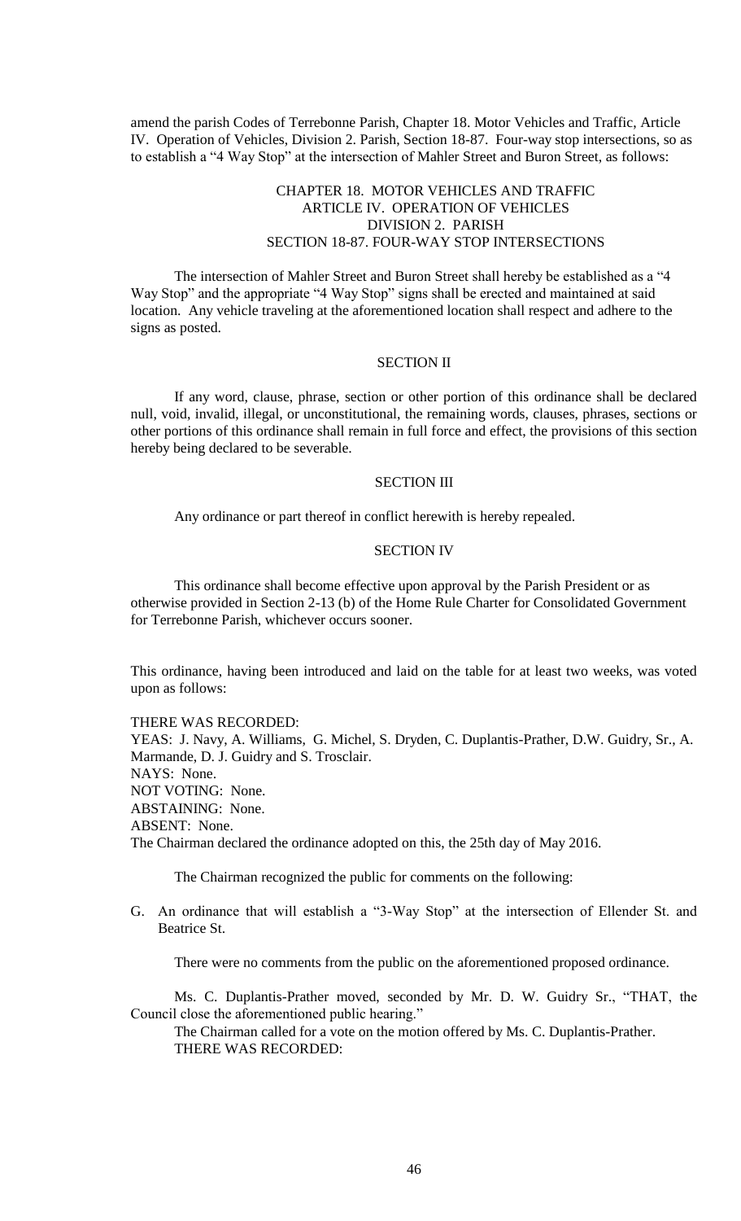amend the parish Codes of Terrebonne Parish, Chapter 18. Motor Vehicles and Traffic, Article IV. Operation of Vehicles, Division 2. Parish, Section 18-87. Four-way stop intersections, so as to establish a "4 Way Stop" at the intersection of Mahler Street and Buron Street, as follows:

CHAPTER 18. MOTOR VEHICLES AND TRAFFIC
ARTICLE IV. OPERATION OF VEHICLES
DIVISION 2. PARISH
SECTION 18-87. FOUR-WAY STOP INTERSECTIONS

The intersection of Mahler Street and Buron Street shall hereby be established as a "4 Way Stop" and the appropriate "4 Way Stop" signs shall be erected and maintained at said location. Any vehicle traveling at the aforementioned location shall respect and adhere to the signs as posted.

SECTION II

If any word, clause, phrase, section or other portion of this ordinance shall be declared null, void, invalid, illegal, or unconstitutional, the remaining words, clauses, phrases, sections or other portions of this ordinance shall remain in full force and effect, the provisions of this section hereby being declared to be severable.

SECTION III

Any ordinance or part thereof in conflict herewith is hereby repealed.

SECTION IV

This ordinance shall become effective upon approval by the Parish President or as otherwise provided in Section 2-13 (b) of the Home Rule Charter for Consolidated Government for Terrebonne Parish, whichever occurs sooner.

This ordinance, having been introduced and laid on the table for at least two weeks, was voted upon as follows:

THERE WAS RECORDED:
YEAS: J. Navy, A. Williams, G. Michel, S. Dryden, C. Duplantis-Prather, D.W. Guidry, Sr., A. Marmande, D. J. Guidry and S. Trosclair.
NAYS: None.
NOT VOTING: None.
ABSTAINING: None.
ABSENT: None.
The Chairman declared the ordinance adopted on this, the 25th day of May 2016.

The Chairman recognized the public for comments on the following:

G. An ordinance that will establish a "3-Way Stop" at the intersection of Ellender St. and Beatrice St.

There were no comments from the public on the aforementioned proposed ordinance.

Ms. C. Duplantis-Prather moved, seconded by Mr. D. W. Guidry Sr., "THAT, the Council close the aforementioned public hearing."

The Chairman called for a vote on the motion offered by Ms. C. Duplantis-Prather.
THERE WAS RECORDED: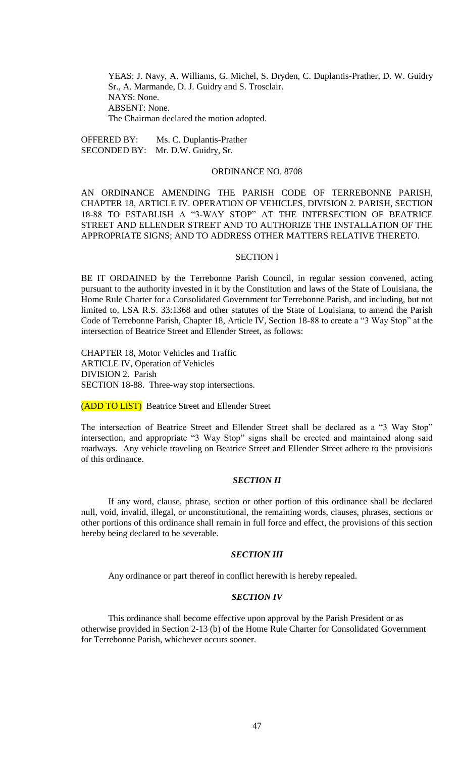YEAS: J. Navy, A. Williams, G. Michel, S. Dryden, C. Duplantis-Prather, D. W. Guidry Sr., A. Marmande, D. J. Guidry and S. Trosclair.
NAYS: None.
ABSENT: None.
The Chairman declared the motion adopted.

OFFERED BY: Ms. C. Duplantis-Prather
SECONDED BY: Mr. D.W. Guidry, Sr.

ORDINANCE NO. 8708

AN ORDINANCE AMENDING THE PARISH CODE OF TERREBONNE PARISH, CHAPTER 18, ARTICLE IV. OPERATION OF VEHICLES, DIVISION 2. PARISH, SECTION 18-88 TO ESTABLISH A "3-WAY STOP" AT THE INTERSECTION OF BEATRICE STREET AND ELLENDER STREET AND TO AUTHORIZE THE INSTALLATION OF THE APPROPRIATE SIGNS; AND TO ADDRESS OTHER MATTERS RELATIVE THERETO.

SECTION I

BE IT ORDAINED by the Terrebonne Parish Council, in regular session convened, acting pursuant to the authority invested in it by the Constitution and laws of the State of Louisiana, the Home Rule Charter for a Consolidated Government for Terrebonne Parish, and including, but not limited to, LSA R.S. 33:1368 and other statutes of the State of Louisiana, to amend the Parish Code of Terrebonne Parish, Chapter 18, Article IV, Section 18-88 to create a "3 Way Stop" at the intersection of Beatrice Street and Ellender Street, as follows:

CHAPTER 18, Motor Vehicles and Traffic
ARTICLE IV, Operation of Vehicles
DIVISION 2. Parish
SECTION 18-88. Three-way stop intersections.

(ADD TO LIST) Beatrice Street and Ellender Street

The intersection of Beatrice Street and Ellender Street shall be declared as a "3 Way Stop" intersection, and appropriate "3 Way Stop" signs shall be erected and maintained along said roadways. Any vehicle traveling on Beatrice Street and Ellender Street adhere to the provisions of this ordinance.

***SECTION II***

If any word, clause, phrase, section or other portion of this ordinance shall be declared null, void, invalid, illegal, or unconstitutional, the remaining words, clauses, phrases, sections or other portions of this ordinance shall remain in full force and effect, the provisions of this section hereby being declared to be severable.

***SECTION III***

Any ordinance or part thereof in conflict herewith is hereby repealed.

***SECTION IV***

This ordinance shall become effective upon approval by the Parish President or as otherwise provided in Section 2-13 (b) of the Home Rule Charter for Consolidated Government for Terrebonne Parish, whichever occurs sooner.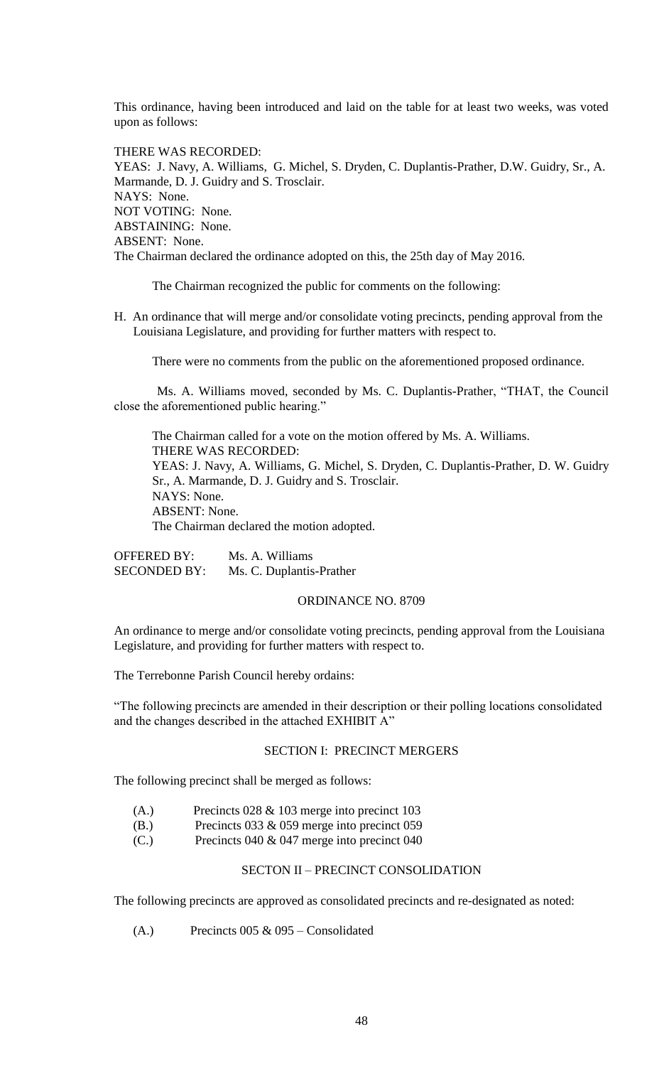This ordinance, having been introduced and laid on the table for at least two weeks, was voted upon as follows:

THERE WAS RECORDED:
YEAS: J. Navy, A. Williams, G. Michel, S. Dryden, C. Duplantis-Prather, D.W. Guidry, Sr., A. Marmande, D. J. Guidry and S. Trosclair.
NAYS: None.
NOT VOTING: None.
ABSTAINING: None.
ABSENT: None.
The Chairman declared the ordinance adopted on this, the 25th day of May 2016.

The Chairman recognized the public for comments on the following:

H. An ordinance that will merge and/or consolidate voting precincts, pending approval from the Louisiana Legislature, and providing for further matters with respect to.

There were no comments from the public on the aforementioned proposed ordinance.

Ms. A. Williams moved, seconded by Ms. C. Duplantis-Prather, "THAT, the Council close the aforementioned public hearing."

The Chairman called for a vote on the motion offered by Ms. A. Williams.
THERE WAS RECORDED:
YEAS: J. Navy, A. Williams, G. Michel, S. Dryden, C. Duplantis-Prather, D. W. Guidry Sr., A. Marmande, D. J. Guidry and S. Trosclair.
NAYS: None.
ABSENT: None.
The Chairman declared the motion adopted.

OFFERED BY: Ms. A. Williams
SECONDED BY: Ms. C. Duplantis-Prather

ORDINANCE NO. 8709

An ordinance to merge and/or consolidate voting precincts, pending approval from the Louisiana Legislature, and providing for further matters with respect to.

The Terrebonne Parish Council hereby ordains:

"The following precincts are amended in their description or their polling locations consolidated and the changes described in the attached EXHIBIT A"

SECTION I: PRECINCT MERGERS

The following precinct shall be merged as follows:

(A.) Precincts 028 & 103 merge into precinct 103
(B.) Precincts 033 & 059 merge into precinct 059
(C.) Precincts 040 & 047 merge into precinct 040

SECTON II – PRECINCT CONSOLIDATION

The following precincts are approved as consolidated precincts and re-designated as noted:

(A.) Precincts 005 & 095 – Consolidated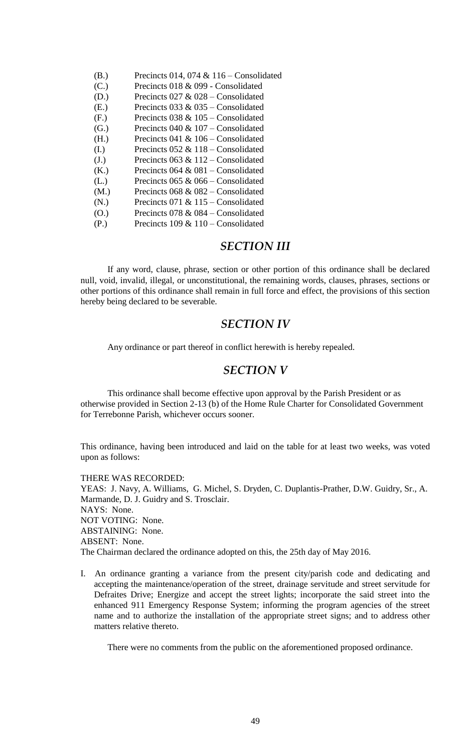(B.) Precincts 014, 074 & 116 – Consolidated
(C.) Precincts 018 & 099 - Consolidated
(D.) Precincts 027 & 028 – Consolidated
(E.) Precincts 033 & 035 – Consolidated
(F.) Precincts 038 & 105 – Consolidated
(G.) Precincts 040 & 107 – Consolidated
(H.) Precincts 041 & 106 – Consolidated
(I.) Precincts 052 & 118 – Consolidated
(J.) Precincts 063 & 112 – Consolidated
(K.) Precincts 064 & 081 – Consolidated
(L.) Precincts 065 & 066 – Consolidated
(M.) Precincts 068 & 082 – Consolidated
(N.) Precincts 071 & 115 – Consolidated
(O.) Precincts 078 & 084 – Consolidated
(P.) Precincts 109 & 110 – Consolidated

## *SECTION III*

If any word, clause, phrase, section or other portion of this ordinance shall be declared null, void, invalid, illegal, or unconstitutional, the remaining words, clauses, phrases, sections or other portions of this ordinance shall remain in full force and effect, the provisions of this section hereby being declared to be severable.

## *SECTION IV*

Any ordinance or part thereof in conflict herewith is hereby repealed.

## *SECTION V*

This ordinance shall become effective upon approval by the Parish President or as otherwise provided in Section 2-13 (b) of the Home Rule Charter for Consolidated Government for Terrebonne Parish, whichever occurs sooner.

This ordinance, having been introduced and laid on the table for at least two weeks, was voted upon as follows:

THERE WAS RECORDED:
YEAS: J. Navy, A. Williams, G. Michel, S. Dryden, C. Duplantis-Prather, D.W. Guidry, Sr., A. Marmande, D. J. Guidry and S. Trosclair.
NAYS: None.
NOT VOTING: None.
ABSTAINING: None.
ABSENT: None.
The Chairman declared the ordinance adopted on this, the 25th day of May 2016.

I. An ordinance granting a variance from the present city/parish code and dedicating and accepting the maintenance/operation of the street, drainage servitude and street servitude for Defraites Drive; Energize and accept the street lights; incorporate the said street into the enhanced 911 Emergency Response System; informing the program agencies of the street name and to authorize the installation of the appropriate street signs; and to address other matters relative thereto.

There were no comments from the public on the aforementioned proposed ordinance.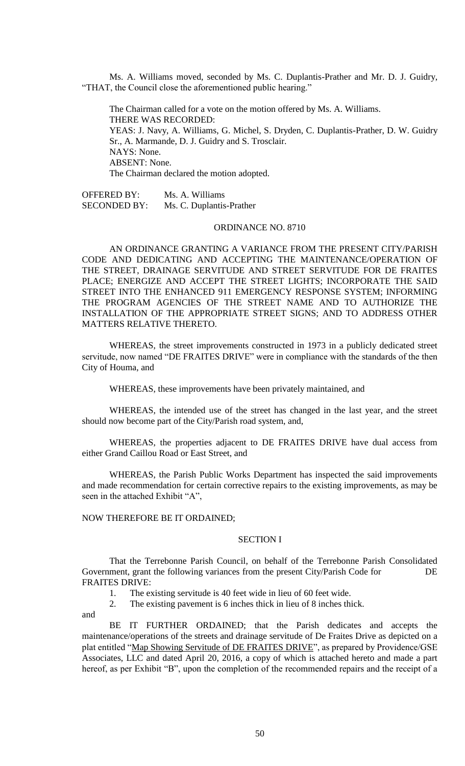Ms. A. Williams moved, seconded by Ms. C. Duplantis-Prather and Mr. D. J. Guidry, "THAT, the Council close the aforementioned public hearing."

The Chairman called for a vote on the motion offered by Ms. A. Williams.
THERE WAS RECORDED:
YEAS: J. Navy, A. Williams, G. Michel, S. Dryden, C. Duplantis-Prather, D. W. Guidry Sr., A. Marmande, D. J. Guidry and S. Trosclair.
NAYS: None.
ABSENT: None.
The Chairman declared the motion adopted.

OFFERED BY: Ms. A. Williams
SECONDED BY: Ms. C. Duplantis-Prather

ORDINANCE NO. 8710

AN ORDINANCE GRANTING A VARIANCE FROM THE PRESENT CITY/PARISH CODE AND DEDICATING AND ACCEPTING THE MAINTENANCE/OPERATION OF THE STREET, DRAINAGE SERVITUDE AND STREET SERVITUDE FOR DE FRAITES PLACE; ENERGIZE AND ACCEPT THE STREET LIGHTS; INCORPORATE THE SAID STREET INTO THE ENHANCED 911 EMERGENCY RESPONSE SYSTEM; INFORMING THE PROGRAM AGENCIES OF THE STREET NAME AND TO AUTHORIZE THE INSTALLATION OF THE APPROPRIATE STREET SIGNS; AND TO ADDRESS OTHER MATTERS RELATIVE THERETO.

WHEREAS, the street improvements constructed in 1973 in a publicly dedicated street servitude, now named "DE FRAITES DRIVE" were in compliance with the standards of the then City of Houma, and

WHEREAS, these improvements have been privately maintained, and

WHEREAS, the intended use of the street has changed in the last year, and the street should now become part of the City/Parish road system, and,

WHEREAS, the properties adjacent to DE FRAITES DRIVE have dual access from either Grand Caillou Road or East Street, and

WHEREAS, the Parish Public Works Department has inspected the said improvements and made recommendation for certain corrective repairs to the existing improvements, as may be seen in the attached Exhibit "A",

NOW THEREFORE BE IT ORDAINED;

SECTION I

That the Terrebonne Parish Council, on behalf of the Terrebonne Parish Consolidated Government, grant the following variances from the present City/Parish Code for DE FRAITES DRIVE:

1. The existing servitude is 40 feet wide in lieu of 60 feet wide.
2. The existing pavement is 6 inches thick in lieu of 8 inches thick.

and

BE IT FURTHER ORDAINED; that the Parish dedicates and accepts the maintenance/operations of the streets and drainage servitude of De Fraites Drive as depicted on a plat entitled "Map Showing Servitude of DE FRAITES DRIVE", as prepared by Providence/GSE Associates, LLC and dated April 20, 2016, a copy of which is attached hereto and made a part hereof, as per Exhibit "B", upon the completion of the recommended repairs and the receipt of a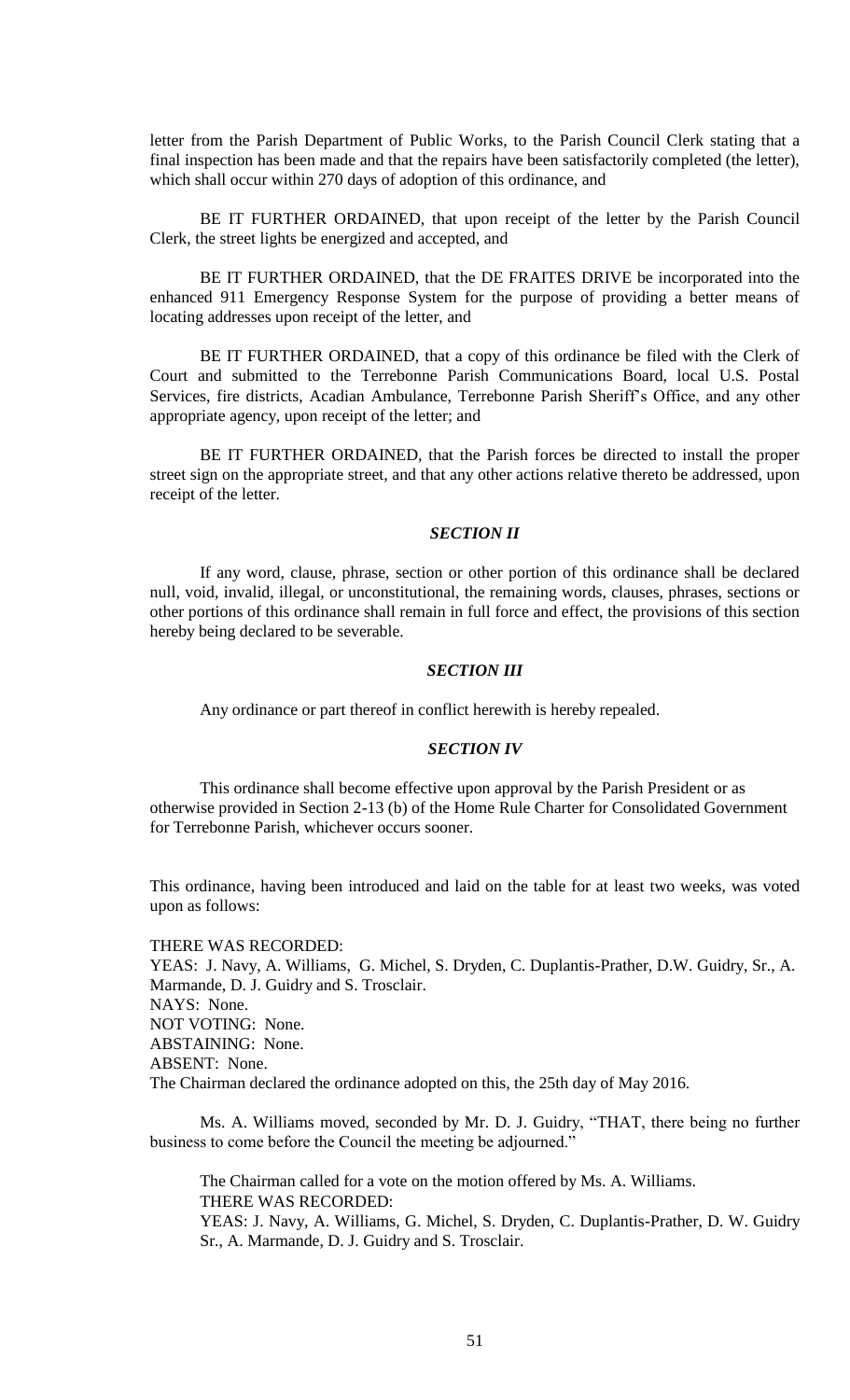letter from the Parish Department of Public Works, to the Parish Council Clerk stating that a final inspection has been made and that the repairs have been satisfactorily completed (the letter), which shall occur within 270 days of adoption of this ordinance, and

BE IT FURTHER ORDAINED, that upon receipt of the letter by the Parish Council Clerk, the street lights be energized and accepted, and

BE IT FURTHER ORDAINED, that the DE FRAITES DRIVE be incorporated into the enhanced 911 Emergency Response System for the purpose of providing a better means of locating addresses upon receipt of the letter, and

BE IT FURTHER ORDAINED, that a copy of this ordinance be filed with the Clerk of Court and submitted to the Terrebonne Parish Communications Board, local U.S. Postal Services, fire districts, Acadian Ambulance, Terrebonne Parish Sheriff's Office, and any other appropriate agency, upon receipt of the letter; and

BE IT FURTHER ORDAINED, that the Parish forces be directed to install the proper street sign on the appropriate street, and that any other actions relative thereto be addressed, upon receipt of the letter.

### *SECTION II*

If any word, clause, phrase, section or other portion of this ordinance shall be declared null, void, invalid, illegal, or unconstitutional, the remaining words, clauses, phrases, sections or other portions of this ordinance shall remain in full force and effect, the provisions of this section hereby being declared to be severable.

### *SECTION III*

Any ordinance or part thereof in conflict herewith is hereby repealed.

### *SECTION IV*

This ordinance shall become effective upon approval by the Parish President or as otherwise provided in Section 2-13 (b) of the Home Rule Charter for Consolidated Government for Terrebonne Parish, whichever occurs sooner.

This ordinance, having been introduced and laid on the table for at least two weeks, was voted upon as follows:

THERE WAS RECORDED:
YEAS: J. Navy, A. Williams, G. Michel, S. Dryden, C. Duplantis-Prather, D.W. Guidry, Sr., A. Marmande, D. J. Guidry and S. Trosclair.
NAYS: None.
NOT VOTING: None.
ABSTAINING: None.
ABSENT: None.
The Chairman declared the ordinance adopted on this, the 25th day of May 2016.

Ms. A. Williams moved, seconded by Mr. D. J. Guidry, "THAT, there being no further business to come before the Council the meeting be adjourned."

The Chairman called for a vote on the motion offered by Ms. A. Williams.
THERE WAS RECORDED:
YEAS: J. Navy, A. Williams, G. Michel, S. Dryden, C. Duplantis-Prather, D. W. Guidry Sr., A. Marmande, D. J. Guidry and S. Trosclair.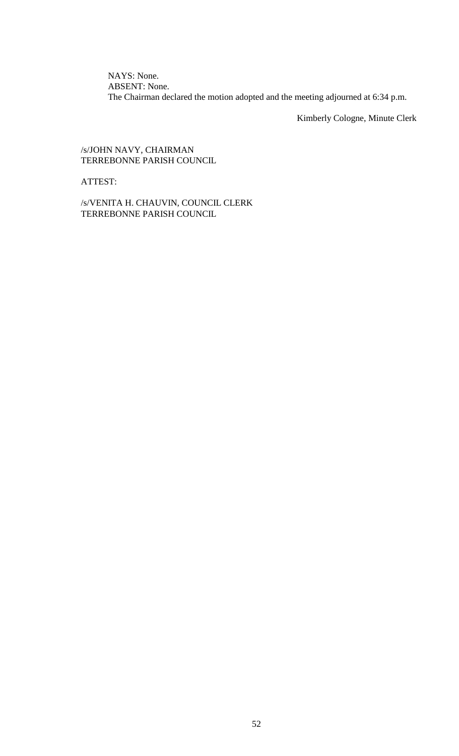NAYS: None.
ABSENT: None.
The Chairman declared the motion adopted and the meeting adjourned at 6:34 p.m.

Kimberly Cologne, Minute Clerk

/s/JOHN NAVY, CHAIRMAN
TERREBONNE PARISH COUNCIL

ATTEST:

/s/VENITA H. CHAUVIN, COUNCIL CLERK
TERREBONNE PARISH COUNCIL